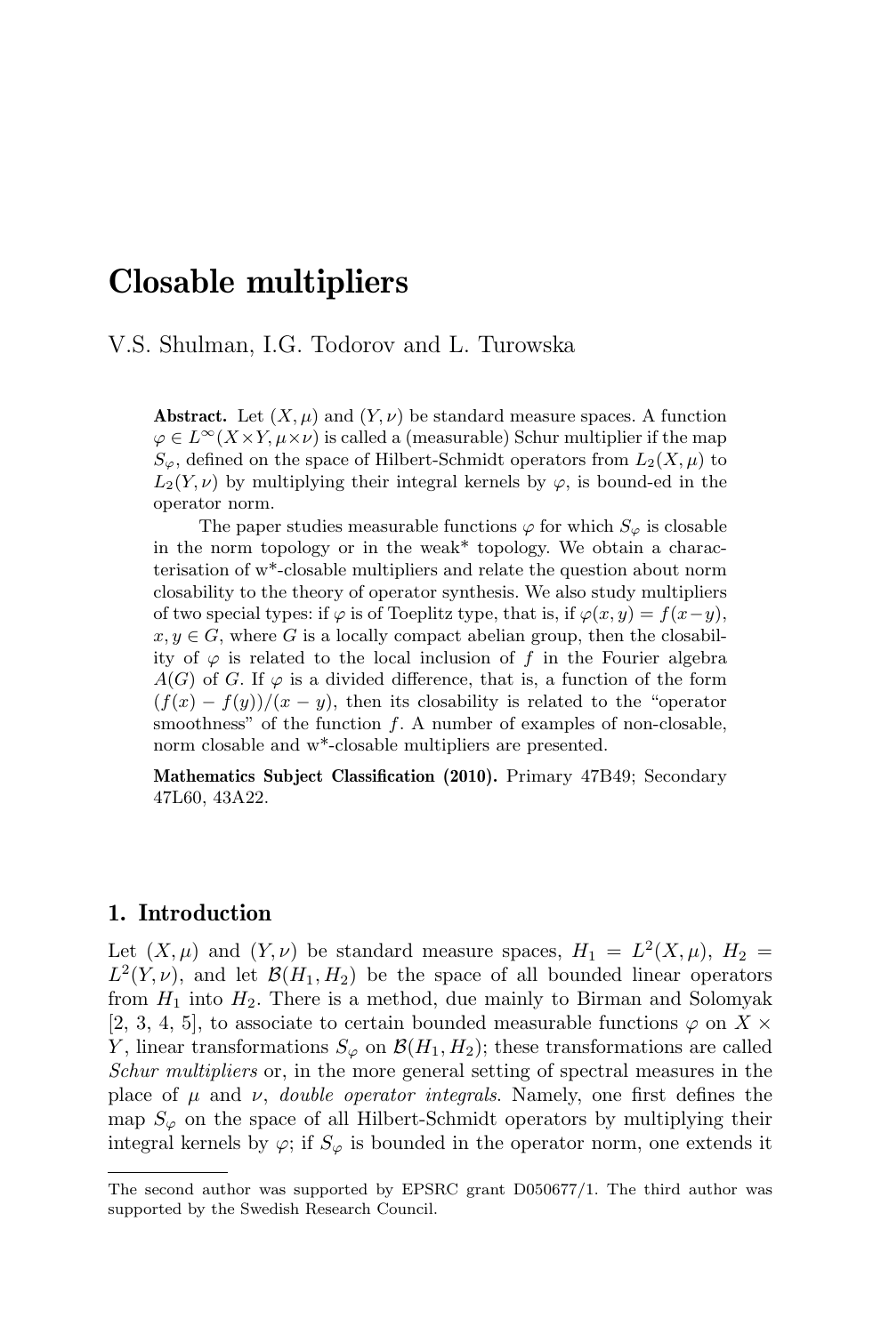# Closable multipliers

V.S. Shulman, I.G. Todorov and L. Turowska

**Abstract.** Let $(X, \mu)$ and $(Y, \nu)$ be standard measure spaces. A function $\varphi \in L^\infty(X \times Y, \mu \times \nu)$ is called a (measurable) Schur multiplier if the map $S_\varphi$, defined on the space of Hilbert-Schmidt operators from $L_2(X, \mu)$ to $L_2(Y, \nu)$ by multiplying their integral kernels by $\varphi$, is bound-ed in the operator norm.

The paper studies measurable functions $\varphi$ for which $S_\varphi$ is closable in the norm topology or in the weak* topology. We obtain a characterisation of w*-closable multipliers and relate the question about norm closability to the theory of operator synthesis. We also study multipliers of two special types: if $\varphi$ is of Toeplitz type, that is, if $\varphi(x, y) = f(x-y)$, $x, y \in G$, where $G$ is a locally compact abelian group, then the closability of $\varphi$ is related to the local inclusion of $f$ in the Fourier algebra $A(G)$ of $G$. If $\varphi$ is a divided difference, that is, a function of the form $(f(x) - f(y))/(x - y)$, then its closability is related to the "operator smoothness" of the function $f$. A number of examples of non-closable, norm closable and w*-closable multipliers are presented.

**Mathematics Subject Classification (2010).** Primary 47B49; Secondary 47L60, 43A22.

## 1. Introduction

Let $(X, \mu)$ and $(Y, \nu)$ be standard measure spaces, $H_1 = L^2(X, \mu)$, $H_2 = L^2(Y, \nu)$, and let $\mathcal{B}(H_1, H_2)$ be the space of all bounded linear operators from $H_1$ into $H_2$. There is a method, due mainly to Birman and Solomyak [2, 3, 4, 5], to associate to certain bounded measurable functions $\varphi$ on $X \times Y$, linear transformations $S_\varphi$ on $\mathcal{B}(H_1, H_2)$; these transformations are called *Schur multipliers* or, in the more general setting of spectral measures in the place of $\mu$ and $\nu$, *double operator integrals*. Namely, one first defines the map $S_\varphi$ on the space of all Hilbert-Schmidt operators by multiplying their integral kernels by $\varphi$; if $S_\varphi$ is bounded in the operator norm, one extends it

The second author was supported by EPSRC grant D050677/1. The third author was supported by the Swedish Research Council.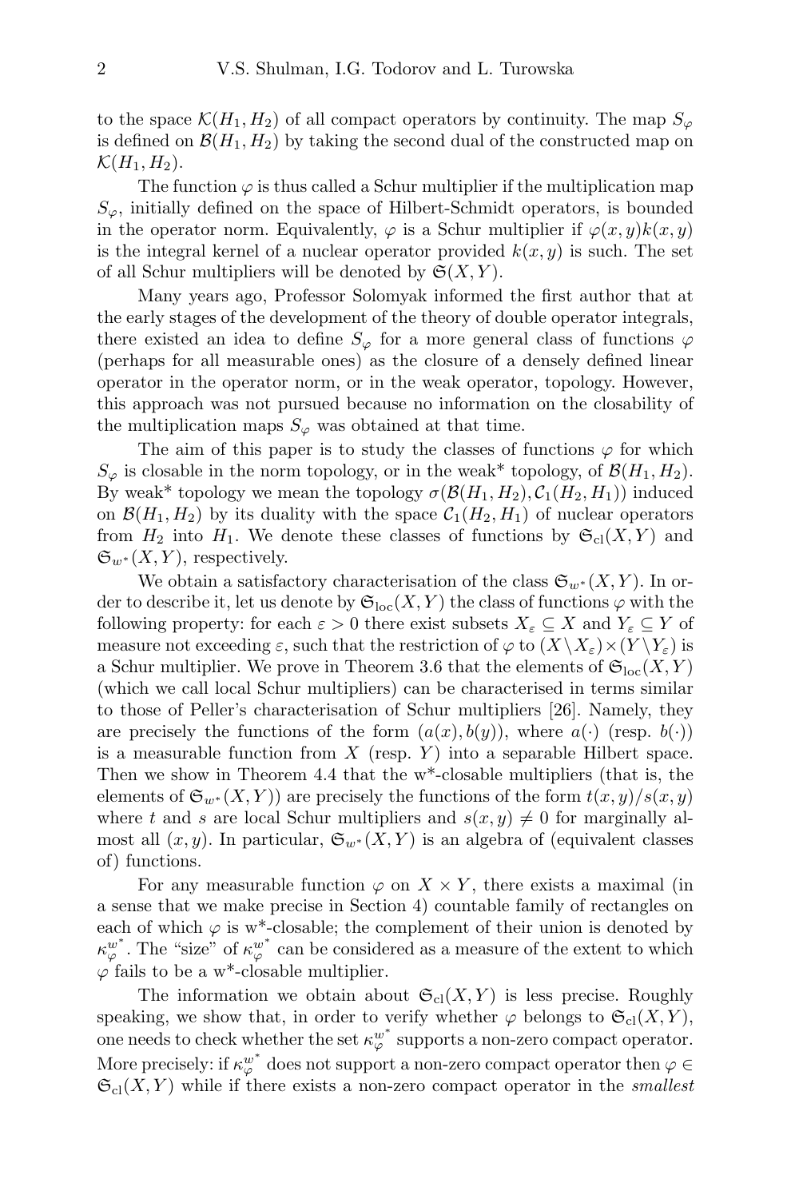to the space $\mathcal{K}(H_1, H_2)$ of all compact operators by continuity. The map $S_\varphi$ is defined on $\mathcal{B}(H_1, H_2)$ by taking the second dual of the constructed map on $\mathcal{K}(H_1, H_2)$.

The function $\varphi$ is thus called a Schur multiplier if the multiplication map $S_\varphi$, initially defined on the space of Hilbert-Schmidt operators, is bounded in the operator norm. Equivalently, $\varphi$ is a Schur multiplier if $\varphi(x, y)k(x, y)$ is the integral kernel of a nuclear operator provided $k(x, y)$ is such. The set of all Schur multipliers will be denoted by $\mathfrak{S}(X, Y)$.

Many years ago, Professor Solomyak informed the first author that at the early stages of the development of the theory of double operator integrals, there existed an idea to define $S_\varphi$ for a more general class of functions $\varphi$ (perhaps for all measurable ones) as the closure of a densely defined linear operator in the operator norm, or in the weak operator, topology. However, this approach was not pursued because no information on the closability of the multiplication maps $S_\varphi$ was obtained at that time.

The aim of this paper is to study the classes of functions $\varphi$ for which $S_\varphi$ is closable in the norm topology, or in the weak* topology, of $\mathcal{B}(H_1, H_2)$. By weak* topology we mean the topology $\sigma(\mathcal{B}(H_1, H_2), \mathcal{C}_1(H_2, H_1))$ induced on $\mathcal{B}(H_1, H_2)$ by its duality with the space $\mathcal{C}_1(H_2, H_1)$ of nuclear operators from $H_2$ into $H_1$. We denote these classes of functions by $\mathfrak{S}_{\rm cl}(X, Y)$ and $\mathfrak{S}_{w^*}(X, Y)$, respectively.

We obtain a satisfactory characterisation of the class $\mathfrak{S}_{w^*}(X, Y)$. In order to describe it, let us denote by $\mathfrak{S}_{\rm loc}(X, Y)$ the class of functions $\varphi$ with the following property: for each $\varepsilon > 0$ there exist subsets $X_\varepsilon \subseteq X$ and $Y_\varepsilon \subseteq Y$ of measure not exceeding $\varepsilon$, such that the restriction of $\varphi$ to $(X \setminus X_\varepsilon) \times (Y \setminus Y_\varepsilon)$ is a Schur multiplier. We prove in Theorem 3.6 that the elements of $\mathfrak{S}_{\rm loc}(X, Y)$ (which we call local Schur multipliers) can be characterised in terms similar to those of Peller's characterisation of Schur multipliers [26]. Namely, they are precisely the functions of the form $(a(x), b(y))$, where $a(\cdot)$ (resp. $b(\cdot)$) is a measurable function from $X$ (resp. $Y$) into a separable Hilbert space. Then we show in Theorem 4.4 that the w*-closable multipliers (that is, the elements of $\mathfrak{S}_{w^*}(X, Y)$) are precisely the functions of the form $t(x, y)/s(x, y)$ where $t$ and $s$ are local Schur multipliers and $s(x, y) \neq 0$ for marginally almost all $(x, y)$. In particular, $\mathfrak{S}_{w^*}(X, Y)$ is an algebra of (equivalent classes of) functions.

For any measurable function $\varphi$ on $X \times Y$, there exists a maximal (in a sense that we make precise in Section 4) countable family of rectangles on each of which $\varphi$ is w*-closable; the complement of their union is denoted by $\kappa_\varphi^{w^*}$. The "size" of $\kappa_\varphi^{w^*}$ can be considered as a measure of the extent to which $\varphi$ fails to be a w*-closable multiplier.

The information we obtain about $\mathfrak{S}_{\rm cl}(X, Y)$ is less precise. Roughly speaking, we show that, in order to verify whether $\varphi$ belongs to $\mathfrak{S}_{\rm cl}(X, Y)$, one needs to check whether the set $\kappa_\varphi^{w^*}$ supports a non-zero compact operator. More precisely: if $\kappa_\varphi^{w^*}$ does not support a non-zero compact operator then $\varphi \in \mathfrak{S}_{\rm cl}(X, Y)$ while if there exists a non-zero compact operator in the *smallest*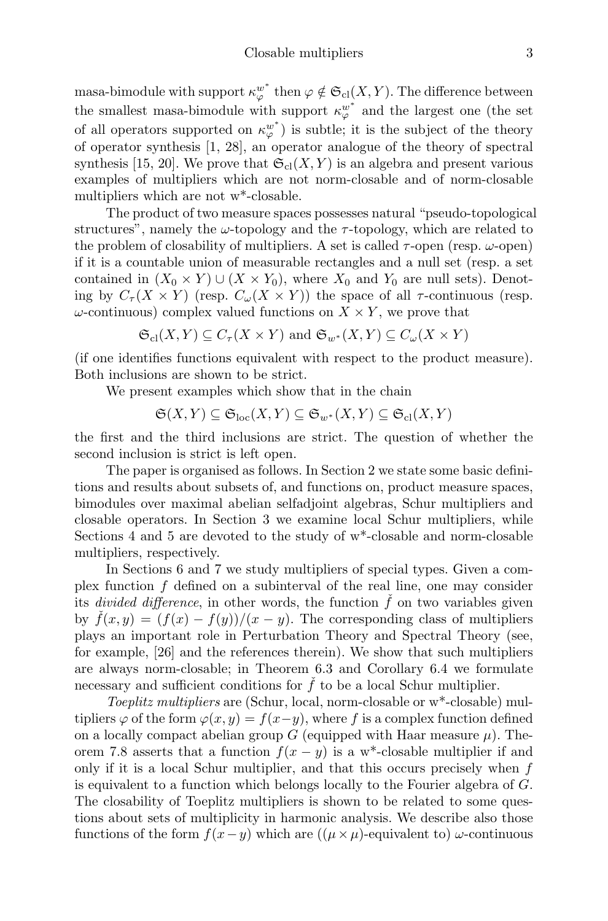masa-bimodule with support $\kappa_\varphi^{w^*}$ then $\varphi \notin \mathfrak{S}_{\rm cl}(X,Y)$. The difference between the smallest masa-bimodule with support $\kappa_\varphi^{w^*}$ and the largest one (the set of all operators supported on $\kappa_\varphi^{w^*}$) is subtle; it is the subject of the theory of operator synthesis [1, 28], an operator analogue of the theory of spectral synthesis [15, 20]. We prove that $\mathfrak{S}_{\rm cl}(X,Y)$ is an algebra and present various examples of multipliers which are not norm-closable and of norm-closable multipliers which are not w*-closable.

The product of two measure spaces possesses natural "pseudo-topological structures", namely the $\omega$-topology and the $\tau$-topology, which are related to the problem of closability of multipliers. A set is called $\tau$-open (resp. $\omega$-open) if it is a countable union of measurable rectangles and a null set (resp. a set contained in $(X_0 \times Y) \cup (X \times Y_0)$, where $X_0$ and $Y_0$ are null sets). Denoting by $C_\tau(X \times Y)$ (resp. $C_\omega(X \times Y)$) the space of all $\tau$-continuous (resp. $\omega$-continuous) complex valued functions on $X \times Y$, we prove that

$$\mathfrak{S}_{\rm cl}(X,Y) \subseteq C_\tau(X \times Y) \text{ and } \mathfrak{S}_{w^*}(X,Y) \subseteq C_\omega(X \times Y)$$

(if one identifies functions equivalent with respect to the product measure). Both inclusions are shown to be strict.

We present examples which show that in the chain

$$\mathfrak{S}(X,Y) \subseteq \mathfrak{S}_{\rm loc}(X,Y) \subseteq \mathfrak{S}_{w^*}(X,Y) \subseteq \mathfrak{S}_{\rm cl}(X,Y)$$

the first and the third inclusions are strict. The question of whether the second inclusion is strict is left open.

The paper is organised as follows. In Section 2 we state some basic definitions and results about subsets of, and functions on, product measure spaces, bimodules over maximal abelian selfadjoint algebras, Schur multipliers and closable operators. In Section 3 we examine local Schur multipliers, while Sections 4 and 5 are devoted to the study of w*-closable and norm-closable multipliers, respectively.

In Sections 6 and 7 we study multipliers of special types. Given a complex function $f$ defined on a subinterval of the real line, one may consider its *divided difference*, in other words, the function $\check{f}$ on two variables given by $\check{f}(x,y) = (f(x) - f(y))/(x-y)$. The corresponding class of multipliers plays an important role in Perturbation Theory and Spectral Theory (see, for example, [26] and the references therein). We show that such multipliers are always norm-closable; in Theorem 6.3 and Corollary 6.4 we formulate necessary and sufficient conditions for $\check{f}$ to be a local Schur multiplier.

*Toeplitz multipliers* are (Schur, local, norm-closable or w*-closable) multipliers $\varphi$ of the form $\varphi(x,y) = f(x-y)$, where $f$ is a complex function defined on a locally compact abelian group $G$ (equipped with Haar measure $\mu$). Theorem 7.8 asserts that a function $f(x-y)$ is a w*-closable multiplier if and only if it is a local Schur multiplier, and that this occurs precisely when $f$ is equivalent to a function which belongs locally to the Fourier algebra of $G$. The closability of Toeplitz multipliers is shown to be related to some questions about sets of multiplicity in harmonic analysis. We describe also those functions of the form $f(x-y)$ which are ($(\mu \times \mu)$-equivalent to) $\omega$-continuous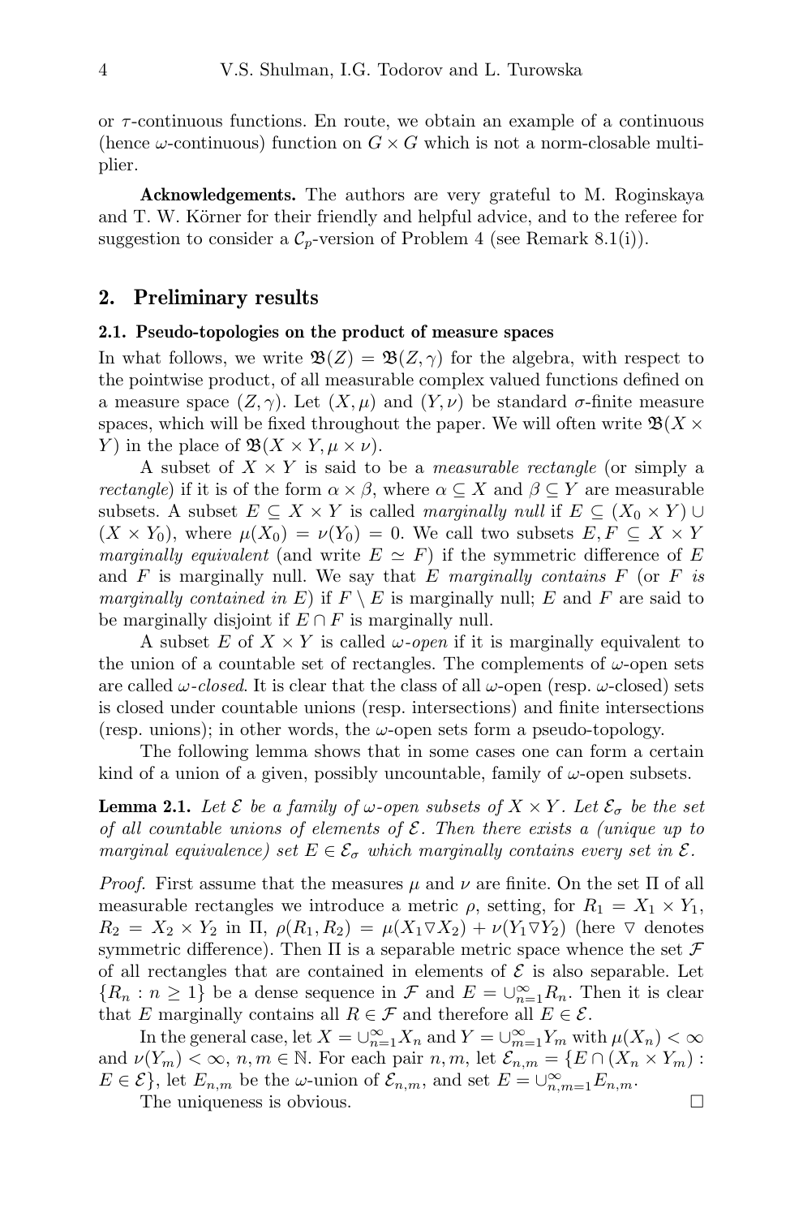or $\tau$-continuous functions. En route, we obtain an example of a continuous (hence $\omega$-continuous) function on $G \times G$ which is not a norm-closable multiplier.

**Acknowledgements.** The authors are very grateful to M. Roginskaya and T. W. Körner for their friendly and helpful advice, and to the referee for suggestion to consider a $\mathcal{C}_p$-version of Problem 4 (see Remark 8.1(i)).

## 2. Preliminary results

### 2.1. Pseudo-topologies on the product of measure spaces

In what follows, we write $\mathfrak{B}(Z) = \mathfrak{B}(Z, \gamma)$ for the algebra, with respect to the pointwise product, of all measurable complex valued functions defined on a measure space $(Z, \gamma)$. Let $(X, \mu)$ and $(Y, \nu)$ be standard $\sigma$-finite measure spaces, which will be fixed throughout the paper. We will often write $\mathfrak{B}(X \times Y)$ in the place of $\mathfrak{B}(X \times Y, \mu \times \nu)$.

A subset of $X \times Y$ is said to be a *measurable rectangle* (or simply a *rectangle*) if it is of the form $\alpha \times \beta$, where $\alpha \subseteq X$ and $\beta \subseteq Y$ are measurable subsets. A subset $E \subseteq X \times Y$ is called *marginally null* if $E \subseteq (X_0 \times Y) \cup (X \times Y_0)$, where $\mu(X_0) = \nu(Y_0) = 0$. We call two subsets $E, F \subseteq X \times Y$ *marginally equivalent* (and write $E \simeq F$) if the symmetric difference of $E$ and $F$ is marginally null. We say that $E$ *marginally contains* $F$ (or $F$ *is marginally contained in* $E$) if $F \setminus E$ is marginally null; $E$ and $F$ are said to be marginally disjoint if $E \cap F$ is marginally null.

A subset $E$ of $X \times Y$ is called $\omega$*-open* if it is marginally equivalent to the union of a countable set of rectangles. The complements of $\omega$-open sets are called $\omega$*-closed*. It is clear that the class of all $\omega$-open (resp. $\omega$-closed) sets is closed under countable unions (resp. intersections) and finite intersections (resp. unions); in other words, the $\omega$-open sets form a pseudo-topology.

The following lemma shows that in some cases one can form a certain kind of a union of a given, possibly uncountable, family of $\omega$-open subsets.

**Lemma 2.1.** *Let $\mathcal{E}$ be a family of $\omega$-open subsets of $X \times Y$. Let $\mathcal{E}_\sigma$ be the set of all countable unions of elements of $\mathcal{E}$. Then there exists a (unique up to marginal equivalence) set $E \in \mathcal{E}_\sigma$ which marginally contains every set in $\mathcal{E}$.*

*Proof.* First assume that the measures $\mu$ and $\nu$ are finite. On the set $\Pi$ of all measurable rectangles we introduce a metric $\rho$, setting, for $R_1 = X_1 \times Y_1$, $R_2 = X_2 \times Y_2$ in $\Pi$, $\rho(R_1, R_2) = \mu(X_1 \triangledown X_2) + \nu(Y_1 \triangledown Y_2)$ (here $\triangledown$ denotes symmetric difference). Then $\Pi$ is a separable metric space whence the set $\mathcal{F}$ of all rectangles that are contained in elements of $\mathcal{E}$ is also separable. Let $\{R_n : n \geq 1\}$ be a dense sequence in $\mathcal{F}$ and $E = \cup_{n=1}^{\infty} R_n$. Then it is clear that $E$ marginally contains all $R \in \mathcal{F}$ and therefore all $E \in \mathcal{E}$.

In the general case, let $X = \cup_{n=1}^{\infty} X_n$ and $Y = \cup_{m=1}^{\infty} Y_m$ with $\mu(X_n) < \infty$ and $\nu(Y_m) < \infty$, $n, m \in \mathbb{N}$. For each pair $n, m$, let $\mathcal{E}_{n,m} = \{E \cap (X_n \times Y_m) : E \in \mathcal{E}\}$, let $E_{n,m}$ be the $\omega$-union of $\mathcal{E}_{n,m}$, and set $E = \cup_{n,m=1}^{\infty} E_{n,m}$.

The uniqueness is obvious. $\square$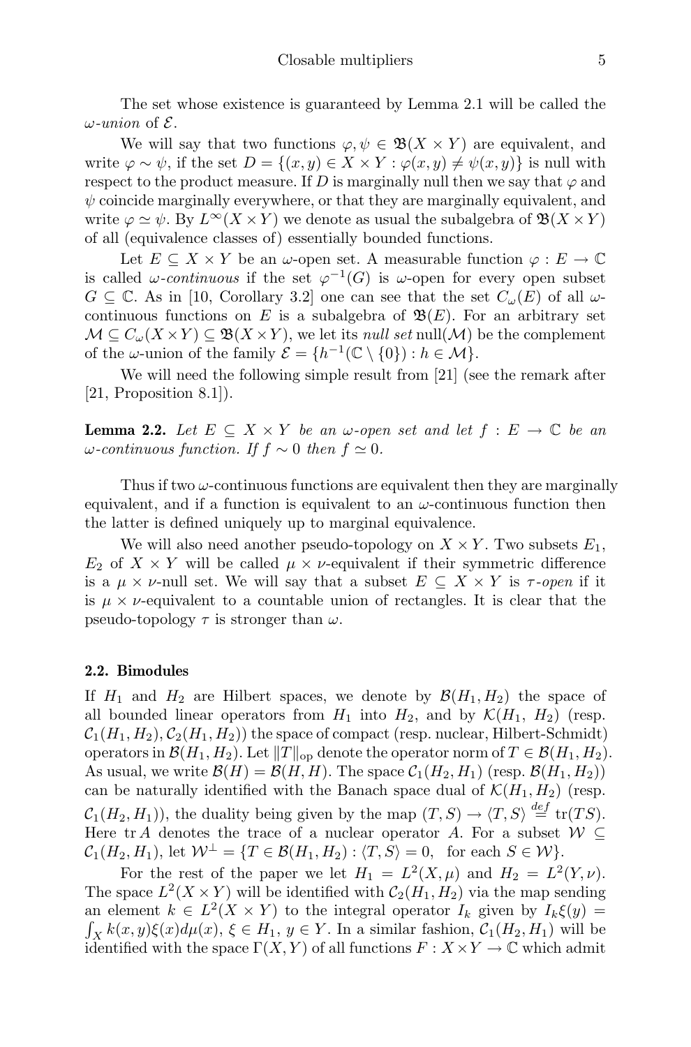The set whose existence is guaranteed by Lemma 2.1 will be called the *$\omega$-union* of $\mathcal{E}$.

We will say that two functions $\varphi, \psi \in \mathfrak{B}(X \times Y)$ are equivalent, and write $\varphi \sim \psi$, if the set $D = \{(x, y) \in X \times Y : \varphi(x, y) \neq \psi(x, y)\}$ is null with respect to the product measure. If $D$ is marginally null then we say that $\varphi$ and $\psi$ coincide marginally everywhere, or that they are marginally equivalent, and write $\varphi \simeq \psi$. By $L^\infty(X \times Y)$ we denote as usual the subalgebra of $\mathfrak{B}(X \times Y)$ of all (equivalence classes of) essentially bounded functions.

Let $E \subseteq X \times Y$ be an $\omega$-open set. A measurable function $\varphi : E \to \mathbb{C}$ is called *$\omega$-continuous* if the set $\varphi^{-1}(G)$ is $\omega$-open for every open subset $G \subseteq \mathbb{C}$. As in [10, Corollary 3.2] one can see that the set $C_\omega(E)$ of all $\omega$-continuous functions on $E$ is a subalgebra of $\mathfrak{B}(E)$. For an arbitrary set $\mathcal{M} \subseteq C_\omega(X \times Y) \subseteq \mathfrak{B}(X \times Y)$, we let its *null set* $\operatorname{null}(\mathcal{M})$ be the complement of the $\omega$-union of the family $\mathcal{E} = \{h^{-1}(\mathbb{C} \setminus \{0\}) : h \in \mathcal{M}\}$.

We will need the following simple result from [21] (see the remark after [21, Proposition 8.1]).

**Lemma 2.2.** *Let $E \subseteq X \times Y$ be an $\omega$-open set and let $f : E \to \mathbb{C}$ be an $\omega$-continuous function. If $f \sim 0$ then $f \simeq 0$.*

Thus if two $\omega$-continuous functions are equivalent then they are marginally equivalent, and if a function is equivalent to an $\omega$-continuous function then the latter is defined uniquely up to marginal equivalence.

We will also need another pseudo-topology on $X \times Y$. Two subsets $E_1$, $E_2$ of $X \times Y$ will be called $\mu \times \nu$-equivalent if their symmetric difference is a $\mu \times \nu$-null set. We will say that a subset $E \subseteq X \times Y$ is *$\tau$-open* if it is $\mu \times \nu$-equivalent to a countable union of rectangles. It is clear that the pseudo-topology $\tau$ is stronger than $\omega$.

### 2.2. Bimodules

If $H_1$ and $H_2$ are Hilbert spaces, we denote by $\mathcal{B}(H_1, H_2)$ the space of all bounded linear operators from $H_1$ into $H_2$, and by $\mathcal{K}(H_1, H_2)$ (resp. $\mathcal{C}_1(H_1, H_2), \mathcal{C}_2(H_1, H_2)$) the space of compact (resp. nuclear, Hilbert-Schmidt) operators in $\mathcal{B}(H_1, H_2)$. Let $\|T\|_{\mathrm{op}}$ denote the operator norm of $T \in \mathcal{B}(H_1, H_2)$. As usual, we write $\mathcal{B}(H) = \mathcal{B}(H, H)$. The space $\mathcal{C}_1(H_2, H_1)$ (resp. $\mathcal{B}(H_1, H_2)$) can be naturally identified with the Banach space dual of $\mathcal{K}(H_1, H_2)$ (resp. $\mathcal{C}_1(H_2, H_1)$), the duality being given by the map $(T, S) \to \langle T, S \rangle \overset{def}{=} \operatorname{tr}(TS)$. Here $\operatorname{tr} A$ denotes the trace of a nuclear operator $A$. For a subset $\mathcal{W} \subseteq \mathcal{C}_1(H_2, H_1)$, let $\mathcal{W}^\perp = \{T \in \mathcal{B}(H_1, H_2) : \langle T, S \rangle = 0, \text{ for each } S \in \mathcal{W}\}$.

For the rest of the paper we let $H_1 = L^2(X, \mu)$ and $H_2 = L^2(Y, \nu)$. The space $L^2(X \times Y)$ will be identified with $\mathcal{C}_2(H_1, H_2)$ via the map sending an element $k \in L^2(X \times Y)$ to the integral operator $I_k$ given by $I_k \xi(y) = \int_X k(x, y)\xi(x) d\mu(x)$, $\xi \in H_1$, $y \in Y$. In a similar fashion, $\mathcal{C}_1(H_2, H_1)$ will be identified with the space $\Gamma(X, Y)$ of all functions $F : X \times Y \to \mathbb{C}$ which admit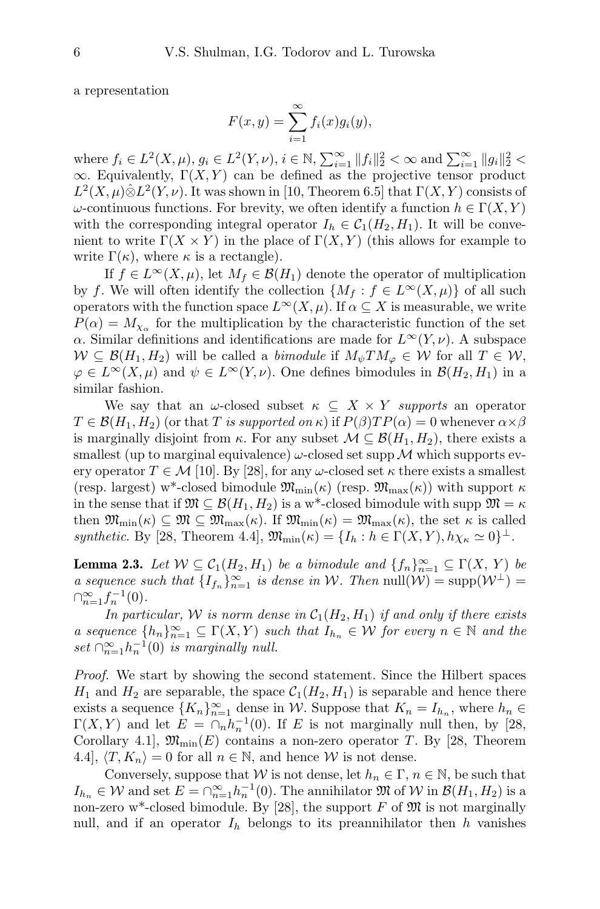a representation

$$F(x,y) = \sum_{i=1}^{\infty} f_i(x)g_i(y),$$

where $f_i \in L^2(X,\mu)$, $g_i \in L^2(Y,\nu)$, $i \in \mathbb{N}$, $\sum_{i=1}^{\infty} \|f_i\|_2^2 < \infty$ and $\sum_{i=1}^{\infty} \|g_i\|_2^2 < \infty$. Equivalently, $\Gamma(X,Y)$ can be defined as the projective tensor product $L^2(X,\mu)\hat{\otimes}L^2(Y,\nu)$. It was shown in [10, Theorem 6.5] that $\Gamma(X,Y)$ consists of $\omega$-continuous functions. For brevity, we often identify a function $h \in \Gamma(X,Y)$ with the corresponding integral operator $I_h \in \mathcal{C}_1(H_2,H_1)$. It will be convenient to write $\Gamma(X \times Y)$ in the place of $\Gamma(X,Y)$ (this allows for example to write $\Gamma(\kappa)$, where $\kappa$ is a rectangle).

If $f \in L^\infty(X,\mu)$, let $M_f \in \mathcal{B}(H_1)$ denote the operator of multiplication by $f$. We will often identify the collection $\{M_f : f \in L^\infty(X,\mu)\}$ of all such operators with the function space $L^\infty(X,\mu)$. If $\alpha \subseteq X$ is measurable, we write $P(\alpha) = M_{\chi_\alpha}$ for the multiplication by the characteristic function of the set $\alpha$. Similar definitions and identifications are made for $L^\infty(Y,\nu)$. A subspace $\mathcal{W} \subseteq \mathcal{B}(H_1,H_2)$ will be called a *bimodule* if $M_\psi T M_\varphi \in \mathcal{W}$ for all $T \in \mathcal{W}$, $\varphi \in L^\infty(X,\mu)$ and $\psi \in L^\infty(Y,\nu)$. One defines bimodules in $\mathcal{B}(H_2,H_1)$ in a similar fashion.

We say that an $\omega$-closed subset $\kappa \subseteq X \times Y$ *supports* an operator $T \in \mathcal{B}(H_1,H_2)$ (or that $T$ *is supported on* $\kappa$) if $P(\beta)TP(\alpha) = 0$ whenever $\alpha \times \beta$ is marginally disjoint from $\kappa$. For any subset $\mathcal{M} \subseteq \mathcal{B}(H_1,H_2)$, there exists a smallest (up to marginal equivalence) $\omega$-closed set $\operatorname{supp}\mathcal{M}$ which supports every operator $T \in \mathcal{M}$ [10]. By [28], for any $\omega$-closed set $\kappa$ there exists a smallest (resp. largest) w*-closed bimodule $\mathfrak{M}_{\min}(\kappa)$ (resp. $\mathfrak{M}_{\max}(\kappa)$) with support $\kappa$ in the sense that if $\mathfrak{M} \subseteq \mathcal{B}(H_1,H_2)$ is a w*-closed bimodule with $\operatorname{supp}\mathfrak{M} = \kappa$ then $\mathfrak{M}_{\min}(\kappa) \subseteq \mathfrak{M} \subseteq \mathfrak{M}_{\max}(\kappa)$. If $\mathfrak{M}_{\min}(\kappa) = \mathfrak{M}_{\max}(\kappa)$, the set $\kappa$ is called *synthetic*. By [28, Theorem 4.4], $\mathfrak{M}_{\min}(\kappa) = \{I_h : h \in \Gamma(X,Y), h\chi_\kappa \simeq 0\}^\perp$.

**Lemma 2.3.** *Let $\mathcal{W} \subseteq \mathcal{C}_1(H_2,H_1)$ be a bimodule and $\{f_n\}_{n=1}^\infty \subseteq \Gamma(X,\,Y)$ be a sequence such that $\{I_{f_n}\}_{n=1}^\infty$ is dense in $\mathcal{W}$. Then $\operatorname{null}(\mathcal{W}) = \operatorname{supp}(\mathcal{W}^\perp) = \cap_{n=1}^\infty f_n^{-1}(0)$.*

*In particular, $\mathcal{W}$ is norm dense in $\mathcal{C}_1(H_2,H_1)$ if and only if there exists a sequence $\{h_n\}_{n=1}^\infty \subseteq \Gamma(X,Y)$ such that $I_{h_n} \in \mathcal{W}$ for every $n \in \mathbb{N}$ and the set $\cap_{n=1}^\infty h_n^{-1}(0)$ is marginally null.*

*Proof.* We start by showing the second statement. Since the Hilbert spaces $H_1$ and $H_2$ are separable, the space $\mathcal{C}_1(H_2,H_1)$ is separable and hence there exists a sequence $\{K_n\}_{n=1}^\infty$ dense in $\mathcal{W}$. Suppose that $K_n = I_{h_n}$, where $h_n \in \Gamma(X,Y)$ and let $E = \cap_n h_n^{-1}(0)$. If $E$ is not marginally null then, by [28, Corollary 4.1], $\mathfrak{M}_{\min}(E)$ contains a non-zero operator $T$. By [28, Theorem 4.4], $\langle T, K_n\rangle = 0$ for all $n \in \mathbb{N}$, and hence $\mathcal{W}$ is not dense.

Conversely, suppose that $\mathcal{W}$ is not dense, let $h_n \in \Gamma$, $n \in \mathbb{N}$, be such that $I_{h_n} \in \mathcal{W}$ and set $E = \cap_{n=1}^\infty h_n^{-1}(0)$. The annihilator $\mathfrak{M}$ of $\mathcal{W}$ in $\mathcal{B}(H_1,H_2)$ is a non-zero w*-closed bimodule. By [28], the support $F$ of $\mathfrak{M}$ is not marginally null, and if an operator $I_h$ belongs to its preannihilator then $h$ vanishes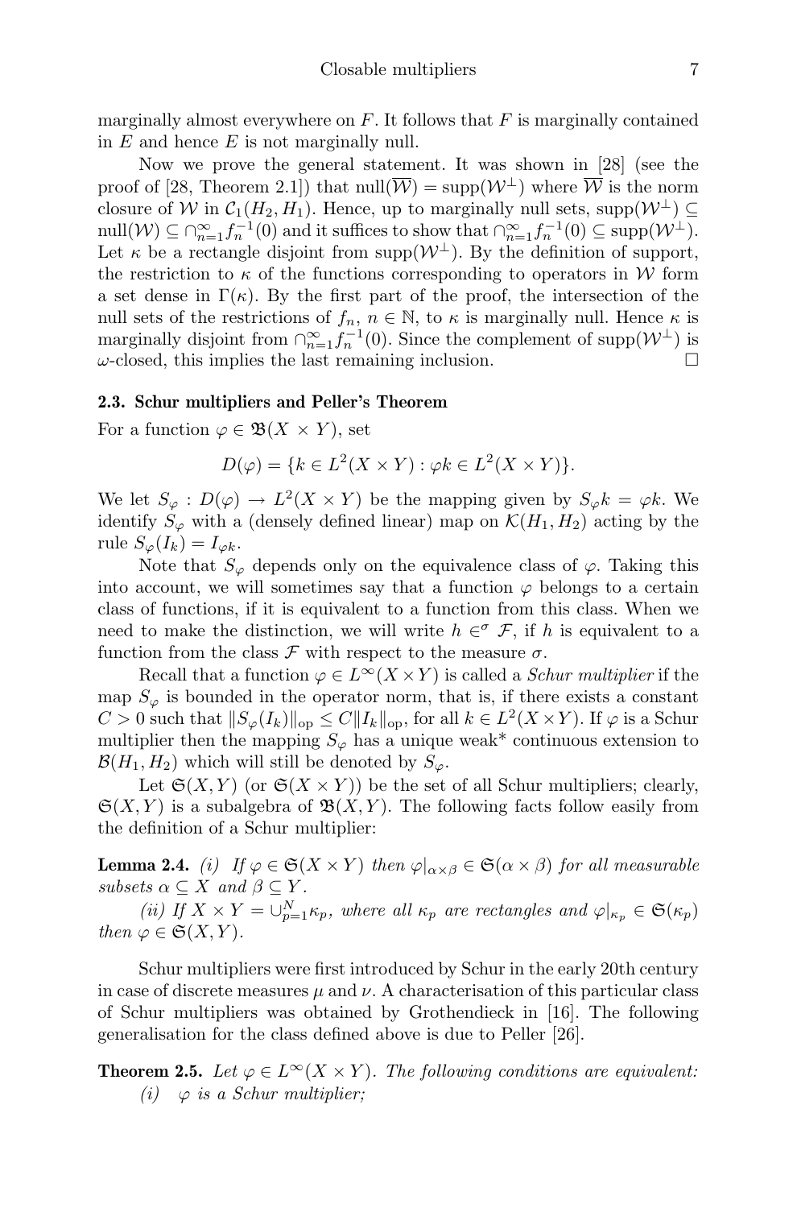marginally almost everywhere on $F$. It follows that $F$ is marginally contained in $E$ and hence $E$ is not marginally null.

Now we prove the general statement. It was shown in [28] (see the proof of [28, Theorem 2.1]) that $\text{null}(\overline{\mathcal{W}}) = \text{supp}(\mathcal{W}^{\perp})$ where $\overline{\mathcal{W}}$ is the norm closure of $\mathcal{W}$ in $\mathcal{C}_1(H_2, H_1)$. Hence, up to marginally null sets, $\text{supp}(\mathcal{W}^{\perp}) \subseteq \text{null}(\mathcal{W}) \subseteq \cap_{n=1}^{\infty} f_n^{-1}(0)$ and it suffices to show that $\cap_{n=1}^{\infty} f_n^{-1}(0) \subseteq \text{supp}(\mathcal{W}^{\perp})$. Let $\kappa$ be a rectangle disjoint from $\text{supp}(\mathcal{W}^{\perp})$. By the definition of support, the restriction to $\kappa$ of the functions corresponding to operators in $\mathcal{W}$ form a set dense in $\Gamma(\kappa)$. By the first part of the proof, the intersection of the null sets of the restrictions of $f_n$, $n \in \mathbb{N}$, to $\kappa$ is marginally null. Hence $\kappa$ is marginally disjoint from $\cap_{n=1}^{\infty} f_n^{-1}(0)$. Since the complement of $\text{supp}(\mathcal{W}^{\perp})$ is $\omega$-closed, this implies the last remaining inclusion. $\square$

### 2.3. Schur multipliers and Peller's Theorem

For a function $\varphi \in \mathfrak{B}(X \times Y)$, set

$$D(\varphi) = \{k \in L^2(X \times Y) : \varphi k \in L^2(X \times Y)\}.$$

We let $S_\varphi : D(\varphi) \to L^2(X \times Y)$ be the mapping given by $S_\varphi k = \varphi k$. We identify $S_\varphi$ with a (densely defined linear) map on $\mathcal{K}(H_1, H_2)$ acting by the rule $S_\varphi(I_k) = I_{\varphi k}$.

Note that $S_\varphi$ depends only on the equivalence class of $\varphi$. Taking this into account, we will sometimes say that a function $\varphi$ belongs to a certain class of functions, if it is equivalent to a function from this class. When we need to make the distinction, we will write $h \in^{\sigma} \mathcal{F}$, if $h$ is equivalent to a function from the class $\mathcal{F}$ with respect to the measure $\sigma$.

Recall that a function $\varphi \in L^\infty(X \times Y)$ is called a *Schur multiplier* if the map $S_\varphi$ is bounded in the operator norm, that is, if there exists a constant $C > 0$ such that $\|S_\varphi(I_k)\|_{\text{op}} \leq C \|I_k\|_{\text{op}}$, for all $k \in L^2(X \times Y)$. If $\varphi$ is a Schur multiplier then the mapping $S_\varphi$ has a unique weak* continuous extension to $\mathcal{B}(H_1, H_2)$ which will still be denoted by $S_\varphi$.

Let $\mathfrak{S}(X, Y)$ (or $\mathfrak{S}(X \times Y)$) be the set of all Schur multipliers; clearly, $\mathfrak{S}(X, Y)$ is a subalgebra of $\mathfrak{B}(X, Y)$. The following facts follow easily from the definition of a Schur multiplier:

**Lemma 2.4.** *(i) If $\varphi \in \mathfrak{S}(X \times Y)$ then $\varphi|_{\alpha \times \beta} \in \mathfrak{S}(\alpha \times \beta)$ for all measurable subsets $\alpha \subseteq X$ and $\beta \subseteq Y$.*

*(ii) If $X \times Y = \cup_{p=1}^{N} \kappa_p$, where all $\kappa_p$ are rectangles and $\varphi|_{\kappa_p} \in \mathfrak{S}(\kappa_p)$ then $\varphi \in \mathfrak{S}(X, Y)$.*

Schur multipliers were first introduced by Schur in the early 20th century in case of discrete measures $\mu$ and $\nu$. A characterisation of this particular class of Schur multipliers was obtained by Grothendieck in [16]. The following generalisation for the class defined above is due to Peller [26].

**Theorem 2.5.** *Let $\varphi \in L^\infty(X \times Y)$. The following conditions are equivalent:*

*(i) $\varphi$ is a Schur multiplier;*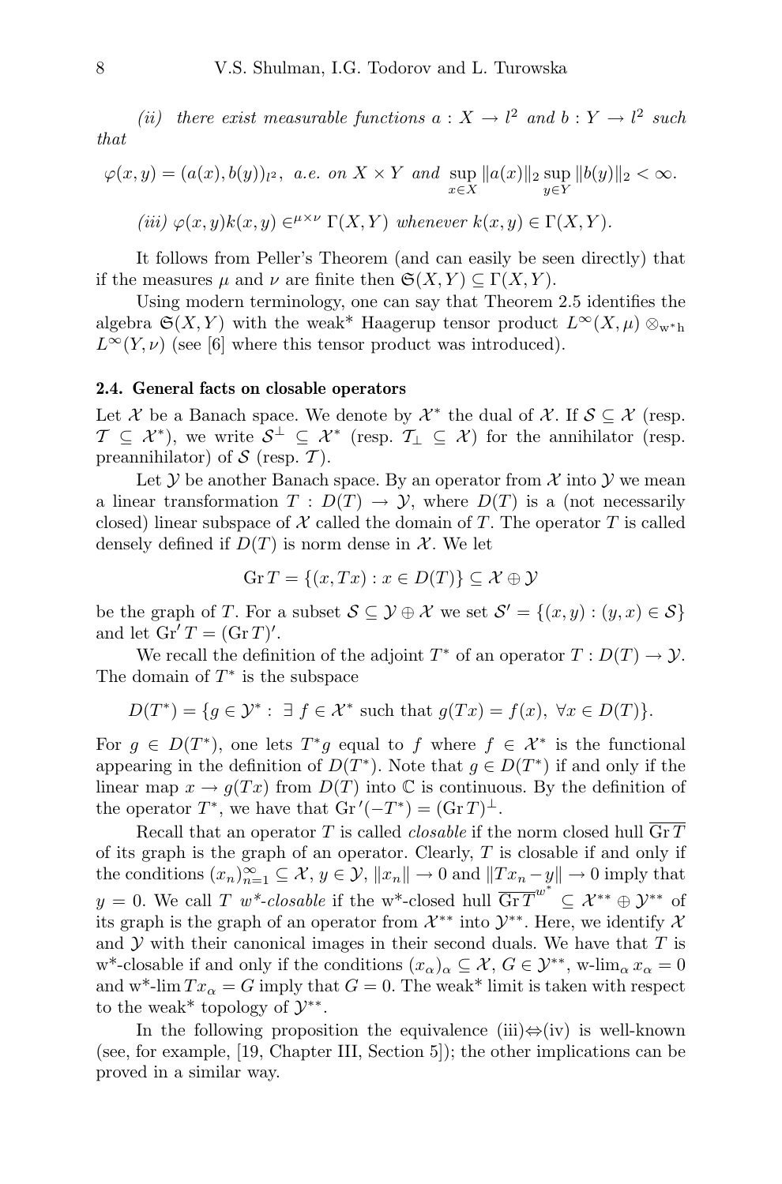*(ii) there exist measurable functions $a : X \to l^2$ and $b : Y \to l^2$ such that*

$$\varphi(x, y) = (a(x), b(y))_{l^2}, \text{ a.e. on } X \times Y \text{ and } \sup_{x \in X} \|a(x)\|_2 \sup_{y \in Y} \|b(y)\|_2 < \infty.$$

*(iii) $\varphi(x, y)k(x, y) \in^{\mu \times \nu} \Gamma(X, Y)$ whenever $k(x, y) \in \Gamma(X, Y)$.*

It follows from Peller's Theorem (and can easily be seen directly) that if the measures $\mu$ and $\nu$ are finite then $\mathfrak{S}(X, Y) \subseteq \Gamma(X, Y)$.

Using modern terminology, one can say that Theorem 2.5 identifies the algebra $\mathfrak{S}(X, Y)$ with the weak* Haagerup tensor product $L^\infty(X, \mu) \otimes_{\mathrm{w^*h}} L^\infty(Y, \nu)$ (see [6] where this tensor product was introduced).

### 2.4. General facts on closable operators

Let $\mathcal{X}$ be a Banach space. We denote by $\mathcal{X}^*$ the dual of $\mathcal{X}$. If $\mathcal{S} \subseteq \mathcal{X}$ (resp. $\mathcal{T} \subseteq \mathcal{X}^*$), we write $\mathcal{S}^\perp \subseteq \mathcal{X}^*$ (resp. $\mathcal{T}_\perp \subseteq \mathcal{X}$) for the annihilator (resp. preannihilator) of $\mathcal{S}$ (resp. $\mathcal{T}$).

Let $\mathcal{Y}$ be another Banach space. By an operator from $\mathcal{X}$ into $\mathcal{Y}$ we mean a linear transformation $T : D(T) \to \mathcal{Y}$, where $D(T)$ is a (not necessarily closed) linear subspace of $\mathcal{X}$ called the domain of $T$. The operator $T$ is called densely defined if $D(T)$ is norm dense in $\mathcal{X}$. We let

$$\operatorname{Gr} T = \{(x, Tx) : x \in D(T)\} \subseteq \mathcal{X} \oplus \mathcal{Y}$$

be the graph of $T$. For a subset $\mathcal{S} \subseteq \mathcal{Y} \oplus \mathcal{X}$ we set $\mathcal{S}' = \{(x, y) : (y, x) \in \mathcal{S}\}$ and let $\operatorname{Gr}' T = (\operatorname{Gr} T)'$.

We recall the definition of the adjoint $T^*$ of an operator $T : D(T) \to \mathcal{Y}$. The domain of $T^*$ is the subspace

$$D(T^*) = \{g \in \mathcal{Y}^* : \exists\, f \in \mathcal{X}^* \text{ such that } g(Tx) = f(x),\ \forall x \in D(T)\}.$$

For $g \in D(T^*)$, one lets $T^*g$ equal to $f$ where $f \in \mathcal{X}^*$ is the functional appearing in the definition of $D(T^*)$. Note that $g \in D(T^*)$ if and only if the linear map $x \to g(Tx)$ from $D(T)$ into $\mathbb{C}$ is continuous. By the definition of the operator $T^*$, we have that $\operatorname{Gr}'(-T^*) = (\operatorname{Gr} T)^\perp$.

Recall that an operator $T$ is called *closable* if the norm closed hull $\overline{\operatorname{Gr} T}$ of its graph is the graph of an operator. Clearly, $T$ is closable if and only if the conditions $(x_n)_{n=1}^\infty \subseteq \mathcal{X}$, $y \in \mathcal{Y}$, $\|x_n\| \to 0$ and $\|Tx_n - y\| \to 0$ imply that $y = 0$. We call $T$ *w\*-closable* if the w\*-closed hull $\overline{\operatorname{Gr} T}^{w^*} \subseteq \mathcal{X}^{**} \oplus \mathcal{Y}^{**}$ of its graph is the graph of an operator from $\mathcal{X}^{**}$ into $\mathcal{Y}^{**}$. Here, we identify $\mathcal{X}$ and $\mathcal{Y}$ with their canonical images in their second duals. We have that $T$ is w\*-closable if and only if the conditions $(x_\alpha)_\alpha \subseteq \mathcal{X}$, $G \in \mathcal{Y}^{**}$, $\text{w-}\lim_\alpha x_\alpha = 0$ and $\text{w*-}\lim Tx_\alpha = G$ imply that $G = 0$. The weak\* limit is taken with respect to the weak\* topology of $\mathcal{Y}^{**}$.

In the following proposition the equivalence (iii)$\Leftrightarrow$(iv) is well-known (see, for example, [19, Chapter III, Section 5]); the other implications can be proved in a similar way.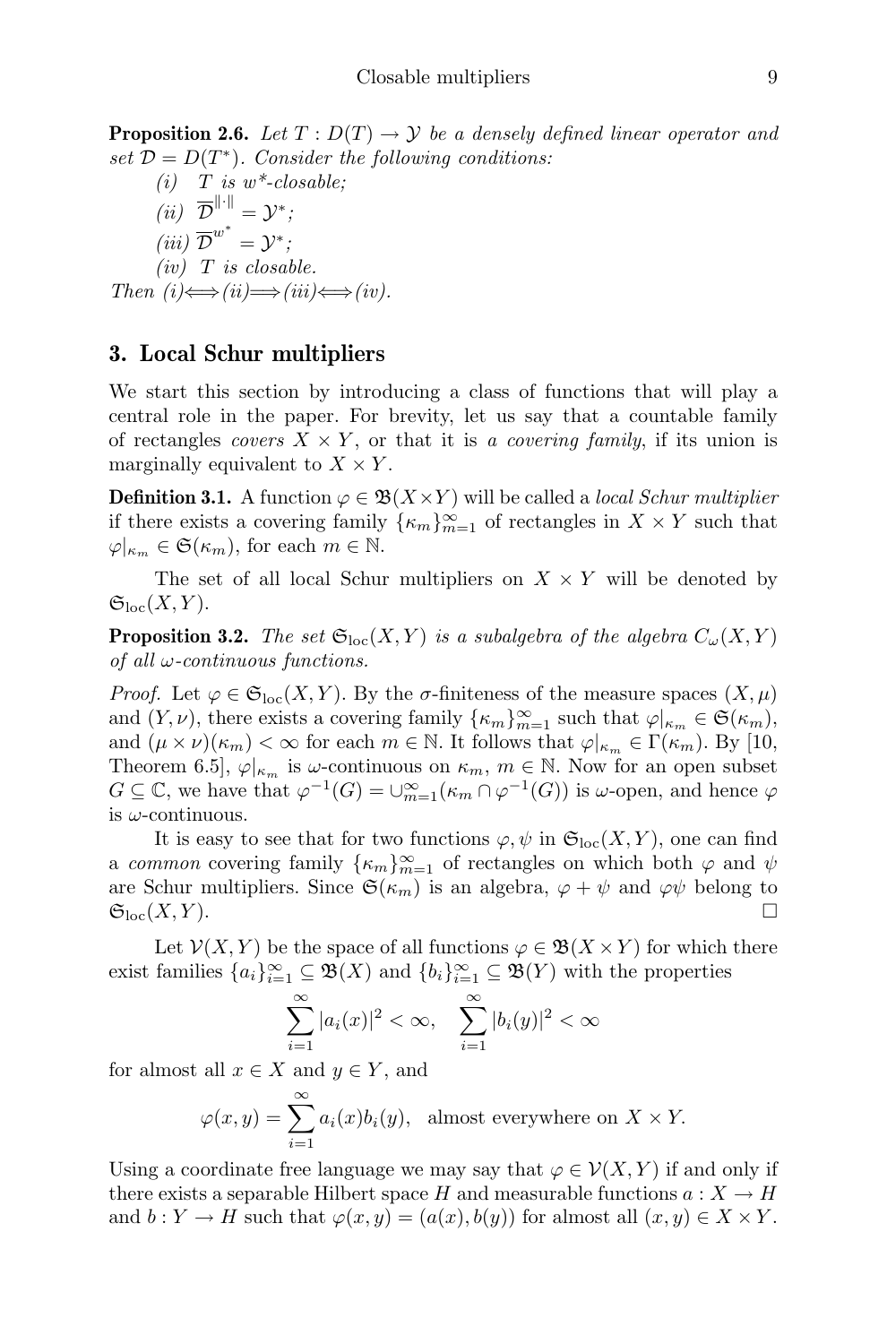**Proposition 2.6.** *Let $T : D(T) \to \mathcal{Y}$ be a densely defined linear operator and set $\mathcal{D} = D(T^*)$. Consider the following conditions:*

*(i) $T$ is $w^*$-closable;*

*(ii) $\overline{\mathcal{D}}^{\|\cdot\|} = \mathcal{Y}^*$;*

*(iii) $\overline{\mathcal{D}}^{w^*} = \mathcal{Y}^*$;*

*(iv) $T$ is closable.*

*Then (i)$\Longleftrightarrow$(ii)$\Longrightarrow$(iii)$\Longleftrightarrow$(iv).*

## 3. Local Schur multipliers

We start this section by introducing a class of functions that will play a central role in the paper. For brevity, let us say that a countable family of rectangles *covers* $X \times Y$, or that it is *a covering family*, if its union is marginally equivalent to $X \times Y$.

**Definition 3.1.** A function $\varphi \in \mathfrak{B}(X\times Y)$ will be called a *local Schur multiplier* if there exists a covering family $\{\kappa_m\}_{m=1}^{\infty}$ of rectangles in $X \times Y$ such that $\varphi|_{\kappa_m} \in \mathfrak{S}(\kappa_m)$, for each $m \in \mathbb{N}$.

The set of all local Schur multipliers on $X \times Y$ will be denoted by $\mathfrak{S}_{\rm loc}(X, Y)$.

**Proposition 3.2.** *The set $\mathfrak{S}_{\rm loc}(X, Y)$ is a subalgebra of the algebra $C_\omega(X, Y)$ of all $\omega$-continuous functions.*

*Proof.* Let $\varphi \in \mathfrak{S}_{\rm loc}(X, Y)$. By the $\sigma$-finiteness of the measure spaces $(X, \mu)$ and $(Y, \nu)$, there exists a covering family $\{\kappa_m\}_{m=1}^{\infty}$ such that $\varphi|_{\kappa_m} \in \mathfrak{S}(\kappa_m)$, and $(\mu \times \nu)(\kappa_m) < \infty$ for each $m \in \mathbb{N}$. It follows that $\varphi|_{\kappa_m} \in \Gamma(\kappa_m)$. By [10, Theorem 6.5], $\varphi|_{\kappa_m}$ is $\omega$-continuous on $\kappa_m$, $m \in \mathbb{N}$. Now for an open subset $G \subseteq \mathbb{C}$, we have that $\varphi^{-1}(G) = \cup_{m=1}^{\infty}(\kappa_m \cap \varphi^{-1}(G))$ is $\omega$-open, and hence $\varphi$ is $\omega$-continuous.

It is easy to see that for two functions $\varphi, \psi$ in $\mathfrak{S}_{\rm loc}(X, Y)$, one can find a *common* covering family $\{\kappa_m\}_{m=1}^{\infty}$ of rectangles on which both $\varphi$ and $\psi$ are Schur multipliers. Since $\mathfrak{S}(\kappa_m)$ is an algebra, $\varphi + \psi$ and $\varphi\psi$ belong to $\mathfrak{S}_{\rm loc}(X, Y)$. $\square$

Let $\mathcal{V}(X, Y)$ be the space of all functions $\varphi \in \mathfrak{B}(X \times Y)$ for which there exist families $\{a_i\}_{i=1}^{\infty} \subseteq \mathfrak{B}(X)$ and $\{b_i\}_{i=1}^{\infty} \subseteq \mathfrak{B}(Y)$ with the properties

$$\sum_{i=1}^{\infty} |a_i(x)|^2 < \infty, \quad \sum_{i=1}^{\infty} |b_i(y)|^2 < \infty$$

for almost all $x \in X$ and $y \in Y$, and

$$\varphi(x, y) = \sum_{i=1}^{\infty} a_i(x)b_i(y), \quad \text{almost everywhere on } X \times Y.$$

Using a coordinate free language we may say that $\varphi \in \mathcal{V}(X, Y)$ if and only if there exists a separable Hilbert space $H$ and measurable functions $a : X \to H$ and $b : Y \to H$ such that $\varphi(x, y) = (a(x), b(y))$ for almost all $(x, y) \in X \times Y$.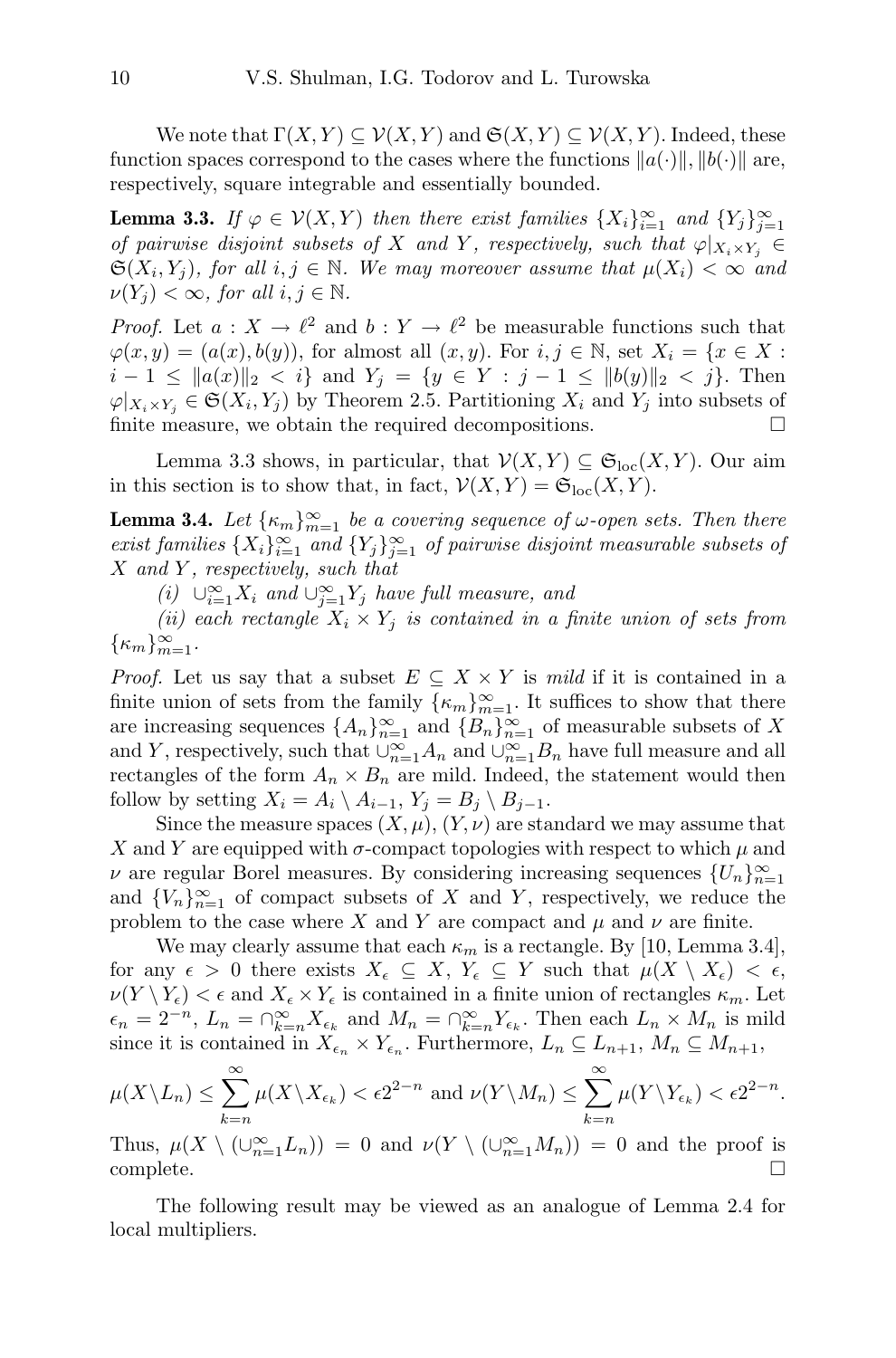We note that $\Gamma(X,Y) \subseteq \mathcal{V}(X,Y)$ and $\mathfrak{S}(X,Y) \subseteq \mathcal{V}(X,Y)$. Indeed, these function spaces correspond to the cases where the functions $\|a(\cdot)\|, \|b(\cdot)\|$ are, respectively, square integrable and essentially bounded.

**Lemma 3.3.** *If $\varphi \in \mathcal{V}(X,Y)$ then there exist families $\{X_i\}_{i=1}^\infty$ and $\{Y_j\}_{j=1}^\infty$ of pairwise disjoint subsets of $X$ and $Y$, respectively, such that $\varphi|_{X_i \times Y_j} \in \mathfrak{S}(X_i, Y_j)$, for all $i,j \in \mathbb{N}$. We may moreover assume that $\mu(X_i) < \infty$ and $\nu(Y_j) < \infty$, for all $i,j \in \mathbb{N}$.*

*Proof.* Let $a : X \to \ell^2$ and $b : Y \to \ell^2$ be measurable functions such that $\varphi(x,y) = (a(x), b(y))$, for almost all $(x,y)$. For $i,j \in \mathbb{N}$, set $X_i = \{x \in X : i-1 \leq \|a(x)\|_2 < i\}$ and $Y_j = \{y \in Y : j-1 \leq \|b(y)\|_2 < j\}$. Then $\varphi|_{X_i \times Y_j} \in \mathfrak{S}(X_i, Y_j)$ by Theorem 2.5. Partitioning $X_i$ and $Y_j$ into subsets of finite measure, we obtain the required decompositions. $\square$

Lemma 3.3 shows, in particular, that $\mathcal{V}(X,Y) \subseteq \mathfrak{S}_{\text{loc}}(X,Y)$. Our aim in this section is to show that, in fact, $\mathcal{V}(X,Y) = \mathfrak{S}_{\text{loc}}(X,Y)$.

**Lemma 3.4.** *Let $\{\kappa_m\}_{m=1}^\infty$ be a covering sequence of $\omega$-open sets. Then there exist families $\{X_i\}_{i=1}^\infty$ and $\{Y_j\}_{j=1}^\infty$ of pairwise disjoint measurable subsets of $X$ and $Y$, respectively, such that*

*(i) $\cup_{i=1}^\infty X_i$ and $\cup_{j=1}^\infty Y_j$ have full measure, and*

*(ii) each rectangle $X_i \times Y_j$ is contained in a finite union of sets from $\{\kappa_m\}_{m=1}^\infty$.*

*Proof.* Let us say that a subset $E \subseteq X \times Y$ is *mild* if it is contained in a finite union of sets from the family $\{\kappa_m\}_{m=1}^\infty$. It suffices to show that there are increasing sequences $\{A_n\}_{n=1}^\infty$ and $\{B_n\}_{n=1}^\infty$ of measurable subsets of $X$ and $Y$, respectively, such that $\cup_{n=1}^\infty A_n$ and $\cup_{n=1}^\infty B_n$ have full measure and all rectangles of the form $A_n \times B_n$ are mild. Indeed, the statement would then follow by setting $X_i = A_i \setminus A_{i-1}$, $Y_j = B_j \setminus B_{j-1}$.

Since the measure spaces $(X,\mu)$, $(Y,\nu)$ are standard we may assume that $X$ and $Y$ are equipped with $\sigma$-compact topologies with respect to which $\mu$ and $\nu$ are regular Borel measures. By considering increasing sequences $\{U_n\}_{n=1}^\infty$ and $\{V_n\}_{n=1}^\infty$ of compact subsets of $X$ and $Y$, respectively, we reduce the problem to the case where $X$ and $Y$ are compact and $\mu$ and $\nu$ are finite.

We may clearly assume that each $\kappa_m$ is a rectangle. By [10, Lemma 3.4], for any $\epsilon > 0$ there exists $X_\epsilon \subseteq X$, $Y_\epsilon \subseteq Y$ such that $\mu(X \setminus X_\epsilon) < \epsilon$, $\nu(Y \setminus Y_\epsilon) < \epsilon$ and $X_\epsilon \times Y_\epsilon$ is contained in a finite union of rectangles $\kappa_m$. Let $\epsilon_n = 2^{-n}$, $L_n = \cap_{k=n}^\infty X_{\epsilon_k}$ and $M_n = \cap_{k=n}^\infty Y_{\epsilon_k}$. Then each $L_n \times M_n$ is mild since it is contained in $X_{\epsilon_n} \times Y_{\epsilon_n}$. Furthermore, $L_n \subseteq L_{n+1}$, $M_n \subseteq M_{n+1}$,

$$\mu(X \setminus L_n) \leq \sum_{k=n}^\infty \mu(X \setminus X_{\epsilon_k}) < \epsilon 2^{2-n} \text{ and } \nu(Y \setminus M_n) \leq \sum_{k=n}^\infty \mu(Y \setminus Y_{\epsilon_k}) < \epsilon 2^{2-n}.$$

Thus, $\mu(X \setminus (\cup_{n=1}^\infty L_n)) = 0$ and $\nu(Y \setminus (\cup_{n=1}^\infty M_n)) = 0$ and the proof is complete. $\square$

The following result may be viewed as an analogue of Lemma 2.4 for local multipliers.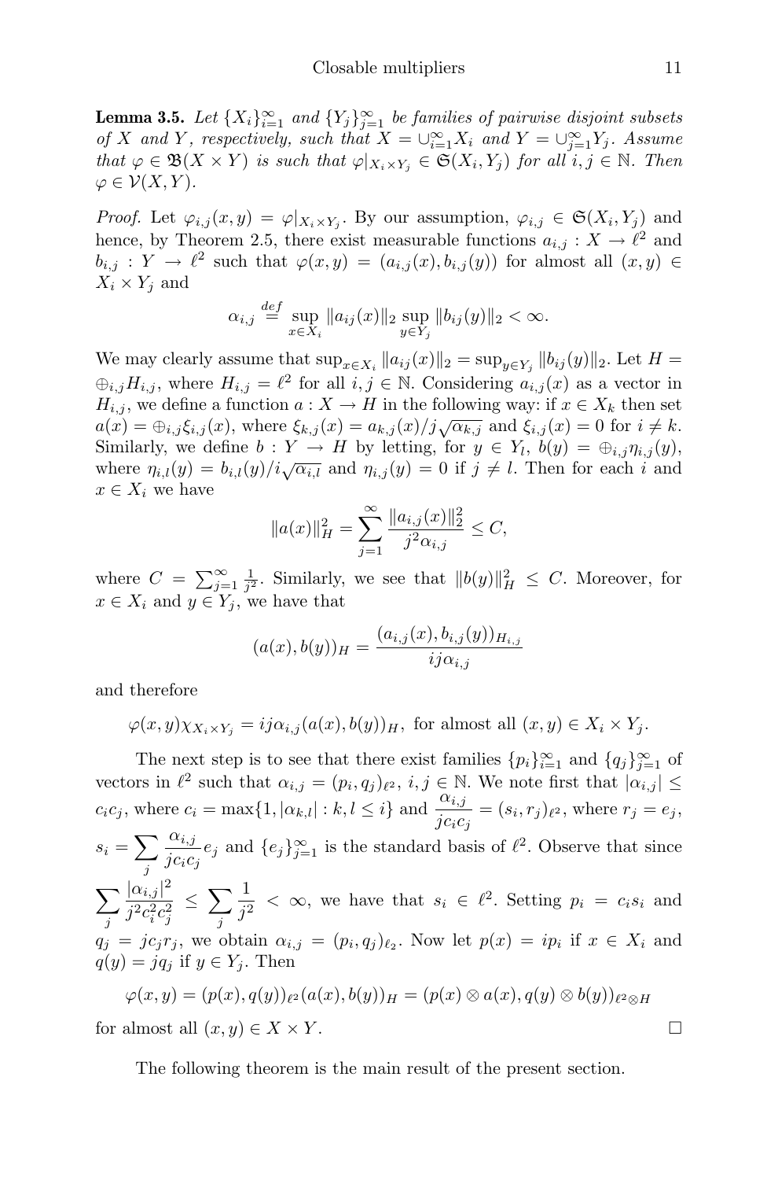**Lemma 3.5.** *Let $\{X_i\}_{i=1}^\infty$ and $\{Y_j\}_{j=1}^\infty$ be families of pairwise disjoint subsets of $X$ and $Y$, respectively, such that $X = \cup_{i=1}^\infty X_i$ and $Y = \cup_{j=1}^\infty Y_j$. Assume that $\varphi \in \mathfrak{B}(X \times Y)$ is such that $\varphi|_{X_i \times Y_j} \in \mathfrak{S}(X_i, Y_j)$ for all $i, j \in \mathbb{N}$. Then $\varphi \in \mathcal{V}(X, Y)$.*

*Proof.* Let $\varphi_{i,j}(x, y) = \varphi|_{X_i \times Y_j}$. By our assumption, $\varphi_{i,j} \in \mathfrak{S}(X_i, Y_j)$ and hence, by Theorem 2.5, there exist measurable functions $a_{i,j} : X \to \ell^2$ and $b_{i,j} : Y \to \ell^2$ such that $\varphi(x, y) = (a_{i,j}(x), b_{i,j}(y))$ for almost all $(x, y) \in X_i \times Y_j$ and

$$\alpha_{i,j} \stackrel{def}{=} \sup_{x \in X_i} \|a_{ij}(x)\|_2 \sup_{y \in Y_j} \|b_{ij}(y)\|_2 < \infty.$$

We may clearly assume that $\sup_{x \in X_i} \|a_{ij}(x)\|_2 = \sup_{y \in Y_j} \|b_{ij}(y)\|_2$. Let $H = \oplus_{i,j} H_{i,j}$, where $H_{i,j} = \ell^2$ for all $i, j \in \mathbb{N}$. Considering $a_{i,j}(x)$ as a vector in $H_{i,j}$, we define a function $a : X \to H$ in the following way: if $x \in X_k$ then set $a(x) = \oplus_{i,j} \xi_{i,j}(x)$, where $\xi_{k,j}(x) = a_{k,j}(x)/j\sqrt{\alpha_{k,j}}$ and $\xi_{i,j}(x) = 0$ for $i \neq k$. Similarly, we define $b : Y \to H$ by letting, for $y \in Y_l$, $b(y) = \oplus_{i,j} \eta_{i,j}(y)$, where $\eta_{i,l}(y) = b_{i,l}(y)/i\sqrt{\alpha_{i,l}}$ and $\eta_{i,j}(y) = 0$ if $j \neq l$. Then for each $i$ and $x \in X_i$ we have

$$\|a(x)\|_H^2 = \sum_{j=1}^\infty \frac{\|a_{i,j}(x)\|_2^2}{j^2 \alpha_{i,j}} \leq C,$$

where $C = \sum_{j=1}^\infty \frac{1}{j^2}$. Similarly, we see that $\|b(y)\|_H^2 \leq C$. Moreover, for $x \in X_i$ and $y \in Y_j$, we have that

$$(a(x), b(y))_H = \frac{(a_{i,j}(x), b_{i,j}(y))_{H_{i,j}}}{ij\alpha_{i,j}}$$

and therefore

$$\varphi(x, y)\chi_{X_i \times Y_j} = ij\alpha_{i,j}(a(x), b(y))_H, \text{ for almost all } (x, y) \in X_i \times Y_j.$$

The next step is to see that there exist families $\{p_i\}_{i=1}^\infty$ and $\{q_j\}_{j=1}^\infty$ of vectors in $\ell^2$ such that $\alpha_{i,j} = (p_i, q_j)_{\ell^2}$, $i, j \in \mathbb{N}$. We note first that $|\alpha_{i,j}| \leq c_i c_j$, where $c_i = \max\{1, |\alpha_{k,l}| : k, l \leq i\}$ and $\dfrac{\alpha_{i,j}}{jc_i c_j} = (s_i, r_j)_{\ell^2}$, where $r_j = e_j$, $s_i = \sum_j \dfrac{\alpha_{i,j}}{jc_i c_j} e_j$ and $\{e_j\}_{j=1}^\infty$ is the standard basis of $\ell^2$. Observe that since $\sum_j \dfrac{|\alpha_{i,j}|^2}{j^2 c_i^2 c_j^2} \leq \sum_j \dfrac{1}{j^2} < \infty$, we have that $s_i \in \ell^2$. Setting $p_i = c_i s_i$ and $q_j = jc_j r_j$, we obtain $\alpha_{i,j} = (p_i, q_j)_{\ell_2}$. Now let $p(x) = ip_i$ if $x \in X_i$ and $q(y) = jq_j$ if $y \in Y_j$. Then

$$\varphi(x, y) = (p(x), q(y))_{\ell^2}(a(x), b(y))_H = (p(x) \otimes a(x), q(y) \otimes b(y))_{\ell^2 \otimes H}$$

for almost all $(x, y) \in X \times Y$. $\square$

The following theorem is the main result of the present section.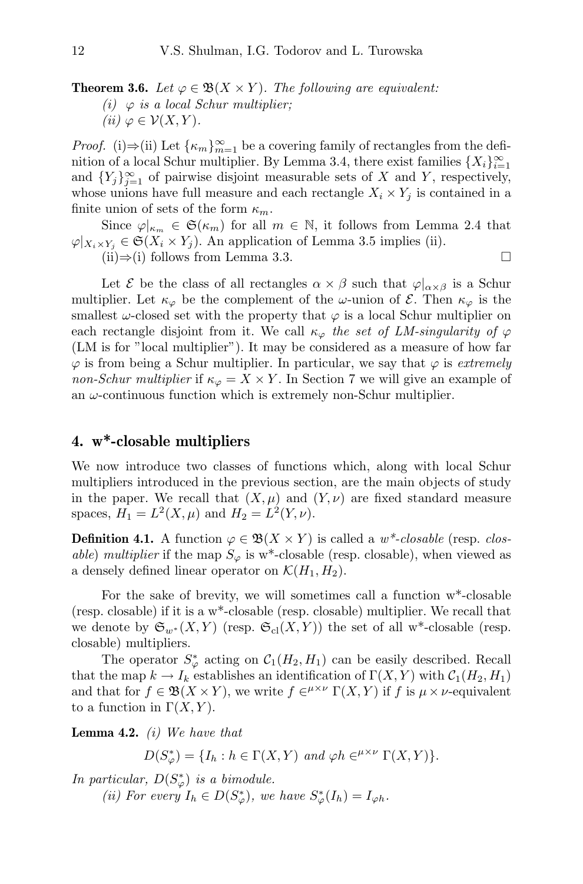**Theorem 3.6.** *Let $\varphi \in \mathfrak{B}(X \times Y)$. The following are equivalent:*

*(i) $\varphi$ is a local Schur multiplier;*

*(ii) $\varphi \in \mathcal{V}(X, Y)$.*

*Proof.* (i)⇒(ii) Let $\{\kappa_m\}_{m=1}^{\infty}$ be a covering family of rectangles from the definition of a local Schur multiplier. By Lemma 3.4, there exist families $\{X_i\}_{i=1}^{\infty}$ and $\{Y_j\}_{j=1}^{\infty}$ of pairwise disjoint measurable sets of $X$ and $Y$, respectively, whose unions have full measure and each rectangle $X_i \times Y_j$ is contained in a finite union of sets of the form $\kappa_m$.

Since $\varphi|_{\kappa_m} \in \mathfrak{S}(\kappa_m)$ for all $m \in \mathbb{N}$, it follows from Lemma 2.4 that $\varphi|_{X_i \times Y_j} \in \mathfrak{S}(X_i \times Y_j)$. An application of Lemma 3.5 implies (ii).

(ii)⇒(i) follows from Lemma 3.3. □

Let $\mathcal{E}$ be the class of all rectangles $\alpha \times \beta$ such that $\varphi|_{\alpha \times \beta}$ is a Schur multiplier. Let $\kappa_\varphi$ be the complement of the $\omega$-union of $\mathcal{E}$. Then $\kappa_\varphi$ is the smallest $\omega$-closed set with the property that $\varphi$ is a local Schur multiplier on each rectangle disjoint from it. We call $\kappa_\varphi$ *the set of LM-singularity of* $\varphi$ (LM is for "local multiplier"). It may be considered as a measure of how far $\varphi$ is from being a Schur multiplier. In particular, we say that $\varphi$ is *extremely non-Schur multiplier* if $\kappa_\varphi = X \times Y$. In Section 7 we will give an example of an $\omega$-continuous function which is extremely non-Schur multiplier.

## 4. w*-closable multipliers

We now introduce two classes of functions which, along with local Schur multipliers introduced in the previous section, are the main objects of study in the paper. We recall that $(X, \mu)$ and $(Y, \nu)$ are fixed standard measure spaces, $H_1 = L^2(X, \mu)$ and $H_2 = L^2(Y, \nu)$.

**Definition 4.1.** A function $\varphi \in \mathfrak{B}(X \times Y)$ is called a *w\*-closable* (resp. *closable*) *multiplier* if the map $S_\varphi$ is w*-closable (resp. closable), when viewed as a densely defined linear operator on $\mathcal{K}(H_1, H_2)$.

For the sake of brevity, we will sometimes call a function w*-closable (resp. closable) if it is a w*-closable (resp. closable) multiplier. We recall that we denote by $\mathfrak{S}_{w^*}(X, Y)$ (resp. $\mathfrak{S}_{\rm cl}(X, Y)$) the set of all w*-closable (resp. closable) multipliers.

The operator $S_\varphi^*$ acting on $\mathcal{C}_1(H_2, H_1)$ can be easily described. Recall that the map $k \to I_k$ establishes an identification of $\Gamma(X, Y)$ with $\mathcal{C}_1(H_2, H_1)$ and that for $f \in \mathfrak{B}(X \times Y)$, we write $f \in^{\mu \times \nu} \Gamma(X, Y)$ if $f$ is $\mu \times \nu$-equivalent to a function in $\Gamma(X, Y)$.

**Lemma 4.2.** *(i) We have that*

$$D(S_\varphi^*) = \{I_h : h \in \Gamma(X, Y) \text{ and } \varphi h \in^{\mu \times \nu} \Gamma(X, Y)\}.$$

*In particular, $D(S_\varphi^*)$ is a bimodule.*

*(ii) For every $I_h \in D(S_\varphi^*)$, we have $S_\varphi^*(I_h) = I_{\varphi h}$.*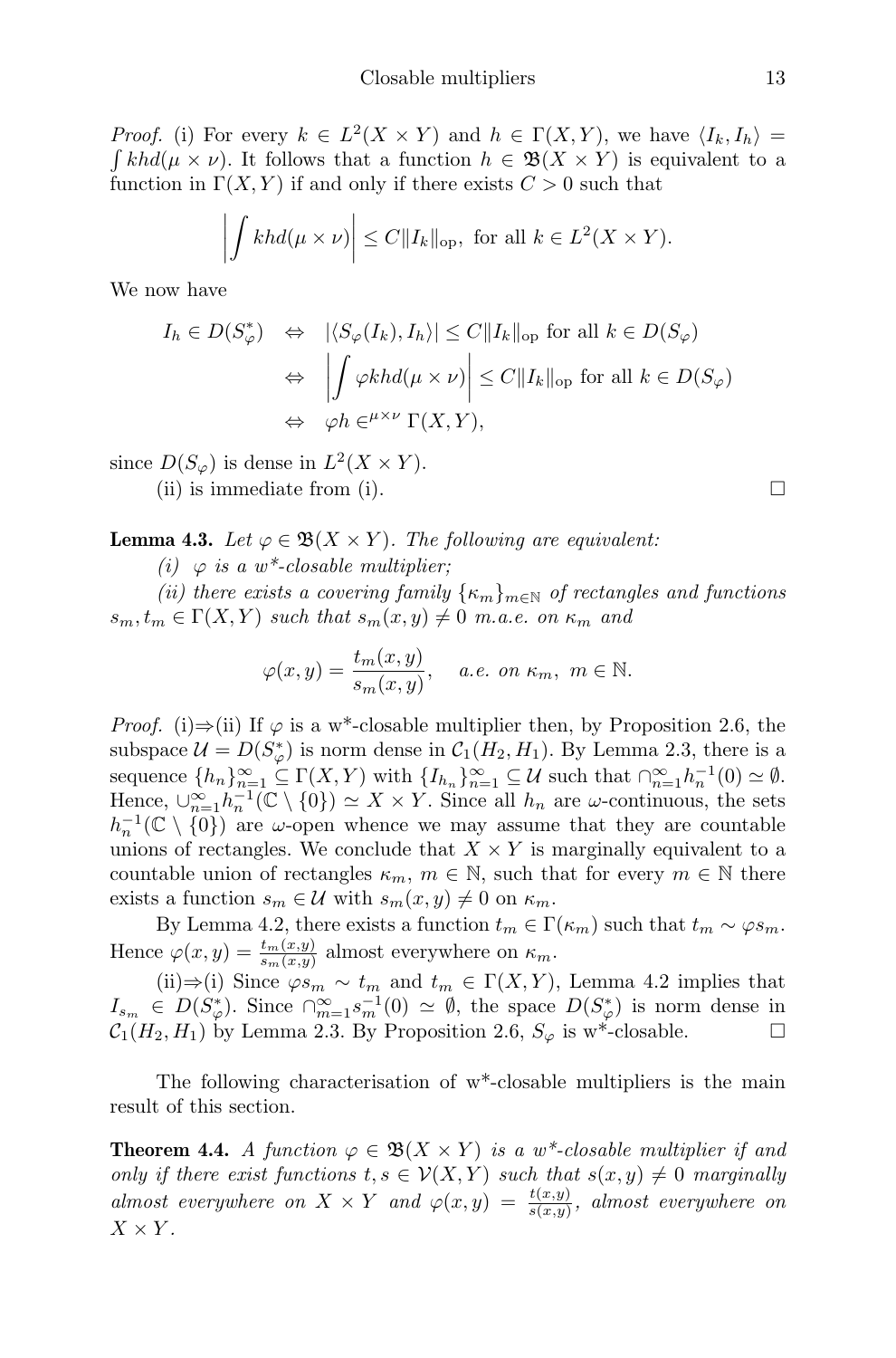*Proof.* (i) For every $k \in L^2(X \times Y)$ and $h \in \Gamma(X,Y)$, we have $\langle I_k, I_h \rangle = \int khd(\mu \times \nu)$. It follows that a function $h \in \mathfrak{B}(X \times Y)$ is equivalent to a function in $\Gamma(X,Y)$ if and only if there exists $C > 0$ such that

$$\left| \int khd(\mu \times \nu) \right| \leq C\|I_k\|_{\text{op}}, \text{ for all } k \in L^2(X \times Y).$$

We now have

$$\begin{aligned} I_h \in D(S_\varphi^*) &\Leftrightarrow |\langle S_\varphi(I_k), I_h \rangle| \leq C\|I_k\|_{\text{op}} \text{ for all } k \in D(S_\varphi) \\ &\Leftrightarrow \left| \int \varphi khd(\mu \times \nu) \right| \leq C\|I_k\|_{\text{op}} \text{ for all } k \in D(S_\varphi) \\ &\Leftrightarrow \varphi h \in^{\mu \times \nu} \Gamma(X,Y), \end{aligned}$$

since $D(S_\varphi)$ is dense in $L^2(X \times Y)$.

(ii) is immediate from (i). □

**Lemma 4.3.** *Let $\varphi \in \mathfrak{B}(X \times Y)$. The following are equivalent:*

*(i) $\varphi$ is a w\*-closable multiplier;*

*(ii) there exists a covering family $\{\kappa_m\}_{m \in \mathbb{N}}$ of rectangles and functions $s_m, t_m \in \Gamma(X,Y)$ such that $s_m(x,y) \neq 0$ m.a.e. on $\kappa_m$ and*

$$\varphi(x,y) = \frac{t_m(x,y)}{s_m(x,y)}, \quad \text{a.e. on } \kappa_m, \ m \in \mathbb{N}.$$

*Proof.* (i)⇒(ii) If $\varphi$ is a w\*-closable multiplier then, by Proposition 2.6, the subspace $\mathcal{U} = D(S_\varphi^*)$ is norm dense in $\mathcal{C}_1(H_2, H_1)$. By Lemma 2.3, there is a sequence $\{h_n\}_{n=1}^\infty \subseteq \Gamma(X,Y)$ with $\{I_{h_n}\}_{n=1}^\infty \subseteq \mathcal{U}$ such that $\cap_{n=1}^\infty h_n^{-1}(0) \simeq \emptyset$. Hence, $\cup_{n=1}^\infty h_n^{-1}(\mathbb{C} \setminus \{0\}) \simeq X \times Y$. Since all $h_n$ are $\omega$-continuous, the sets $h_n^{-1}(\mathbb{C} \setminus \{0\})$ are $\omega$-open whence we may assume that they are countable unions of rectangles. We conclude that $X \times Y$ is marginally equivalent to a countable union of rectangles $\kappa_m$, $m \in \mathbb{N}$, such that for every $m \in \mathbb{N}$ there exists a function $s_m \in \mathcal{U}$ with $s_m(x,y) \neq 0$ on $\kappa_m$.

By Lemma 4.2, there exists a function $t_m \in \Gamma(\kappa_m)$ such that $t_m \sim \varphi s_m$. Hence $\varphi(x,y) = \frac{t_m(x,y)}{s_m(x,y)}$ almost everywhere on $\kappa_m$.

(ii)⇒(i) Since $\varphi s_m \sim t_m$ and $t_m \in \Gamma(X,Y)$, Lemma 4.2 implies that $I_{s_m} \in D(S_\varphi^*)$. Since $\cap_{m=1}^\infty s_m^{-1}(0) \simeq \emptyset$, the space $D(S_\varphi^*)$ is norm dense in $\mathcal{C}_1(H_2, H_1)$ by Lemma 2.3. By Proposition 2.6, $S_\varphi$ is w\*-closable. □

The following characterisation of w\*-closable multipliers is the main result of this section.

**Theorem 4.4.** *A function $\varphi \in \mathfrak{B}(X \times Y)$ is a w\*-closable multiplier if and only if there exist functions $t, s \in \mathcal{V}(X,Y)$ such that $s(x,y) \neq 0$ marginally almost everywhere on $X \times Y$ and $\varphi(x,y) = \frac{t(x,y)}{s(x,y)}$, almost everywhere on $X \times Y$.*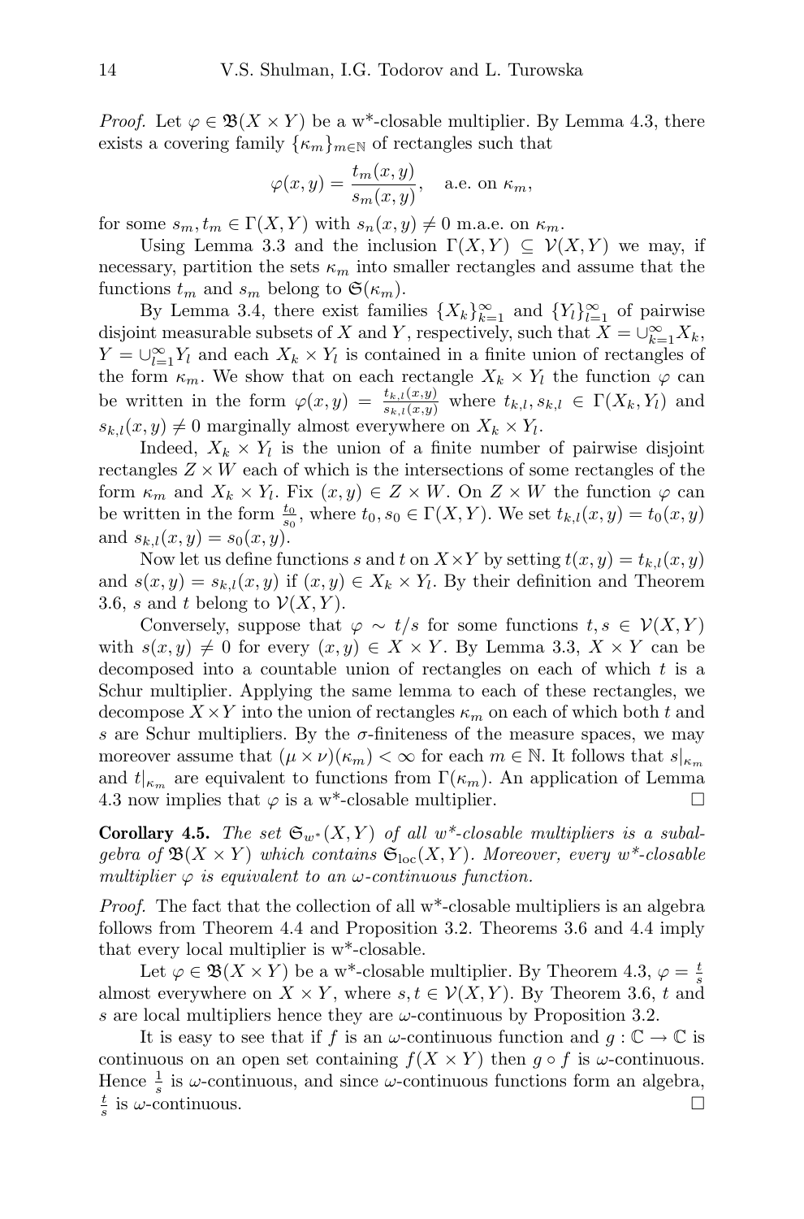*Proof.* Let $\varphi \in \mathfrak{B}(X \times Y)$ be a w*-closable multiplier. By Lemma 4.3, there exists a covering family $\{\kappa_m\}_{m\in\mathbb{N}}$ of rectangles such that

$$\varphi(x,y) = \frac{t_m(x,y)}{s_m(x,y)}, \quad \text{a.e. on } \kappa_m,$$

for some $s_m, t_m \in \Gamma(X,Y)$ with $s_n(x,y) \neq 0$ m.a.e. on $\kappa_m$.

Using Lemma 3.3 and the inclusion $\Gamma(X,Y) \subseteq \mathcal{V}(X,Y)$ we may, if necessary, partition the sets $\kappa_m$ into smaller rectangles and assume that the functions $t_m$ and $s_m$ belong to $\mathfrak{S}(\kappa_m)$.

By Lemma 3.4, there exist families $\{X_k\}_{k=1}^{\infty}$ and $\{Y_l\}_{l=1}^{\infty}$ of pairwise disjoint measurable subsets of $X$ and $Y$, respectively, such that $X = \cup_{k=1}^{\infty} X_k$, $Y = \cup_{l=1}^{\infty} Y_l$ and each $X_k \times Y_l$ is contained in a finite union of rectangles of the form $\kappa_m$. We show that on each rectangle $X_k \times Y_l$ the function $\varphi$ can be written in the form $\varphi(x,y) = \frac{t_{k,l}(x,y)}{s_{k,l}(x,y)}$ where $t_{k,l}, s_{k,l} \in \Gamma(X_k, Y_l)$ and $s_{k,l}(x,y) \neq 0$ marginally almost everywhere on $X_k \times Y_l$.

Indeed, $X_k \times Y_l$ is the union of a finite number of pairwise disjoint rectangles $Z \times W$ each of which is the intersections of some rectangles of the form $\kappa_m$ and $X_k \times Y_l$. Fix $(x,y) \in Z \times W$. On $Z \times W$ the function $\varphi$ can be written in the form $\frac{t_0}{s_0}$, where $t_0, s_0 \in \Gamma(X,Y)$. We set $t_{k,l}(x,y) = t_0(x,y)$ and $s_{k,l}(x,y) = s_0(x,y)$.

Now let us define functions $s$ and $t$ on $X \times Y$ by setting $t(x,y) = t_{k,l}(x,y)$ and $s(x,y) = s_{k,l}(x,y)$ if $(x,y) \in X_k \times Y_l$. By their definition and Theorem 3.6, $s$ and $t$ belong to $\mathcal{V}(X,Y)$.

Conversely, suppose that $\varphi \sim t/s$ for some functions $t, s \in \mathcal{V}(X,Y)$ with $s(x,y) \neq 0$ for every $(x,y) \in X \times Y$. By Lemma 3.3, $X \times Y$ can be decomposed into a countable union of rectangles on each of which $t$ is a Schur multiplier. Applying the same lemma to each of these rectangles, we decompose $X \times Y$ into the union of rectangles $\kappa_m$ on each of which both $t$ and $s$ are Schur multipliers. By the $\sigma$-finiteness of the measure spaces, we may moreover assume that $(\mu \times \nu)(\kappa_m) < \infty$ for each $m \in \mathbb{N}$. It follows that $s|_{\kappa_m}$ and $t|_{\kappa_m}$ are equivalent to functions from $\Gamma(\kappa_m)$. An application of Lemma 4.3 now implies that $\varphi$ is a w*-closable multiplier. $\square$

**Corollary 4.5.** *The set $\mathfrak{S}_{w^*}(X,Y)$ of all w*-closable multipliers is a subalgebra of $\mathfrak{B}(X \times Y)$ which contains $\mathfrak{S}_{\rm loc}(X,Y)$. Moreover, every w*-closable multiplier $\varphi$ is equivalent to an $\omega$-continuous function.*

*Proof.* The fact that the collection of all w*-closable multipliers is an algebra follows from Theorem 4.4 and Proposition 3.2. Theorems 3.6 and 4.4 imply that every local multiplier is w*-closable.

Let $\varphi \in \mathfrak{B}(X \times Y)$ be a w*-closable multiplier. By Theorem 4.3, $\varphi = \frac{t}{s}$ almost everywhere on $X \times Y$, where $s, t \in \mathcal{V}(X,Y)$. By Theorem 3.6, $t$ and $s$ are local multipliers hence they are $\omega$-continuous by Proposition 3.2.

It is easy to see that if $f$ is an $\omega$-continuous function and $g : \mathbb{C} \to \mathbb{C}$ is continuous on an open set containing $f(X \times Y)$ then $g \circ f$ is $\omega$-continuous. Hence $\frac{1}{s}$ is $\omega$-continuous, and since $\omega$-continuous functions form an algebra, $\frac{t}{s}$ is $\omega$-continuous. $\square$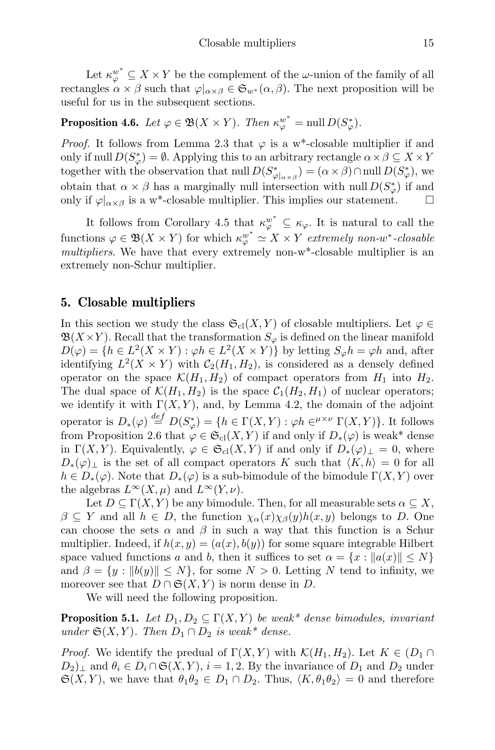Let $\kappa_\varphi^{w^*} \subseteq X \times Y$ be the complement of the $\omega$-union of the family of all rectangles $\alpha \times \beta$ such that $\varphi|_{\alpha\times\beta} \in \mathfrak{S}_{w^*}(\alpha, \beta)$. The next proposition will be useful for us in the subsequent sections.

**Proposition 4.6.** *Let $\varphi \in \mathfrak{B}(X \times Y)$. Then $\kappa_\varphi^{w^*} = \operatorname{null} D(S_\varphi^*)$.*

*Proof.* It follows from Lemma 2.3 that $\varphi$ is a w\*-closable multiplier if and only if $\operatorname{null} D(S_\varphi^*) = \emptyset$. Applying this to an arbitrary rectangle $\alpha \times \beta \subseteq X \times Y$ together with the observation that $\operatorname{null} D(S^*_{\varphi|_{\alpha\times\beta}}) = (\alpha \times \beta) \cap \operatorname{null} D(S_\varphi^*)$, we obtain that $\alpha \times \beta$ has a marginally null intersection with $\operatorname{null} D(S_\varphi^*)$ if and only if $\varphi|_{\alpha\times\beta}$ is a w\*-closable multiplier. This implies our statement. $\square$

It follows from Corollary 4.5 that $\kappa_\varphi^{w^*} \subseteq \kappa_\varphi$. It is natural to call the functions $\varphi \in \mathfrak{B}(X \times Y)$ for which $\kappa_\varphi^{w^*} \simeq X \times Y$ *extremely non-w\*-closable multipliers*. We have that every extremely non-w\*-closable multiplier is an extremely non-Schur multiplier.

## 5. Closable multipliers

In this section we study the class $\mathfrak{S}_{\rm cl}(X, Y)$ of closable multipliers. Let $\varphi \in \mathfrak{B}(X \times Y)$. Recall that the transformation $S_\varphi$ is defined on the linear manifold $D(\varphi) = \{h \in L^2(X \times Y) : \varphi h \in L^2(X \times Y)\}$ by letting $S_\varphi h = \varphi h$ and, after identifying $L^2(X \times Y)$ with $\mathcal{C}_2(H_1, H_2)$, is considered as a densely defined operator on the space $\mathcal{K}(H_1, H_2)$ of compact operators from $H_1$ into $H_2$. The dual space of $\mathcal{K}(H_1, H_2)$ is the space $\mathcal{C}_1(H_2, H_1)$ of nuclear operators; we identify it with $\Gamma(X, Y)$, and, by Lemma 4.2, the domain of the adjoint operator is $D_*(\varphi) \stackrel{def}{=} D(S_\varphi^*) = \{h \in \Gamma(X, Y) : \varphi h \in^{\mu\times\nu} \Gamma(X, Y)\}$. It follows from Proposition 2.6 that $\varphi \in \mathfrak{S}_{\rm cl}(X, Y)$ if and only if $D_*(\varphi)$ is weak\* dense in $\Gamma(X, Y)$. Equivalently, $\varphi \in \mathfrak{S}_{\rm cl}(X, Y)$ if and only if $D_*(\varphi)_\perp = 0$, where $D_*(\varphi)_\perp$ is the set of all compact operators $K$ such that $\langle K, h\rangle = 0$ for all $h \in D_*(\varphi)$. Note that $D_*(\varphi)$ is a sub-bimodule of the bimodule $\Gamma(X, Y)$ over the algebras $L^\infty(X, \mu)$ and $L^\infty(Y, \nu)$.

Let $D \subseteq \Gamma(X, Y)$ be any bimodule. Then, for all measurable sets $\alpha \subseteq X$, $\beta \subseteq Y$ and all $h \in D$, the function $\chi_\alpha(x)\chi_\beta(y)h(x, y)$ belongs to $D$. One can choose the sets $\alpha$ and $\beta$ in such a way that this function is a Schur multiplier. Indeed, if $h(x, y) = (a(x), b(y))$ for some square integrable Hilbert space valued functions $a$ and $b$, then it suffices to set $\alpha = \{x : \|a(x)\| \le N\}$ and $\beta = \{y : \|b(y)\| \le N\}$, for some $N > 0$. Letting $N$ tend to infinity, we moreover see that $D \cap \mathfrak{S}(X, Y)$ is norm dense in $D$.

We will need the following proposition.

**Proposition 5.1.** *Let $D_1, D_2 \subseteq \Gamma(X, Y)$ be weak\* dense bimodules, invariant under $\mathfrak{S}(X, Y)$. Then $D_1 \cap D_2$ is weak\* dense.*

*Proof.* We identify the predual of $\Gamma(X, Y)$ with $\mathcal{K}(H_1, H_2)$. Let $K \in (D_1 \cap D_2)_\perp$ and $\theta_i \in D_i \cap \mathfrak{S}(X, Y)$, $i = 1, 2$. By the invariance of $D_1$ and $D_2$ under $\mathfrak{S}(X, Y)$, we have that $\theta_1\theta_2 \in D_1 \cap D_2$. Thus, $\langle K, \theta_1\theta_2\rangle = 0$ and therefore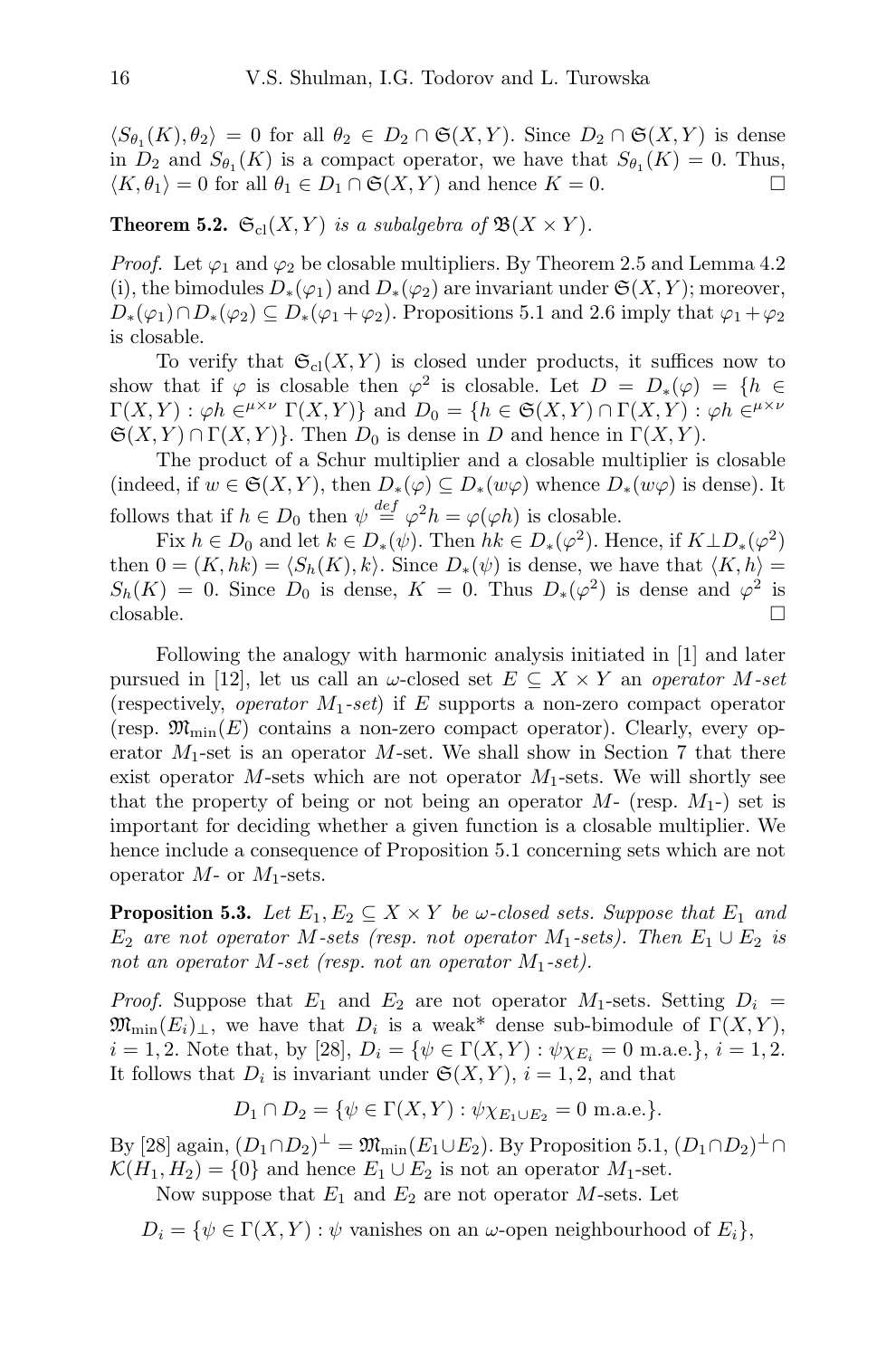$\langle S_{\theta_1}(K), \theta_2\rangle = 0$ for all $\theta_2 \in D_2 \cap \mathfrak{S}(X,Y)$. Since $D_2 \cap \mathfrak{S}(X,Y)$ is dense in $D_2$ and $S_{\theta_1}(K)$ is a compact operator, we have that $S_{\theta_1}(K) = 0$. Thus, $\langle K, \theta_1\rangle = 0$ for all $\theta_1 \in D_1 \cap \mathfrak{S}(X,Y)$ and hence $K = 0$. □

**Theorem 5.2.** *$\mathfrak{S}_{\rm cl}(X,Y)$ is a subalgebra of $\mathfrak{B}(X\times Y)$.*

*Proof.* Let $\varphi_1$ and $\varphi_2$ be closable multipliers. By Theorem 2.5 and Lemma 4.2 (i), the bimodules $D_*(\varphi_1)$ and $D_*(\varphi_2)$ are invariant under $\mathfrak{S}(X,Y)$; moreover, $D_*(\varphi_1)\cap D_*(\varphi_2) \subseteq D_*(\varphi_1+\varphi_2)$. Propositions 5.1 and 2.6 imply that $\varphi_1+\varphi_2$ is closable.

To verify that $\mathfrak{S}_{\rm cl}(X,Y)$ is closed under products, it suffices now to show that if $\varphi$ is closable then $\varphi^2$ is closable. Let $D = D_*(\varphi) = \{h \in \Gamma(X,Y) : \varphi h \in^{\mu\times\nu} \Gamma(X,Y)\}$ and $D_0 = \{h \in \mathfrak{S}(X,Y)\cap\Gamma(X,Y) : \varphi h \in^{\mu\times\nu} \mathfrak{S}(X,Y)\cap\Gamma(X,Y)\}$. Then $D_0$ is dense in $D$ and hence in $\Gamma(X,Y)$.

The product of a Schur multiplier and a closable multiplier is closable (indeed, if $w \in \mathfrak{S}(X,Y)$, then $D_*(\varphi)\subseteq D_*(w\varphi)$ whence $D_*(w\varphi)$ is dense). It follows that if $h \in D_0$ then $\psi \stackrel{def}{=} \varphi^2 h = \varphi(\varphi h)$ is closable.

Fix $h\in D_0$ and let $k \in D_*(\psi)$. Then $hk \in D_*(\varphi^2)$. Hence, if $K \perp D_*(\varphi^2)$ then $0 = (K, hk) = \langle S_h(K), k\rangle$. Since $D_*(\psi)$ is dense, we have that $\langle K, h\rangle = S_h(K) = 0$. Since $D_0$ is dense, $K = 0$. Thus $D_*(\varphi^2)$ is dense and $\varphi^2$ is closable. □

Following the analogy with harmonic analysis initiated in [1] and later pursued in [12], let us call an $\omega$-closed set $E\subseteq X\times Y$ an *operator $M$-set* (respectively, *operator $M_1$-set*) if $E$ supports a non-zero compact operator (resp. $\mathfrak{M}_{\min}(E)$ contains a non-zero compact operator). Clearly, every operator $M_1$-set is an operator $M$-set. We shall show in Section 7 that there exist operator $M$-sets which are not operator $M_1$-sets. We will shortly see that the property of being or not being an operator $M$- (resp. $M_1$-) set is important for deciding whether a given function is a closable multiplier. We hence include a consequence of Proposition 5.1 concerning sets which are not operator $M$- or $M_1$-sets.

**Proposition 5.3.** *Let $E_1, E_2\subseteq X\times Y$ be $\omega$-closed sets. Suppose that $E_1$ and $E_2$ are not operator $M$-sets (resp. not operator $M_1$-sets). Then $E_1\cup E_2$ is not an operator $M$-set (resp. not an operator $M_1$-set).*

*Proof.* Suppose that $E_1$ and $E_2$ are not operator $M_1$-sets. Setting $D_i = \mathfrak{M}_{\min}(E_i)_\perp$, we have that $D_i$ is a weak* dense sub-bimodule of $\Gamma(X,Y)$, $i = 1,2$. Note that, by [28], $D_i = \{\psi\in\Gamma(X,Y) : \psi\chi_{E_i} = 0 \text{ m.a.e.}\}$, $i = 1,2$. It follows that $D_i$ is invariant under $\mathfrak{S}(X,Y)$, $i=1,2$, and that

$$D_1\cap D_2 = \{\psi\in\Gamma(X,Y) : \psi\chi_{E_1\cup E_2} = 0 \text{ m.a.e.}\}.$$

By [28] again, $(D_1\cap D_2)^\perp = \mathfrak{M}_{\min}(E_1\cup E_2)$. By Proposition 5.1, $(D_1\cap D_2)^\perp\cap \mathcal{K}(H_1,H_2) = \{0\}$ and hence $E_1\cup E_2$ is not an operator $M_1$-set.

Now suppose that $E_1$ and $E_2$ are not operator $M$-sets. Let

$$D_i = \{\psi\in\Gamma(X,Y) : \psi \text{ vanishes on an } \omega\text{-open neighbourhood of } E_i\},$$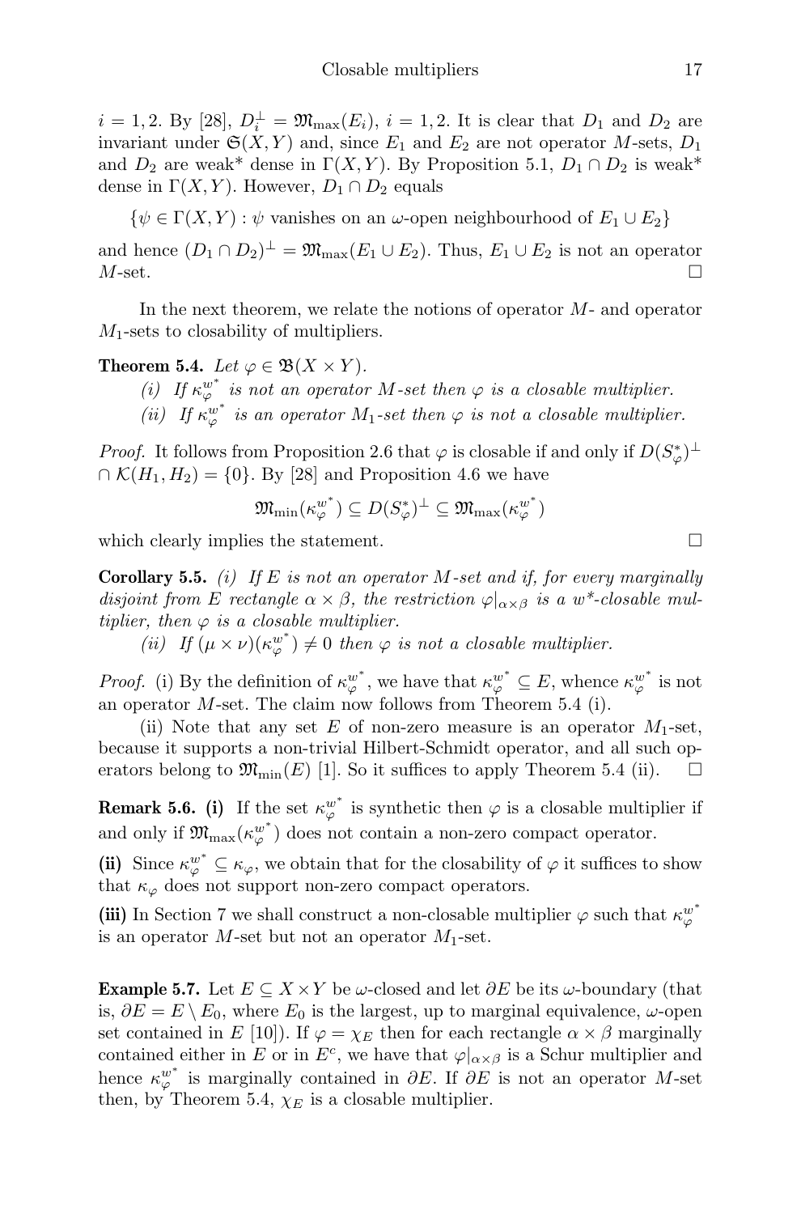$i = 1, 2$. By [28], $D_i^{\perp} = \mathfrak{M}_{\max}(E_i)$, $i = 1, 2$. It is clear that $D_1$ and $D_2$ are invariant under $\mathfrak{S}(X, Y)$ and, since $E_1$ and $E_2$ are not operator $M$-sets, $D_1$ and $D_2$ are weak* dense in $\Gamma(X, Y)$. By Proposition 5.1, $D_1 \cap D_2$ is weak* dense in $\Gamma(X, Y)$. However, $D_1 \cap D_2$ equals

$$\{\psi \in \Gamma(X, Y) : \psi \text{ vanishes on an } \omega\text{-open neighbourhood of } E_1 \cup E_2\}$$

and hence $(D_1 \cap D_2)^{\perp} = \mathfrak{M}_{\max}(E_1 \cup E_2)$. Thus, $E_1 \cup E_2$ is not an operator $M$-set. $\square$

In the next theorem, we relate the notions of operator $M$- and operator $M_1$-sets to closability of multipliers.

**Theorem 5.4.** *Let $\varphi \in \mathfrak{B}(X \times Y)$.*

*(i) If $\kappa_{\varphi}^{w^*}$ is not an operator $M$-set then $\varphi$ is a closable multiplier.*

*(ii) If $\kappa_{\varphi}^{w^*}$ is an operator $M_1$-set then $\varphi$ is not a closable multiplier.*

*Proof.* It follows from Proposition 2.6 that $\varphi$ is closable if and only if $D(S_{\varphi}^*)^{\perp} \cap \mathcal{K}(H_1, H_2) = \{0\}$. By [28] and Proposition 4.6 we have

$$\mathfrak{M}_{\min}(\kappa_{\varphi}^{w^*}) \subseteq D(S_{\varphi}^*)^{\perp} \subseteq \mathfrak{M}_{\max}(\kappa_{\varphi}^{w^*})$$

which clearly implies the statement. $\square$

**Corollary 5.5.** *(i) If $E$ is not an operator $M$-set and if, for every marginally disjoint from $E$ rectangle $\alpha \times \beta$, the restriction $\varphi|_{\alpha \times \beta}$ is a w\*-closable multiplier, then $\varphi$ is a closable multiplier.*

*(ii) If $(\mu \times \nu)(\kappa_{\varphi}^{w^*}) \neq 0$ then $\varphi$ is not a closable multiplier.*

*Proof.* (i) By the definition of $\kappa_{\varphi}^{w^*}$, we have that $\kappa_{\varphi}^{w^*} \subseteq E$, whence $\kappa_{\varphi}^{w^*}$ is not an operator $M$-set. The claim now follows from Theorem 5.4 (i).

(ii) Note that any set $E$ of non-zero measure is an operator $M_1$-set, because it supports a non-trivial Hilbert-Schmidt operator, and all such operators belong to $\mathfrak{M}_{\min}(E)$ [1]. So it suffices to apply Theorem 5.4 (ii). $\square$

**Remark 5.6. (i)** If the set $\kappa_{\varphi}^{w^*}$ is synthetic then $\varphi$ is a closable multiplier if and only if $\mathfrak{M}_{\max}(\kappa_{\varphi}^{w^*})$ does not contain a non-zero compact operator.

**(ii)** Since $\kappa_{\varphi}^{w^*} \subseteq \kappa_{\varphi}$, we obtain that for the closability of $\varphi$ it suffices to show that $\kappa_{\varphi}$ does not support non-zero compact operators.

**(iii)** In Section 7 we shall construct a non-closable multiplier $\varphi$ such that $\kappa_{\varphi}^{w^*}$ is an operator $M$-set but not an operator $M_1$-set.

**Example 5.7.** Let $E \subseteq X \times Y$ be $\omega$-closed and let $\partial E$ be its $\omega$-boundary (that is, $\partial E = E \setminus E_0$, where $E_0$ is the largest, up to marginal equivalence, $\omega$-open set contained in $E$ [10]). If $\varphi = \chi_E$ then for each rectangle $\alpha \times \beta$ marginally contained either in $E$ or in $E^c$, we have that $\varphi|_{\alpha \times \beta}$ is a Schur multiplier and hence $\kappa_{\varphi}^{w^*}$ is marginally contained in $\partial E$. If $\partial E$ is not an operator $M$-set then, by Theorem 5.4, $\chi_E$ is a closable multiplier.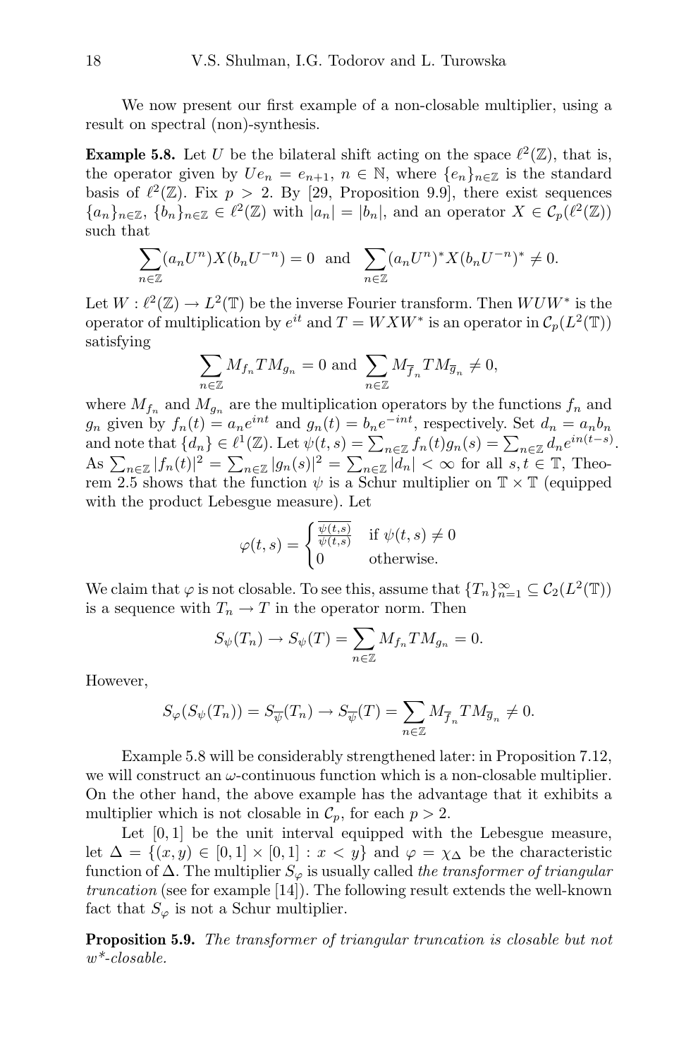We now present our first example of a non-closable multiplier, using a result on spectral (non)-synthesis.

**Example 5.8.** Let $U$ be the bilateral shift acting on the space $\ell^2(\mathbb{Z})$, that is, the operator given by $Ue_n = e_{n+1}$, $n \in \mathbb{N}$, where $\{e_n\}_{n\in\mathbb{Z}}$ is the standard basis of $\ell^2(\mathbb{Z})$. Fix $p > 2$. By [29, Proposition 9.9], there exist sequences $\{a_n\}_{n\in\mathbb{Z}}$, $\{b_n\}_{n\in\mathbb{Z}} \in \ell^2(\mathbb{Z})$ with $|a_n| = |b_n|$, and an operator $X \in \mathcal{C}_p(\ell^2(\mathbb{Z}))$ such that

$$\sum_{n\in\mathbb{Z}} (a_n U^n) X (b_n U^{-n}) = 0 \quad \text{and} \quad \sum_{n\in\mathbb{Z}} (a_n U^n)^* X (b_n U^{-n})^* \neq 0.$$

Let $W : \ell^2(\mathbb{Z}) \to L^2(\mathbb{T})$ be the inverse Fourier transform. Then $WUW^*$ is the operator of multiplication by $e^{it}$ and $T = WXW^*$ is an operator in $\mathcal{C}_p(L^2(\mathbb{T}))$ satisfying

$$\sum_{n\in\mathbb{Z}} M_{f_n} T M_{g_n} = 0 \text{ and } \sum_{n\in\mathbb{Z}} M_{\overline{f}_n} T M_{\overline{g}_n} \neq 0,$$

where $M_{f_n}$ and $M_{g_n}$ are the multiplication operators by the functions $f_n$ and $g_n$ given by $f_n(t) = a_n e^{int}$ and $g_n(t) = b_n e^{-int}$, respectively. Set $d_n = a_n b_n$ and note that $\{d_n\} \in \ell^1(\mathbb{Z})$. Let $\psi(t,s) = \sum_{n\in\mathbb{Z}} f_n(t) g_n(s) = \sum_{n\in\mathbb{Z}} d_n e^{in(t-s)}$. As $\sum_{n\in\mathbb{Z}} |f_n(t)|^2 = \sum_{n\in\mathbb{Z}} |g_n(s)|^2 = \sum_{n\in\mathbb{Z}} |d_n| < \infty$ for all $s, t \in \mathbb{T}$, Theorem 2.5 shows that the function $\psi$ is a Schur multiplier on $\mathbb{T} \times \mathbb{T}$ (equipped with the product Lebesgue measure). Let

$$\varphi(t,s) = \begin{cases} \frac{\overline{\psi(t,s)}}{\psi(t,s)} & \text{if } \psi(t,s) \neq 0 \\ 0 & \text{otherwise.} \end{cases}$$

We claim that $\varphi$ is not closable. To see this, assume that $\{T_n\}_{n=1}^{\infty} \subseteq \mathcal{C}_2(L^2(\mathbb{T}))$ is a sequence with $T_n \to T$ in the operator norm. Then

$$S_\psi(T_n) \to S_\psi(T) = \sum_{n\in\mathbb{Z}} M_{f_n} T M_{g_n} = 0.$$

However,

$$S_\varphi(S_\psi(T_n)) = S_{\overline{\psi}}(T_n) \to S_{\overline{\psi}}(T) = \sum_{n\in\mathbb{Z}} M_{\overline{f}_n} T M_{\overline{g}_n} \neq 0.$$

Example 5.8 will be considerably strengthened later: in Proposition 7.12, we will construct an $\omega$-continuous function which is a non-closable multiplier. On the other hand, the above example has the advantage that it exhibits a multiplier which is not closable in $\mathcal{C}_p$, for each $p > 2$.

Let $[0,1]$ be the unit interval equipped with the Lebesgue measure, let $\Delta = \{(x,y) \in [0,1] \times [0,1] : x < y\}$ and $\varphi = \chi_\Delta$ be the characteristic function of $\Delta$. The multiplier $S_\varphi$ is usually called *the transformer of triangular truncation* (see for example [14]). The following result extends the well-known fact that $S_\varphi$ is not a Schur multiplier.

**Proposition 5.9.** *The transformer of triangular truncation is closable but not $w^*$-closable.*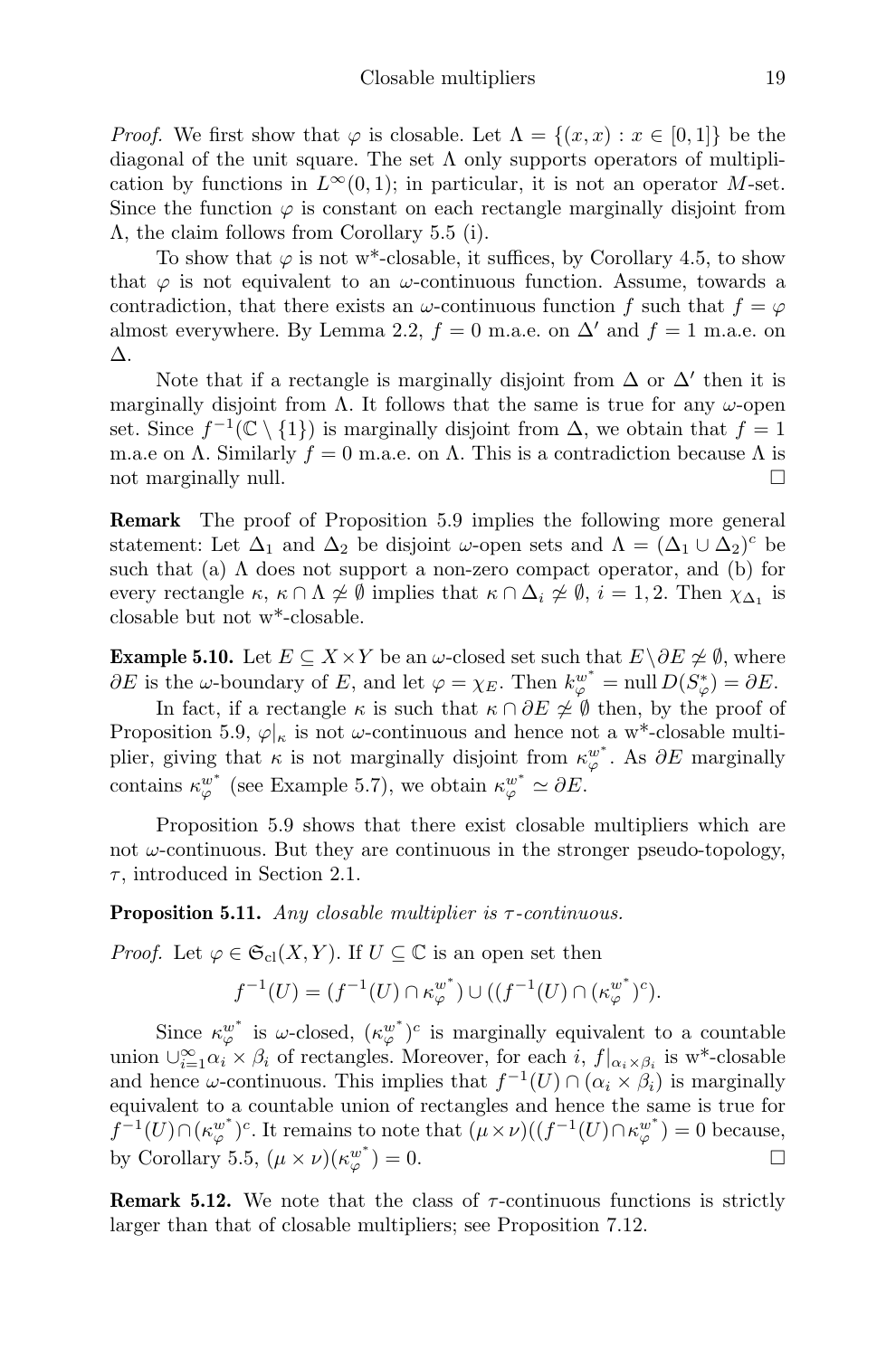*Proof.* We first show that $\varphi$ is closable. Let $\Lambda = \{(x,x) : x \in [0,1]\}$ be the diagonal of the unit square. The set $\Lambda$ only supports operators of multiplication by functions in $L^\infty(0,1)$; in particular, it is not an operator $M$-set. Since the function $\varphi$ is constant on each rectangle marginally disjoint from $\Lambda$, the claim follows from Corollary 5.5 (i).

To show that $\varphi$ is not w*-closable, it suffices, by Corollary 4.5, to show that $\varphi$ is not equivalent to an $\omega$-continuous function. Assume, towards a contradiction, that there exists an $\omega$-continuous function $f$ such that $f = \varphi$ almost everywhere. By Lemma 2.2, $f = 0$ m.a.e. on $\Delta'$ and $f = 1$ m.a.e. on $\Delta$.

Note that if a rectangle is marginally disjoint from $\Delta$ or $\Delta'$ then it is marginally disjoint from $\Lambda$. It follows that the same is true for any $\omega$-open set. Since $f^{-1}(\mathbb{C} \setminus \{1\})$ is marginally disjoint from $\Delta$, we obtain that $f = 1$ m.a.e on $\Lambda$. Similarly $f = 0$ m.a.e. on $\Lambda$. This is a contradiction because $\Lambda$ is not marginally null. $\square$

**Remark** The proof of Proposition 5.9 implies the following more general statement: Let $\Delta_1$ and $\Delta_2$ be disjoint $\omega$-open sets and $\Lambda = (\Delta_1 \cup \Delta_2)^c$ be such that (a) $\Lambda$ does not support a non-zero compact operator, and (b) for every rectangle $\kappa$, $\kappa \cap \Lambda \not\simeq \emptyset$ implies that $\kappa \cap \Delta_i \not\simeq \emptyset$, $i = 1, 2$. Then $\chi_{\Delta_1}$ is closable but not w*-closable.

**Example 5.10.** Let $E \subseteq X \times Y$ be an $\omega$-closed set such that $E \setminus \partial E \not\simeq \emptyset$, where $\partial E$ is the $\omega$-boundary of $E$, and let $\varphi = \chi_E$. Then $k_\varphi^{w^*} = \operatorname{null} D(S_\varphi^*) = \partial E$.

In fact, if a rectangle $\kappa$ is such that $\kappa \cap \partial E \not\simeq \emptyset$ then, by the proof of Proposition 5.9, $\varphi|_\kappa$ is not $\omega$-continuous and hence not a w*-closable multiplier, giving that $\kappa$ is not marginally disjoint from $\kappa_\varphi^{w^*}$. As $\partial E$ marginally contains $\kappa_\varphi^{w^*}$ (see Example 5.7), we obtain $\kappa_\varphi^{w^*} \simeq \partial E$.

Proposition 5.9 shows that there exist closable multipliers which are not $\omega$-continuous. But they are continuous in the stronger pseudo-topology, $\tau$, introduced in Section 2.1.

**Proposition 5.11.** *Any closable multiplier is $\tau$-continuous.*

*Proof.* Let $\varphi \in \mathfrak{S}_{\rm cl}(X,Y)$. If $U \subseteq \mathbb{C}$ is an open set then

$$f^{-1}(U) = (f^{-1}(U) \cap \kappa_\varphi^{w^*}) \cup ((f^{-1}(U) \cap (\kappa_\varphi^{w^*})^c).$$

Since $\kappa_\varphi^{w^*}$ is $\omega$-closed, $(\kappa_\varphi^{w^*})^c$ is marginally equivalent to a countable union $\cup_{i=1}^\infty \alpha_i \times \beta_i$ of rectangles. Moreover, for each $i$, $f|_{\alpha_i \times \beta_i}$ is w*-closable and hence $\omega$-continuous. This implies that $f^{-1}(U) \cap (\alpha_i \times \beta_i)$ is marginally equivalent to a countable union of rectangles and hence the same is true for $f^{-1}(U) \cap (\kappa_\varphi^{w^*})^c$. It remains to note that $(\mu \times \nu)((f^{-1}(U) \cap \kappa_\varphi^{w^*}) = 0$ because, by Corollary 5.5, $(\mu \times \nu)(\kappa_\varphi^{w^*}) = 0$. $\square$

**Remark 5.12.** We note that the class of $\tau$-continuous functions is strictly larger than that of closable multipliers; see Proposition 7.12.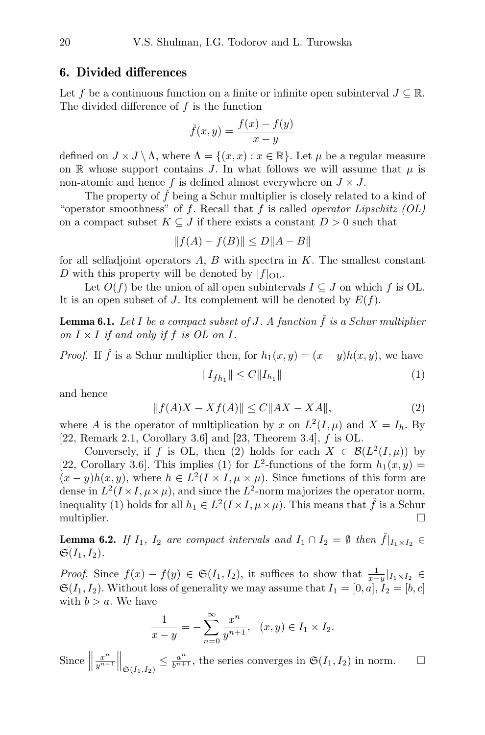## 6. Divided differences

Let $f$ be a continuous function on a finite or infinite open subinterval $J \subseteq \mathbb{R}$. The divided difference of $f$ is the function

$$\check{f}(x, y) = \frac{f(x) - f(y)}{x - y}$$

defined on $J \times J \setminus \Lambda$, where $\Lambda = \{(x, x) : x \in \mathbb{R}\}$. Let $\mu$ be a regular measure on $\mathbb{R}$ whose support contains $J$. In what follows we will assume that $\mu$ is non-atomic and hence $f$ is defined almost everywhere on $J \times J$.

The property of $\check{f}$ being a Schur multiplier is closely related to a kind of "operator smoothness" of $f$. Recall that $f$ is called *operator Lipschitz (OL)* on a compact subset $K \subseteq J$ if there exists a constant $D > 0$ such that

$$\|f(A) - f(B)\| \leq D\|A - B\|$$

for all selfadjoint operators $A$, $B$ with spectra in $K$. The smallest constant $D$ with this property will be denoted by $|f|_{\mathrm{OL}}$.

Let $O(f)$ be the union of all open subintervals $I \subseteq J$ on which $f$ is OL. It is an open subset of $J$. Its complement will be denoted by $E(f)$.

**Lemma 6.1.** *Let $I$ be a compact subset of $J$. A function $\check{f}$ is a Schur multiplier on $I \times I$ if and only if $f$ is OL on $I$.*

*Proof.* If $\check{f}$ is a Schur multiplier then, for $h_1(x, y) = (x - y)h(x, y)$, we have

$$\|I_{\check{f}h_1}\| \leq C\|I_{h_1}\| \tag{1}$$

and hence

$$\|f(A)X - Xf(A)\| \leq C\|AX - XA\|, \tag{2}$$

where $A$ is the operator of multiplication by $x$ on $L^2(I, \mu)$ and $X = I_h$. By [22, Remark 2.1, Corollary 3.6] and [23, Theorem 3.4], $f$ is OL.

Conversely, if $f$ is OL, then (2) holds for each $X \in \mathcal{B}(L^2(I, \mu))$ by [22, Corollary 3.6]. This implies (1) for $L^2$-functions of the form $h_1(x, y) = (x - y)h(x, y)$, where $h \in L^2(I \times I, \mu \times \mu)$. Since functions of this form are dense in $L^2(I \times I, \mu \times \mu)$, and since the $L^2$-norm majorizes the operator norm, inequality (1) holds for all $h_1 \in L^2(I \times I, \mu \times \mu)$. This means that $\check{f}$ is a Schur multiplier. $\square$

**Lemma 6.2.** *If $I_1$, $I_2$ are compact intervals and $I_1 \cap I_2 = \emptyset$ then $\check{f}|_{I_1 \times I_2} \in \mathfrak{S}(I_1, I_2)$.*

*Proof.* Since $f(x) - f(y) \in \mathfrak{S}(I_1, I_2)$, it suffices to show that $\frac{1}{x-y}|_{I_1 \times I_2} \in \mathfrak{S}(I_1, I_2)$. Without loss of generality we may assume that $I_1 = [0, a]$, $I_2 = [b, c]$ with $b > a$. We have

$$\frac{1}{x - y} = -\sum_{n=0}^{\infty} \frac{x^n}{y^{n+1}}, \quad (x, y) \in I_1 \times I_2.$$

Since $\left\|\frac{x^n}{y^{n+1}}\right\|_{\mathfrak{S}(I_1, I_2)} \leq \frac{a^n}{b^{n+1}}$, the series converges in $\mathfrak{S}(I_1, I_2)$ in norm. $\square$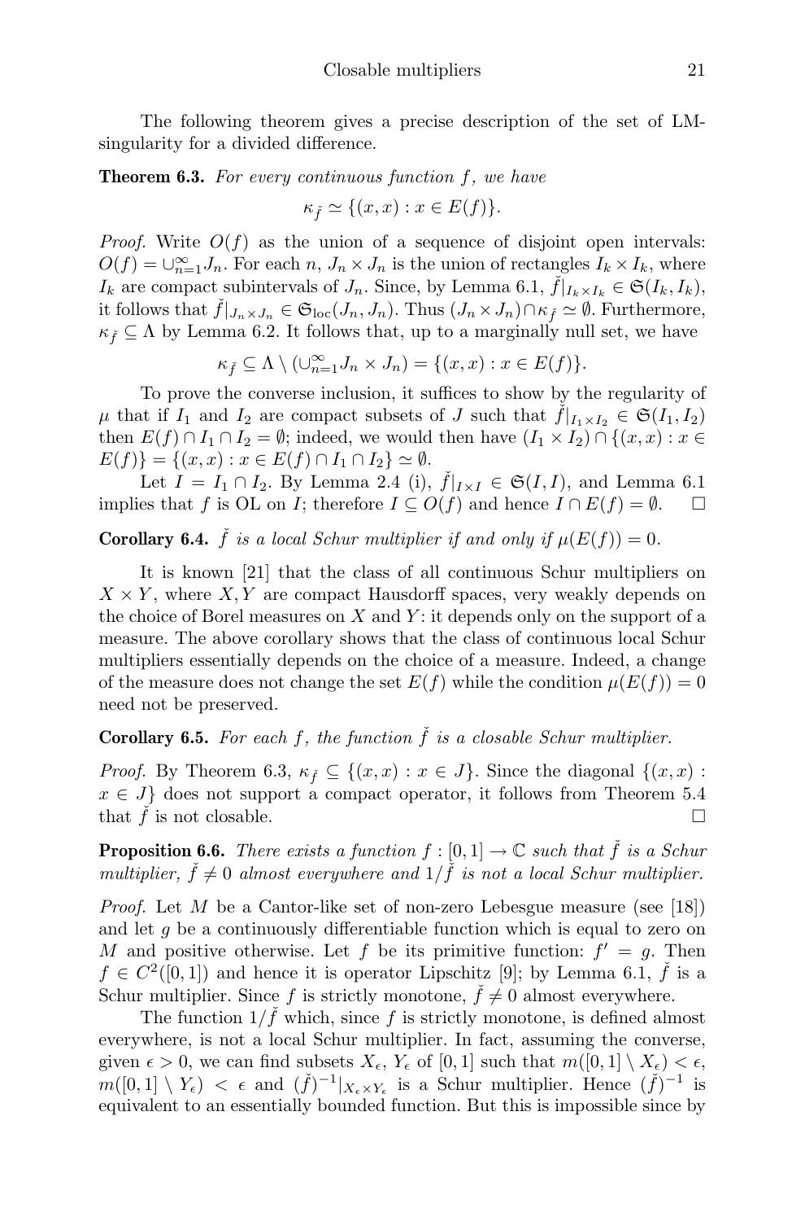The following theorem gives a precise description of the set of LM-singularity for a divided difference.

**Theorem 6.3.** *For every continuous function $f$, we have*

$$\kappa_{\check{f}} \simeq \{(x,x) : x \in E(f)\}.$$

*Proof.* Write $O(f)$ as the union of a sequence of disjoint open intervals: $O(f) = \cup_{n=1}^{\infty} J_n$. For each $n$, $J_n \times J_n$ is the union of rectangles $I_k \times I_k$, where $I_k$ are compact subintervals of $J_n$. Since, by Lemma 6.1, $\check{f}|_{I_k \times I_k} \in \mathfrak{S}(I_k, I_k)$, it follows that $\check{f}|_{J_n \times J_n} \in \mathfrak{S}_{\text{loc}}(J_n, J_n)$. Thus $(J_n \times J_n) \cap \kappa_{\check{f}} \simeq \emptyset$. Furthermore, $\kappa_{\check{f}} \subseteq \Lambda$ by Lemma 6.2. It follows that, up to a marginally null set, we have

$$\kappa_{\check{f}} \subseteq \Lambda \setminus (\cup_{n=1}^{\infty} J_n \times J_n) = \{(x,x) : x \in E(f)\}.$$

To prove the converse inclusion, it suffices to show by the regularity of $\mu$ that if $I_1$ and $I_2$ are compact subsets of $J$ such that $\check{f}|_{I_1 \times I_2} \in \mathfrak{S}(I_1, I_2)$ then $E(f) \cap I_1 \cap I_2 = \emptyset$; indeed, we would then have $(I_1 \times I_2) \cap \{(x,x) : x \in E(f)\} = \{(x,x) : x \in E(f) \cap I_1 \cap I_2\} \simeq \emptyset$.

Let $I = I_1 \cap I_2$. By Lemma 2.4 (i), $\check{f}|_{I \times I} \in \mathfrak{S}(I, I)$, and Lemma 6.1 implies that $f$ is OL on $I$; therefore $I \subseteq O(f)$ and hence $I \cap E(f) = \emptyset$. $\square$

**Corollary 6.4.** *$\check{f}$ is a local Schur multiplier if and only if $\mu(E(f)) = 0$.*

It is known [21] that the class of all continuous Schur multipliers on $X \times Y$, where $X, Y$ are compact Hausdorff spaces, very weakly depends on the choice of Borel measures on $X$ and $Y$: it depends only on the support of a measure. The above corollary shows that the class of continuous local Schur multipliers essentially depends on the choice of a measure. Indeed, a change of the measure does not change the set $E(f)$ while the condition $\mu(E(f)) = 0$ need not be preserved.

**Corollary 6.5.** *For each $f$, the function $\check{f}$ is a closable Schur multiplier.*

*Proof.* By Theorem 6.3, $\kappa_{\check{f}} \subseteq \{(x,x) : x \in J\}$. Since the diagonal $\{(x,x) : x \in J\}$ does not support a compact operator, it follows from Theorem 5.4 that $\check{f}$ is not closable. $\square$

**Proposition 6.6.** *There exists a function $f : [0,1] \to \mathbb{C}$ such that $\check{f}$ is a Schur multiplier, $\check{f} \neq 0$ almost everywhere and $1/\check{f}$ is not a local Schur multiplier.*

*Proof.* Let $M$ be a Cantor-like set of non-zero Lebesgue measure (see [18]) and let $g$ be a continuously differentiable function which is equal to zero on $M$ and positive otherwise. Let $f$ be its primitive function: $f' = g$. Then $f \in C^2([0,1])$ and hence it is operator Lipschitz [9]; by Lemma 6.1, $\check{f}$ is a Schur multiplier. Since $f$ is strictly monotone, $\check{f} \neq 0$ almost everywhere.

The function $1/\check{f}$ which, since $f$ is strictly monotone, is defined almost everywhere, is not a local Schur multiplier. In fact, assuming the converse, given $\epsilon > 0$, we can find subsets $X_\epsilon$, $Y_\epsilon$ of $[0,1]$ such that $m([0,1] \setminus X_\epsilon) < \epsilon$, $m([0,1] \setminus Y_\epsilon) < \epsilon$ and $(\check{f})^{-1}|_{X_\epsilon \times Y_\epsilon}$ is a Schur multiplier. Hence $(\check{f})^{-1}$ is equivalent to an essentially bounded function. But this is impossible since by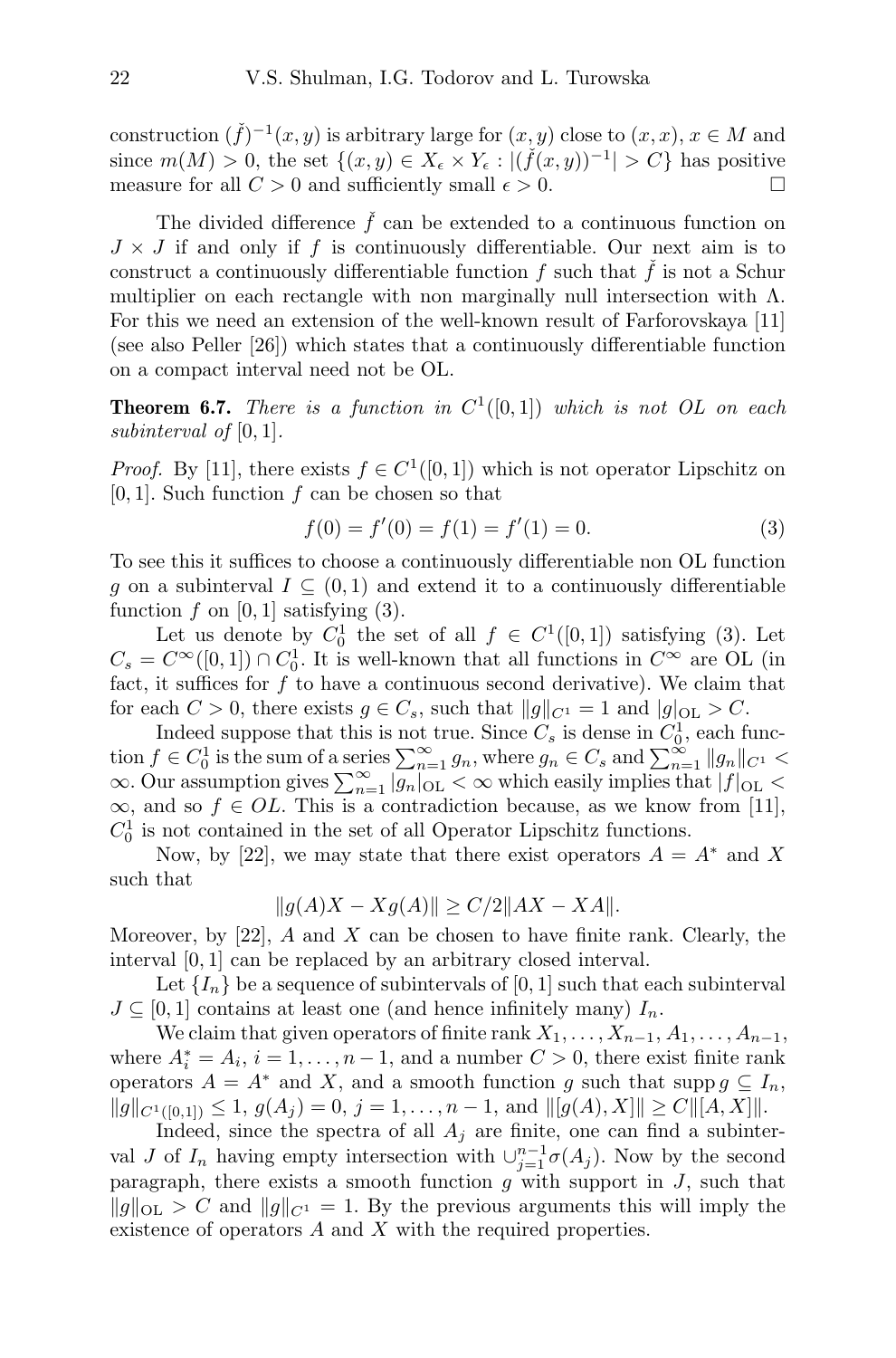construction $(\check{f})^{-1}(x,y)$ is arbitrary large for $(x,y)$ close to $(x,x)$, $x \in M$ and since $m(M) > 0$, the set $\{(x,y) \in X_\epsilon \times Y_\epsilon : |(\check{f}(x,y))^{-1}| > C\}$ has positive measure for all $C > 0$ and sufficiently small $\epsilon > 0$. $\square$

The divided difference $\check{f}$ can be extended to a continuous function on $J \times J$ if and only if $f$ is continuously differentiable. Our next aim is to construct a continuously differentiable function $f$ such that $\check{f}$ is not a Schur multiplier on each rectangle with non marginally null intersection with $\Lambda$. For this we need an extension of the well-known result of Farforovskaya [11] (see also Peller [26]) which states that a continuously differentiable function on a compact interval need not be OL.

**Theorem 6.7.** *There is a function in $C^1([0,1])$ which is not OL on each subinterval of $[0,1]$.*

*Proof.* By [11], there exists $f \in C^1([0,1])$ which is not operator Lipschitz on $[0,1]$. Such function $f$ can be chosen so that

$$f(0) = f'(0) = f(1) = f'(1) = 0. \tag{3}$$

To see this it suffices to choose a continuously differentiable non OL function $g$ on a subinterval $I \subseteq (0,1)$ and extend it to a continuously differentiable function $f$ on $[0,1]$ satisfying (3).

Let us denote by $C_0^1$ the set of all $f \in C^1([0,1])$ satisfying (3). Let $C_s = C^\infty([0,1]) \cap C_0^1$. It is well-known that all functions in $C^\infty$ are OL (in fact, it suffices for $f$ to have a continuous second derivative). We claim that for each $C > 0$, there exists $g \in C_s$, such that $\|g\|_{C^1} = 1$ and $|g|_{\mathrm{OL}} > C$.

Indeed suppose that this is not true. Since $C_s$ is dense in $C_0^1$, each function $f \in C_0^1$ is the sum of a series $\sum_{n=1}^\infty g_n$, where $g_n \in C_s$ and $\sum_{n=1}^\infty \|g_n\|_{C^1} < \infty$. Our assumption gives $\sum_{n=1}^\infty |g_n|_{\mathrm{OL}} < \infty$ which easily implies that $|f|_{\mathrm{OL}} < \infty$, and so $f \in OL$. This is a contradiction because, as we know from [11], $C_0^1$ is not contained in the set of all Operator Lipschitz functions.

Now, by [22], we may state that there exist operators $A = A^*$ and $X$ such that

$$\|g(A)X - Xg(A)\| \geq C/2\|AX - XA\|.$$

Moreover, by [22], $A$ and $X$ can be chosen to have finite rank. Clearly, the interval $[0,1]$ can be replaced by an arbitrary closed interval.

Let $\{I_n\}$ be a sequence of subintervals of $[0,1]$ such that each subinterval $J \subseteq [0,1]$ contains at least one (and hence infinitely many) $I_n$.

We claim that given operators of finite rank $X_1, \ldots, X_{n-1}, A_1, \ldots, A_{n-1}$, where $A_i^* = A_i$, $i = 1, \ldots, n-1$, and a number $C > 0$, there exist finite rank operators $A = A^*$ and $X$, and a smooth function $g$ such that $\operatorname{supp} g \subseteq I_n$, $\|g\|_{C^1([0,1])} \leq 1$, $g(A_j) = 0$, $j = 1, \ldots, n-1$, and $\|[g(A), X]\| \geq C\|[A, X]\|$.

Indeed, since the spectra of all $A_j$ are finite, one can find a subinterval $J$ of $I_n$ having empty intersection with $\cup_{j=1}^{n-1}\sigma(A_j)$. Now by the second paragraph, there exists a smooth function $g$ with support in $J$, such that $\|g\|_{\mathrm{OL}} > C$ and $\|g\|_{C^1} = 1$. By the previous arguments this will imply the existence of operators $A$ and $X$ with the required properties.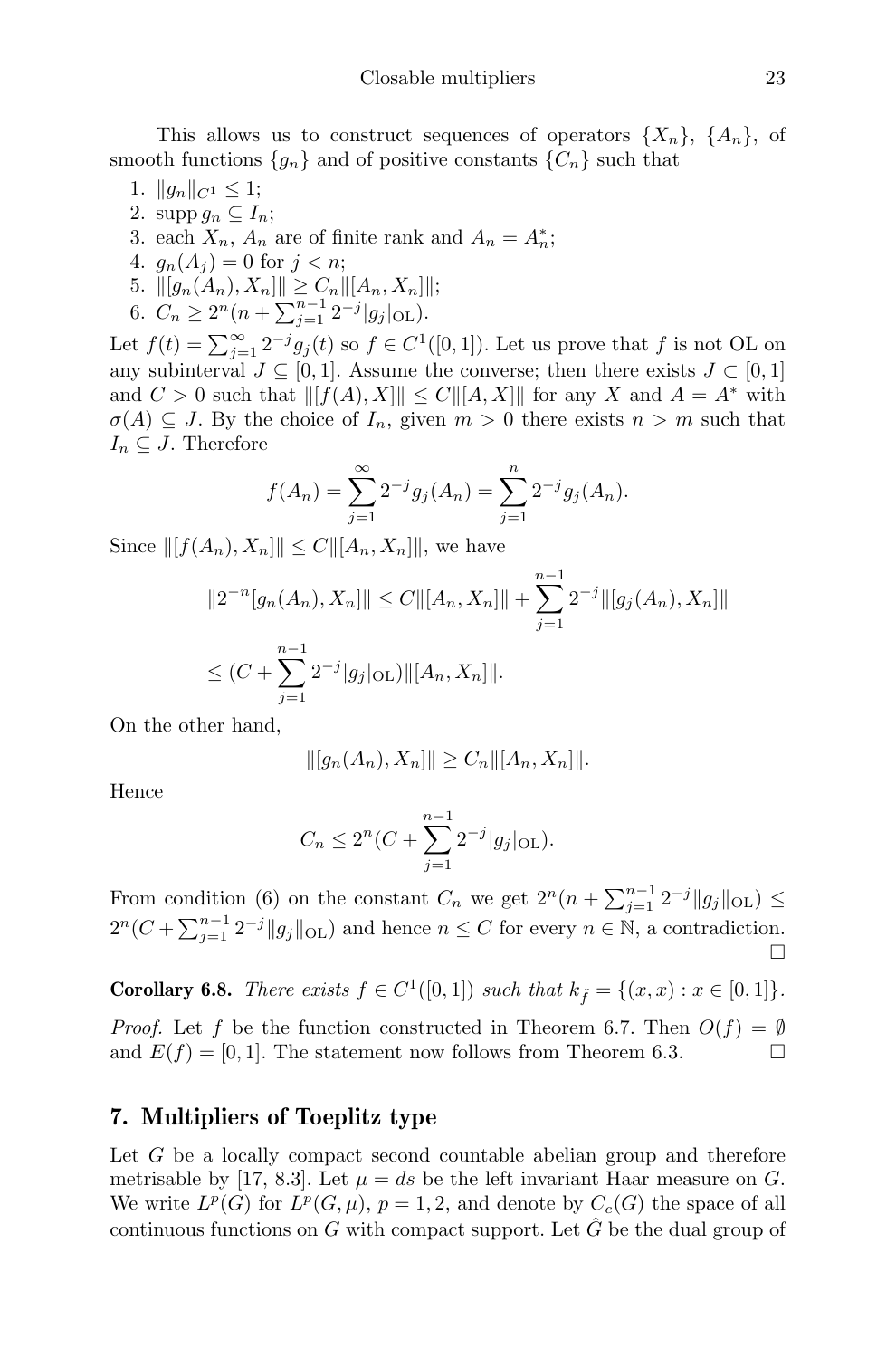This allows us to construct sequences of operators $\{X_n\}$, $\{A_n\}$, of smooth functions $\{g_n\}$ and of positive constants $\{C_n\}$ such that

1. $\|g_n\|_{C^1} \leq 1$;
2. $\operatorname{supp} g_n \subseteq I_n$;
3. each $X_n$, $A_n$ are of finite rank and $A_n = A_n^*$;
4. $g_n(A_j) = 0$ for $j < n$;
5. $\|[g_n(A_n), X_n]\| \geq C_n \|[A_n, X_n]\|$;
6. $C_n \geq 2^n(n + \sum_{j=1}^{n-1} 2^{-j} |g_j|_{\mathrm{OL}})$.

Let $f(t) = \sum_{j=1}^{\infty} 2^{-j} g_j(t)$ so $f \in C^1([0,1])$. Let us prove that $f$ is not OL on any subinterval $J \subseteq [0,1]$. Assume the converse; then there exists $J \subset [0,1]$ and $C > 0$ such that $\|[f(A), X]\| \leq C\|[A, X]\|$ for any $X$ and $A = A^*$ with $\sigma(A) \subseteq J$. By the choice of $I_n$, given $m > 0$ there exists $n > m$ such that $I_n \subseteq J$. Therefore

$$f(A_n) = \sum_{j=1}^{\infty} 2^{-j} g_j(A_n) = \sum_{j=1}^{n} 2^{-j} g_j(A_n).$$

Since $\|[f(A_n), X_n]\| \leq C\|[A_n, X_n]\|$, we have

$$\|2^{-n}[g_n(A_n), X_n]\| \leq C\|[A_n, X_n]\| + \sum_{j=1}^{n-1} 2^{-j} \|[g_j(A_n), X_n]\|$$

$$\leq (C + \sum_{j=1}^{n-1} 2^{-j} |g_j|_{\mathrm{OL}}) \|[A_n, X_n]\|.$$

On the other hand,

$$\|[g_n(A_n), X_n]\| \geq C_n \|[A_n, X_n]\|.$$

Hence

$$C_n \leq 2^n(C + \sum_{j=1}^{n-1} 2^{-j} |g_j|_{\mathrm{OL}}).$$

From condition (6) on the constant $C_n$ we get $2^n(n + \sum_{j=1}^{n-1} 2^{-j} \|g_j\|_{\mathrm{OL}}) \leq 2^n(C + \sum_{j=1}^{n-1} 2^{-j} \|g_j\|_{\mathrm{OL}})$ and hence $n \leq C$ for every $n \in \mathbb{N}$, a contradiction. $\square$

**Corollary 6.8.** *There exists $f \in C^1([0,1])$ such that $k_{\tilde{f}} = \{(x,x) : x \in [0,1]\}$.*

*Proof.* Let $f$ be the function constructed in Theorem 6.7. Then $O(f) = \emptyset$ and $E(f) = [0,1]$. The statement now follows from Theorem 6.3. $\square$

## 7. Multipliers of Toeplitz type

Let $G$ be a locally compact second countable abelian group and therefore metrisable by [17, 8.3]. Let $\mu = ds$ be the left invariant Haar measure on $G$. We write $L^p(G)$ for $L^p(G, \mu)$, $p = 1, 2$, and denote by $C_c(G)$ the space of all continuous functions on $G$ with compact support. Let $\hat{G}$ be the dual group of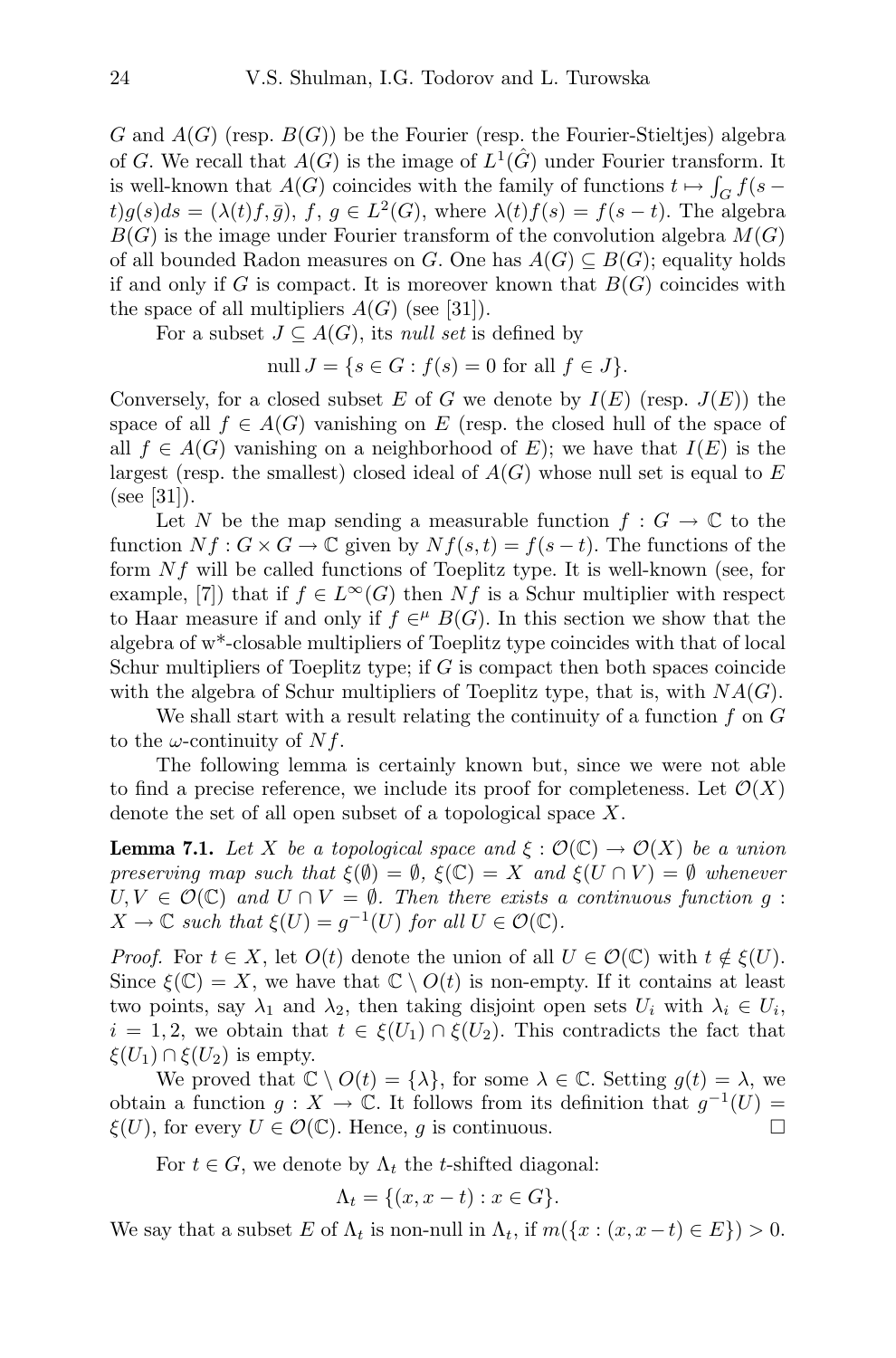$G$ and $A(G)$ (resp. $B(G)$) be the Fourier (resp. the Fourier-Stieltjes) algebra of $G$. We recall that $A(G)$ is the image of $L^1(\hat{G})$ under Fourier transform. It is well-known that $A(G)$ coincides with the family of functions $t \mapsto \int_G f(s-t)g(s)ds = (\lambda(t)f, \bar{g})$, $f$, $g \in L^2(G)$, where $\lambda(t)f(s) = f(s-t)$. The algebra $B(G)$ is the image under Fourier transform of the convolution algebra $M(G)$ of all bounded Radon measures on $G$. One has $A(G) \subseteq B(G)$; equality holds if and only if $G$ is compact. It is moreover known that $B(G)$ coincides with the space of all multipliers $A(G)$ (see [31]).

For a subset $J \subseteq A(G)$, its *null set* is defined by

$$\text{null}\, J = \{s \in G : f(s) = 0 \text{ for all } f \in J\}.$$

Conversely, for a closed subset $E$ of $G$ we denote by $I(E)$ (resp. $J(E)$) the space of all $f \in A(G)$ vanishing on $E$ (resp. the closed hull of the space of all $f \in A(G)$ vanishing on a neighborhood of $E$); we have that $I(E)$ is the largest (resp. the smallest) closed ideal of $A(G)$ whose null set is equal to $E$ (see [31]).

Let $N$ be the map sending a measurable function $f : G \to \mathbb{C}$ to the function $Nf : G \times G \to \mathbb{C}$ given by $Nf(s,t) = f(s-t)$. The functions of the form $Nf$ will be called functions of Toeplitz type. It is well-known (see, for example, [7]) that if $f \in L^\infty(G)$ then $Nf$ is a Schur multiplier with respect to Haar measure if and only if $f \in^\mu B(G)$. In this section we show that the algebra of w\*-closable multipliers of Toeplitz type coincides with that of local Schur multipliers of Toeplitz type; if $G$ is compact then both spaces coincide with the algebra of Schur multipliers of Toeplitz type, that is, with $NA(G)$.

We shall start with a result relating the continuity of a function $f$ on $G$ to the $\omega$-continuity of $Nf$.

The following lemma is certainly known but, since we were not able to find a precise reference, we include its proof for completeness. Let $\mathcal{O}(X)$ denote the set of all open subset of a topological space $X$.

**Lemma 7.1.** *Let $X$ be a topological space and $\xi : \mathcal{O}(\mathbb{C}) \to \mathcal{O}(X)$ be a union preserving map such that $\xi(\emptyset) = \emptyset$, $\xi(\mathbb{C}) = X$ and $\xi(U \cap V) = \emptyset$ whenever $U, V \in \mathcal{O}(\mathbb{C})$ and $U \cap V = \emptyset$. Then there exists a continuous function $g : X \to \mathbb{C}$ such that $\xi(U) = g^{-1}(U)$ for all $U \in \mathcal{O}(\mathbb{C})$.*

*Proof.* For $t \in X$, let $O(t)$ denote the union of all $U \in \mathcal{O}(\mathbb{C})$ with $t \notin \xi(U)$. Since $\xi(\mathbb{C}) = X$, we have that $\mathbb{C} \setminus O(t)$ is non-empty. If it contains at least two points, say $\lambda_1$ and $\lambda_2$, then taking disjoint open sets $U_i$ with $\lambda_i \in U_i$, $i = 1, 2$, we obtain that $t \in \xi(U_1) \cap \xi(U_2)$. This contradicts the fact that $\xi(U_1) \cap \xi(U_2)$ is empty.

We proved that $\mathbb{C} \setminus O(t) = \{\lambda\}$, for some $\lambda \in \mathbb{C}$. Setting $g(t) = \lambda$, we obtain a function $g : X \to \mathbb{C}$. It follows from its definition that $g^{-1}(U) = \xi(U)$, for every $U \in \mathcal{O}(\mathbb{C})$. Hence, $g$ is continuous. $\square$

For $t \in G$, we denote by $\Lambda_t$ the $t$-shifted diagonal:

$$\Lambda_t = \{(x, x-t) : x \in G\}.$$

We say that a subset $E$ of $\Lambda_t$ is non-null in $\Lambda_t$, if $m(\{x : (x, x-t) \in E\}) > 0$.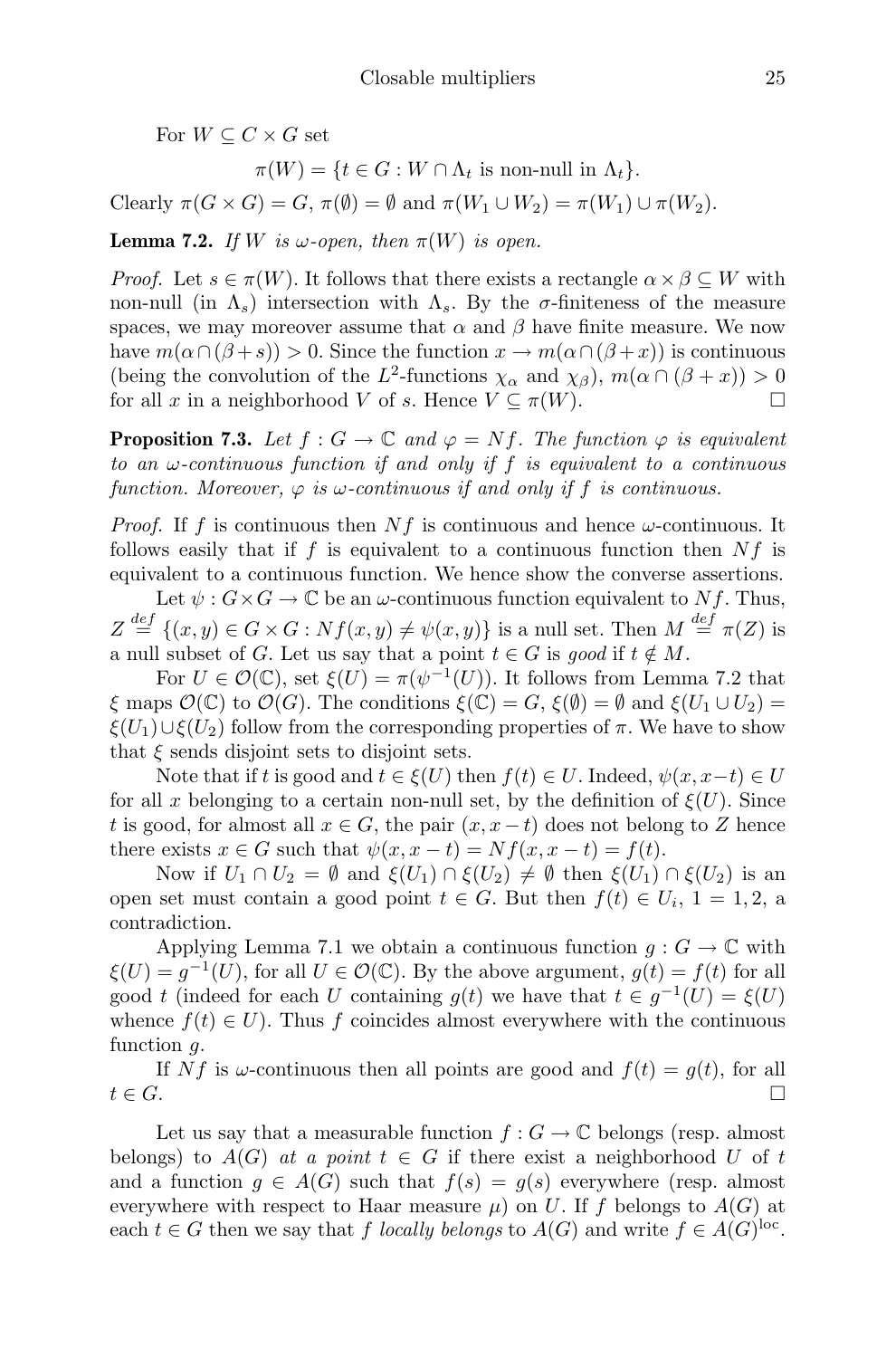For $W \subseteq C \times G$ set

$$\pi(W) = \{t \in G : W \cap \Lambda_t \text{ is non-null in } \Lambda_t\}.$$

Clearly $\pi(G \times G) = G$, $\pi(\emptyset) = \emptyset$ and $\pi(W_1 \cup W_2) = \pi(W_1) \cup \pi(W_2)$.

**Lemma 7.2.** *If $W$ is $\omega$-open, then $\pi(W)$ is open.*

*Proof.* Let $s \in \pi(W)$. It follows that there exists a rectangle $\alpha \times \beta \subseteq W$ with non-null (in $\Lambda_s$) intersection with $\Lambda_s$. By the $\sigma$-finiteness of the measure spaces, we may moreover assume that $\alpha$ and $\beta$ have finite measure. We now have $m(\alpha \cap (\beta + s)) > 0$. Since the function $x \to m(\alpha \cap (\beta + x))$ is continuous (being the convolution of the $L^2$-functions $\chi_\alpha$ and $\chi_\beta$), $m(\alpha \cap (\beta + x)) > 0$ for all $x$ in a neighborhood $V$ of $s$. Hence $V \subseteq \pi(W)$. $\square$

**Proposition 7.3.** *Let $f : G \to \mathbb{C}$ and $\varphi = Nf$. The function $\varphi$ is equivalent to an $\omega$-continuous function if and only if $f$ is equivalent to a continuous function. Moreover, $\varphi$ is $\omega$-continuous if and only if $f$ is continuous.*

*Proof.* If $f$ is continuous then $Nf$ is continuous and hence $\omega$-continuous. It follows easily that if $f$ is equivalent to a continuous function then $Nf$ is equivalent to a continuous function. We hence show the converse assertions.

Let $\psi : G \times G \to \mathbb{C}$ be an $\omega$-continuous function equivalent to $Nf$. Thus, $Z \stackrel{def}{=} \{(x, y) \in G \times G : Nf(x, y) \neq \psi(x, y)\}$ is a null set. Then $M \stackrel{def}{=} \pi(Z)$ is a null subset of $G$. Let us say that a point $t \in G$ is *good* if $t \notin M$.

For $U \in \mathcal{O}(\mathbb{C})$, set $\xi(U) = \pi(\psi^{-1}(U))$. It follows from Lemma 7.2 that $\xi$ maps $\mathcal{O}(\mathbb{C})$ to $\mathcal{O}(G)$. The conditions $\xi(\mathbb{C}) = G$, $\xi(\emptyset) = \emptyset$ and $\xi(U_1 \cup U_2) = \xi(U_1) \cup \xi(U_2)$ follow from the corresponding properties of $\pi$. We have to show that $\xi$ sends disjoint sets to disjoint sets.

Note that if $t$ is good and $t \in \xi(U)$ then $f(t) \in U$. Indeed, $\psi(x, x - t) \in U$ for all $x$ belonging to a certain non-null set, by the definition of $\xi(U)$. Since $t$ is good, for almost all $x \in G$, the pair $(x, x - t)$ does not belong to $Z$ hence there exists $x \in G$ such that $\psi(x, x - t) = Nf(x, x - t) = f(t)$.

Now if $U_1 \cap U_2 = \emptyset$ and $\xi(U_1) \cap \xi(U_2) \neq \emptyset$ then $\xi(U_1) \cap \xi(U_2)$ is an open set must contain a good point $t \in G$. But then $f(t) \in U_i$, $1 = 1, 2$, a contradiction.

Applying Lemma 7.1 we obtain a continuous function $g : G \to \mathbb{C}$ with $\xi(U) = g^{-1}(U)$, for all $U \in \mathcal{O}(\mathbb{C})$. By the above argument, $g(t) = f(t)$ for all good $t$ (indeed for each $U$ containing $g(t)$ we have that $t \in g^{-1}(U) = \xi(U)$ whence $f(t) \in U$). Thus $f$ coincides almost everywhere with the continuous function $g$.

If $Nf$ is $\omega$-continuous then all points are good and $f(t) = g(t)$, for all $t \in G$. $\square$

Let us say that a measurable function $f : G \to \mathbb{C}$ belongs (resp. almost belongs) to $A(G)$ *at a point* $t \in G$ if there exist a neighborhood $U$ of $t$ and a function $g \in A(G)$ such that $f(s) = g(s)$ everywhere (resp. almost everywhere with respect to Haar measure $\mu$) on $U$. If $f$ belongs to $A(G)$ at each $t \in G$ then we say that $f$ *locally belongs* to $A(G)$ and write $f \in A(G)^{\text{loc}}$.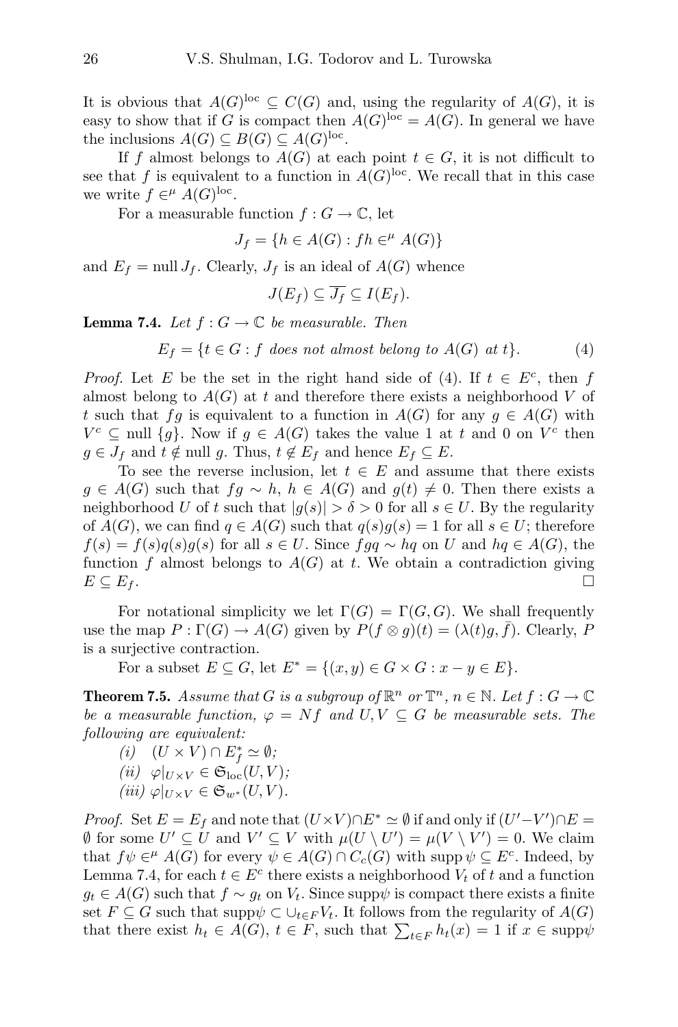It is obvious that $A(G)^{\rm loc} \subseteq C(G)$ and, using the regularity of $A(G)$, it is easy to show that if $G$ is compact then $A(G)^{\rm loc} = A(G)$. In general we have the inclusions $A(G) \subseteq B(G) \subseteq A(G)^{\rm loc}$.

If $f$ almost belongs to $A(G)$ at each point $t \in G$, it is not difficult to see that $f$ is equivalent to a function in $A(G)^{\rm loc}$. We recall that in this case we write $f \in^{\mu} A(G)^{\rm loc}$.

For a measurable function $f : G \to \mathbb{C}$, let

$$J_f = \{h \in A(G) : fh \in^{\mu} A(G)\}$$

and $E_f = \text{null}\, J_f$. Clearly, $J_f$ is an ideal of $A(G)$ whence

$$J(E_f) \subseteq \overline{J_f} \subseteq I(E_f).$$

**Lemma 7.4.** *Let $f : G \to \mathbb{C}$ be measurable. Then*

$$E_f = \{t \in G : f \text{ does not almost belong to } A(G) \text{ at } t\}. \tag{4}$$

*Proof.* Let $E$ be the set in the right hand side of (4). If $t \in E^c$, then $f$ almost belong to $A(G)$ at $t$ and therefore there exists a neighborhood $V$ of $t$ such that $fg$ is equivalent to a function in $A(G)$ for any $g \in A(G)$ with $V^c \subseteq \text{null}\,\{g\}$. Now if $g \in A(G)$ takes the value 1 at $t$ and 0 on $V^c$ then $g \in J_f$ and $t \notin \text{null}\, g$. Thus, $t \notin E_f$ and hence $E_f \subseteq E$.

To see the reverse inclusion, let $t \in E$ and assume that there exists $g \in A(G)$ such that $fg \sim h$, $h \in A(G)$ and $g(t) \neq 0$. Then there exists a neighborhood $U$ of $t$ such that $|g(s)| > \delta > 0$ for all $s \in U$. By the regularity of $A(G)$, we can find $q \in A(G)$ such that $q(s)g(s) = 1$ for all $s \in U$; therefore $f(s) = f(s)q(s)g(s)$ for all $s \in U$. Since $fgq \sim hq$ on $U$ and $hq \in A(G)$, the function $f$ almost belongs to $A(G)$ at $t$. We obtain a contradiction giving $E \subseteq E_f$. $\square$

For notational simplicity we let $\Gamma(G) = \Gamma(G,G)$. We shall frequently use the map $P : \Gamma(G) \to A(G)$ given by $P(f \otimes g)(t) = (\lambda(t)g, \bar{f})$. Clearly, $P$ is a surjective contraction.

For a subset $E \subseteq G$, let $E^* = \{(x,y) \in G \times G : x - y \in E\}$.

**Theorem 7.5.** *Assume that $G$ is a subgroup of $\mathbb{R}^n$ or $\mathbb{T}^n$, $n \in \mathbb{N}$. Let $f : G \to \mathbb{C}$ be a measurable function, $\varphi = Nf$ and $U, V \subseteq G$ be measurable sets. The following are equivalent:*

*(i)* $(U \times V) \cap E_f^* \simeq \emptyset$;

*(ii)* $\varphi|_{U \times V} \in \mathfrak{S}_{\rm loc}(U,V)$;

*(iii)* $\varphi|_{U \times V} \in \mathfrak{S}_{w^*}(U,V)$.

*Proof.* Set $E = E_f$ and note that $(U \times V) \cap E^* \simeq \emptyset$ if and only if $(U' - V') \cap E = \emptyset$ for some $U' \subseteq U$ and $V' \subseteq V$ with $\mu(U \setminus U') = \mu(V \setminus V') = 0$. We claim that $f\psi \in^{\mu} A(G)$ for every $\psi \in A(G) \cap C_c(G)$ with $\text{supp}\, \psi \subseteq E^c$. Indeed, by Lemma 7.4, for each $t \in E^c$ there exists a neighborhood $V_t$ of $t$ and a function $g_t \in A(G)$ such that $f \sim g_t$ on $V_t$. Since $\text{supp}\psi$ is compact there exists a finite set $F \subseteq G$ such that $\text{supp}\psi \subset \cup_{t \in F} V_t$. It follows from the regularity of $A(G)$ that there exist $h_t \in A(G)$, $t \in F$, such that $\sum_{t \in F} h_t(x) = 1$ if $x \in \text{supp}\psi$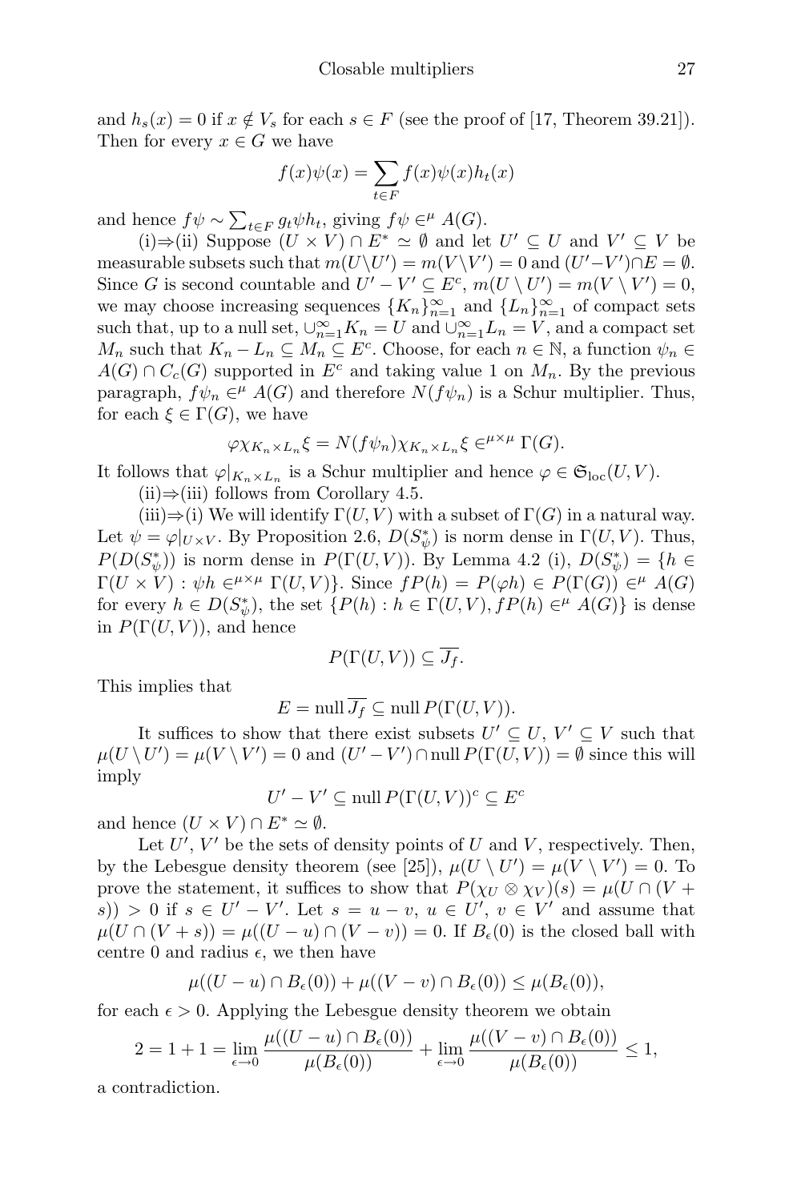and $h_s(x) = 0$ if $x \notin V_s$ for each $s \in F$ (see the proof of [17, Theorem 39.21]). Then for every $x \in G$ we have

$$f(x)\psi(x) = \sum_{t\in F} f(x)\psi(x)h_t(x)$$

and hence $f\psi \sim \sum_{t\in F} g_t\psi h_t$, giving $f\psi \in^{\mu} A(G)$.

(i)⇒(ii) Suppose $(U \times V) \cap E^* \simeq \emptyset$ and let $U' \subseteq U$ and $V' \subseteq V$ be measurable subsets such that $m(U\setminus U') = m(V\setminus V') = 0$ and $(U'-V')\cap E = \emptyset$. Since $G$ is second countable and $U' - V' \subseteq E^c$, $m(U \setminus U') = m(V \setminus V') = 0$, we may choose increasing sequences $\{K_n\}_{n=1}^{\infty}$ and $\{L_n\}_{n=1}^{\infty}$ of compact sets such that, up to a null set, $\cup_{n=1}^{\infty} K_n = U$ and $\cup_{n=1}^{\infty} L_n = V$, and a compact set $M_n$ such that $K_n - L_n \subseteq M_n \subseteq E^c$. Choose, for each $n \in \mathbb{N}$, a function $\psi_n \in A(G) \cap C_c(G)$ supported in $E^c$ and taking value 1 on $M_n$. By the previous paragraph, $f\psi_n \in^{\mu} A(G)$ and therefore $N(f\psi_n)$ is a Schur multiplier. Thus, for each $\xi \in \Gamma(G)$, we have

$$\varphi\chi_{K_n\times L_n}\xi = N(f\psi_n)\chi_{K_n\times L_n}\xi \in^{\mu\times\mu} \Gamma(G).$$

It follows that $\varphi|_{K_n\times L_n}$ is a Schur multiplier and hence $\varphi \in \mathfrak{S}_{\rm loc}(U, V)$.

(ii)⇒(iii) follows from Corollary 4.5.

(iii)⇒(i) We will identify $\Gamma(U, V)$ with a subset of $\Gamma(G)$ in a natural way. Let $\psi = \varphi|_{U\times V}$. By Proposition 2.6, $D(S_\psi^*)$ is norm dense in $\Gamma(U, V)$. Thus, $P(D(S_\psi^*))$ is norm dense in $P(\Gamma(U, V))$. By Lemma 4.2 (i), $D(S_\psi^*) = \{h \in \Gamma(U \times V) : \psi h \in^{\mu\times\mu} \Gamma(U, V)\}$. Since $fP(h) = P(\varphi h) \in P(\Gamma(G)) \in^{\mu} A(G)$ for every $h \in D(S_\psi^*)$, the set $\{P(h) : h \in \Gamma(U, V), fP(h) \in^{\mu} A(G)\}$ is dense in $P(\Gamma(U, V))$, and hence

$$P(\Gamma(U, V)) \subseteq \overline{J_f}.$$

This implies that

$$E = \text{null}\,\overline{J_f} \subseteq \text{null}\,P(\Gamma(U, V)).$$

It suffices to show that there exist subsets $U' \subseteq U$, $V' \subseteq V$ such that $\mu(U \setminus U') = \mu(V \setminus V') = 0$ and $(U' - V') \cap \text{null}\,P(\Gamma(U, V)) = \emptyset$ since this will imply

$$U' - V' \subseteq \text{null}\,P(\Gamma(U, V))^c \subseteq E^c$$

and hence $(U \times V) \cap E^* \simeq \emptyset$.

Let $U'$, $V'$ be the sets of density points of $U$ and $V$, respectively. Then, by the Lebesgue density theorem (see [25]), $\mu(U \setminus U') = \mu(V \setminus V') = 0$. To prove the statement, it suffices to show that $P(\chi_U \otimes \chi_V)(s) = \mu(U \cap (V + s)) > 0$ if $s \in U' - V'$. Let $s = u - v$, $u \in U'$, $v \in V'$ and assume that $\mu(U \cap (V + s)) = \mu((U - u) \cap (V - v)) = 0$. If $B_\epsilon(0)$ is the closed ball with centre 0 and radius $\epsilon$, we then have

$$\mu((U - u) \cap B_\epsilon(0)) + \mu((V - v) \cap B_\epsilon(0)) \leq \mu(B_\epsilon(0)),$$

for each $\epsilon > 0$. Applying the Lebesgue density theorem we obtain

$$2 = 1 + 1 = \lim_{\epsilon\to 0} \frac{\mu((U - u) \cap B_\epsilon(0))}{\mu(B_\epsilon(0))} + \lim_{\epsilon\to 0} \frac{\mu((V - v) \cap B_\epsilon(0))}{\mu(B_\epsilon(0))} \leq 1,$$

a contradiction.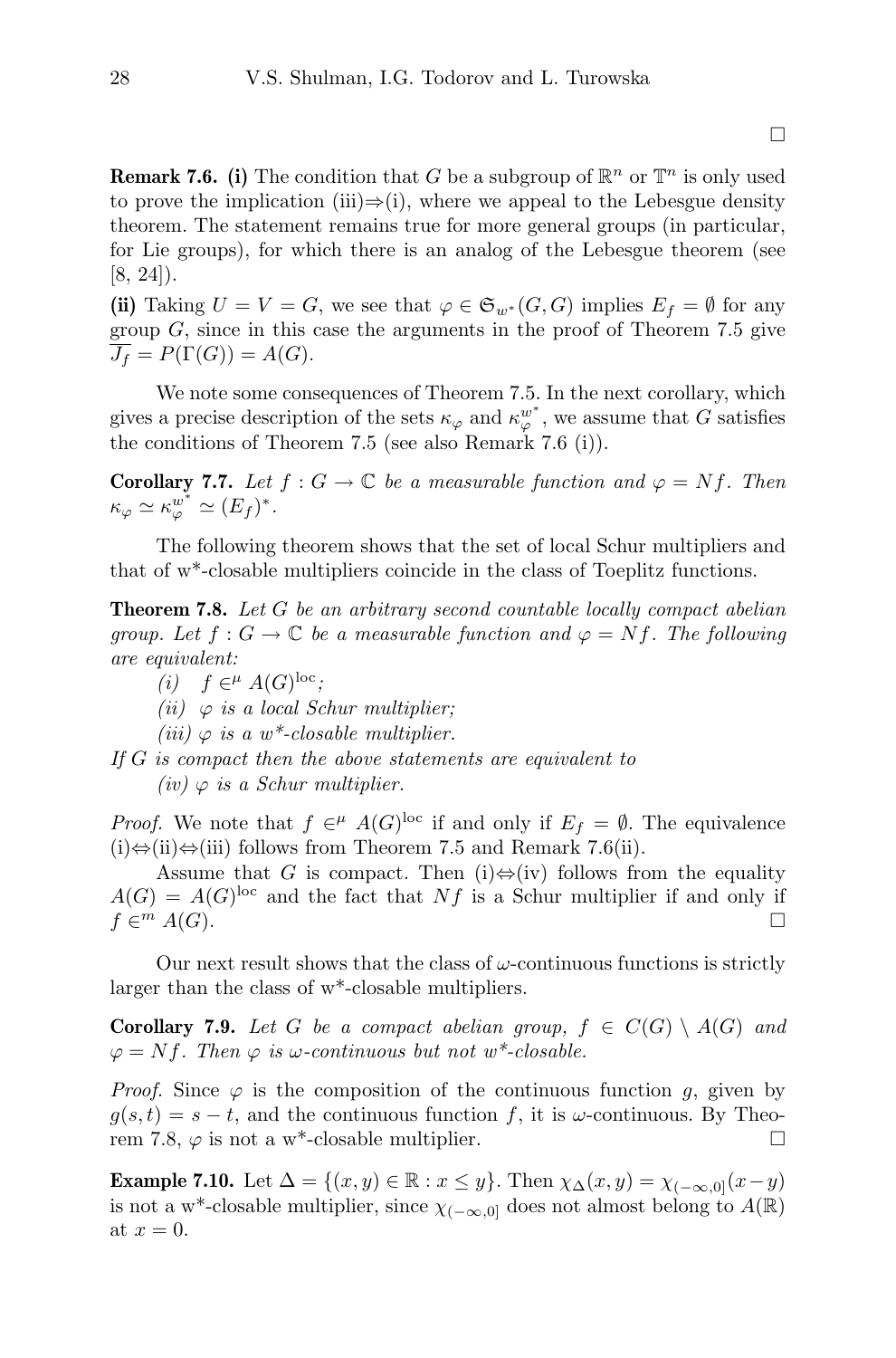□

**Remark 7.6.** **(i)** The condition that $G$ be a subgroup of $\mathbb{R}^n$ or $\mathbb{T}^n$ is only used to prove the implication (iii)⇒(i), where we appeal to the Lebesgue density theorem. The statement remains true for more general groups (in particular, for Lie groups), for which there is an analog of the Lebesgue theorem (see [8, 24]).

**(ii)** Taking $U = V = G$, we see that $\varphi \in \mathfrak{S}_{w^*}(G, G)$ implies $E_f = \emptyset$ for any group $G$, since in this case the arguments in the proof of Theorem 7.5 give $\overline{J_f} = P(\Gamma(G)) = A(G)$.

We note some consequences of Theorem 7.5. In the next corollary, which gives a precise description of the sets $\kappa_\varphi$ and $\kappa_\varphi^{w^*}$, we assume that $G$ satisfies the conditions of Theorem 7.5 (see also Remark 7.6 (i)).

**Corollary 7.7.** *Let $f : G \to \mathbb{C}$ be a measurable function and $\varphi = Nf$. Then $\kappa_\varphi \simeq \kappa_\varphi^{w^*} \simeq (E_f)^*$.*

The following theorem shows that the set of local Schur multipliers and that of w*-closable multipliers coincide in the class of Toeplitz functions.

**Theorem 7.8.** *Let $G$ be an arbitrary second countable locally compact abelian group. Let $f : G \to \mathbb{C}$ be a measurable function and $\varphi = Nf$. The following are equivalent:*

*(i) $f \in^\mu A(G)^{\text{loc}}$;*

*(ii) $\varphi$ is a local Schur multiplier;*

*(iii) $\varphi$ is a w\*-closable multiplier.*

*If $G$ is compact then the above statements are equivalent to*

*(iv) $\varphi$ is a Schur multiplier.*

*Proof.* We note that $f \in^\mu A(G)^{\text{loc}}$ if and only if $E_f = \emptyset$. The equivalence (i)⇔(ii)⇔(iii) follows from Theorem 7.5 and Remark 7.6(ii).

Assume that $G$ is compact. Then (i)⇔(iv) follows from the equality $A(G) = A(G)^{\text{loc}}$ and the fact that $Nf$ is a Schur multiplier if and only if $f \in^m A(G)$. □

Our next result shows that the class of $\omega$-continuous functions is strictly larger than the class of w*-closable multipliers.

**Corollary 7.9.** *Let $G$ be a compact abelian group, $f \in C(G) \setminus A(G)$ and $\varphi = Nf$. Then $\varphi$ is $\omega$-continuous but not w\*-closable.*

*Proof.* Since $\varphi$ is the composition of the continuous function $g$, given by $g(s, t) = s - t$, and the continuous function $f$, it is $\omega$-continuous. By Theorem 7.8, $\varphi$ is not a w*-closable multiplier. □

**Example 7.10.** Let $\Delta = \{(x, y) \in \mathbb{R} : x \leq y\}$. Then $\chi_\Delta(x, y) = \chi_{(-\infty,0]}(x - y)$ is not a w*-closable multiplier, since $\chi_{(-\infty,0]}$ does not almost belong to $A(\mathbb{R})$ at $x = 0$.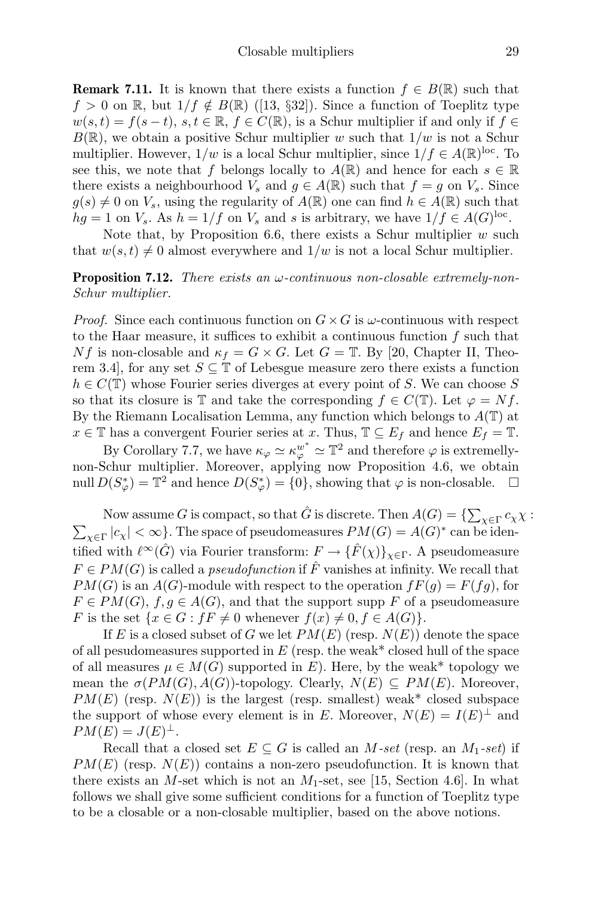**Remark 7.11.** It is known that there exists a function $f \in B(\mathbb{R})$ such that $f > 0$ on $\mathbb{R}$, but $1/f \notin B(\mathbb{R})$ ([13, §32]). Since a function of Toeplitz type $w(s,t) = f(s-t)$, $s,t \in \mathbb{R}$, $f \in C(\mathbb{R})$, is a Schur multiplier if and only if $f \in B(\mathbb{R})$, we obtain a positive Schur multiplier $w$ such that $1/w$ is not a Schur multiplier. However, $1/w$ is a local Schur multiplier, since $1/f \in A(\mathbb{R})^{\mathrm{loc}}$. To see this, we note that $f$ belongs locally to $A(\mathbb{R})$ and hence for each $s \in \mathbb{R}$ there exists a neighbourhood $V_s$ and $g \in A(\mathbb{R})$ such that $f = g$ on $V_s$. Since $g(s) \neq 0$ on $V_s$, using the regularity of $A(\mathbb{R})$ one can find $h \in A(\mathbb{R})$ such that $hg = 1$ on $V_s$. As $h = 1/f$ on $V_s$ and $s$ is arbitrary, we have $1/f \in A(G)^{\mathrm{loc}}$.

Note that, by Proposition 6.6, there exists a Schur multiplier $w$ such that $w(s,t) \neq 0$ almost everywhere and $1/w$ is not a local Schur multiplier.

**Proposition 7.12.** *There exists an $\omega$-continuous non-closable extremely-non-Schur multiplier.*

*Proof.* Since each continuous function on $G \times G$ is $\omega$-continuous with respect to the Haar measure, it suffices to exhibit a continuous function $f$ such that $Nf$ is non-closable and $\kappa_f = G \times G$. Let $G = \mathbb{T}$. By [20, Chapter II, Theorem 3.4], for any set $S \subseteq \mathbb{T}$ of Lebesgue measure zero there exists a function $h \in C(\mathbb{T})$ whose Fourier series diverges at every point of $S$. We can choose $S$ so that its closure is $\mathbb{T}$ and take the corresponding $f \in C(\mathbb{T})$. Let $\varphi = Nf$. By the Riemann Localisation Lemma, any function which belongs to $A(\mathbb{T})$ at $x \in \mathbb{T}$ has a convergent Fourier series at $x$. Thus, $\mathbb{T} \subseteq E_f$ and hence $E_f = \mathbb{T}$.

By Corollary 7.7, we have $\kappa_\varphi \simeq \kappa_\varphi^{w^*} \simeq \mathbb{T}^2$ and therefore $\varphi$ is extremelly-non-Schur multiplier. Moreover, applying now Proposition 4.6, we obtain $\operatorname{null} D(S_\varphi^*) = \mathbb{T}^2$ and hence $D(S_\varphi^*) = \{0\}$, showing that $\varphi$ is non-closable. $\square$

Now assume $G$ is compact, so that $\hat{G}$ is discrete. Then $A(G) = \{\sum_{\chi \in \Gamma} c_\chi \chi : \sum_{\chi \in \Gamma} |c_\chi| < \infty\}$. The space of pseudomeasures $PM(G) = A(G)^*$ can be identified with $\ell^\infty(\hat{G})$ via Fourier transform: $F \to \{\hat{F}(\chi)\}_{\chi \in \Gamma}$. A pseudomeasure $F \in PM(G)$ is called a *pseudofunction* if $\hat{F}$ vanishes at infinity. We recall that $PM(G)$ is an $A(G)$-module with respect to the operation $fF(g) = F(fg)$, for $F \in PM(G)$, $f, g \in A(G)$, and that the support $\operatorname{supp} F$ of a pseudomeasure $F$ is the set $\{x \in G : fF \neq 0 \text{ whenever } f(x) \neq 0, f \in A(G)\}$.

If $E$ is a closed subset of $G$ we let $PM(E)$ (resp. $N(E)$) denote the space of all pesudomeasures supported in $E$ (resp. the weak* closed hull of the space of all measures $\mu \in M(G)$ supported in $E$). Here, by the weak* topology we mean the $\sigma(PM(G), A(G))$-topology. Clearly, $N(E) \subseteq PM(E)$. Moreover, $PM(E)$ (resp. $N(E)$) is the largest (resp. smallest) weak* closed subspace the support of whose every element is in $E$. Moreover, $N(E) = I(E)^\perp$ and $PM(E) = J(E)^\perp$.

Recall that a closed set $E \subseteq G$ is called an *$M$-set* (resp. an *$M_1$-set*) if $PM(E)$ (resp. $N(E)$) contains a non-zero pseudofunction. It is known that there exists an $M$-set which is not an $M_1$-set, see [15, Section 4.6]. In what follows we shall give some sufficient conditions for a function of Toeplitz type to be a closable or a non-closable multiplier, based on the above notions.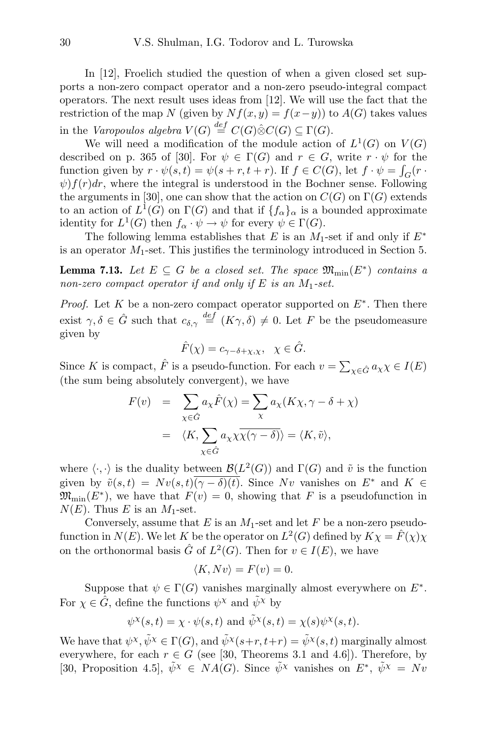In [12], Froelich studied the question of when a given closed set supports a non-zero compact operator and a non-zero pseudo-integral compact operators. The next result uses ideas from [12]. We will use the fact that the restriction of the map $N$ (given by $Nf(x,y) = f(x-y)$) to $A(G)$ takes values in the *Varopoulos algebra* $V(G) \stackrel{def}{=} C(G)\hat{\otimes}C(G) \subseteq \Gamma(G)$.

We will need a modification of the module action of $L^1(G)$ on $V(G)$ described on p. 365 of [30]. For $\psi \in \Gamma(G)$ and $r \in G$, write $r \cdot \psi$ for the function given by $r \cdot \psi(s,t) = \psi(s+r, t+r)$. If $f \in C(G)$, let $f \cdot \psi = \int_G (r \cdot \psi) f(r) dr$, where the integral is understood in the Bochner sense. Following the arguments in [30], one can show that the action on $C(G)$ on $\Gamma(G)$ extends to an action of $L^1(G)$ on $\Gamma(G)$ and that if $\{f_\alpha\}_\alpha$ is a bounded approximate identity for $L^1(G)$ then $f_\alpha \cdot \psi \to \psi$ for every $\psi \in \Gamma(G)$.

The following lemma establishes that $E$ is an $M_1$-set if and only if $E^*$ is an operator $M_1$-set. This justifies the terminology introduced in Section 5.

**Lemma 7.13.** *Let $E \subseteq G$ be a closed set. The space $\mathfrak{M}_{\min}(E^*)$ contains a non-zero compact operator if and only if $E$ is an $M_1$-set.*

*Proof.* Let $K$ be a non-zero compact operator supported on $E^*$. Then there exist $\gamma, \delta \in \hat{G}$ such that $c_{\delta,\gamma} \stackrel{def}{=} (K\gamma, \delta) \neq 0$. Let $F$ be the pseudomeasure given by

$$\hat{F}(\chi) = c_{\gamma-\delta+\chi,\chi}, \quad \chi \in \hat{G}.$$

Since $K$ is compact, $\hat{F}$ is a pseudo-function. For each $v = \sum_{\chi \in \hat{G}} a_\chi \chi \in I(E)$ (the sum being absolutely convergent), we have

$$\begin{aligned} F(v) &= \sum_{\chi \in \hat{G}} a_\chi \hat{F}(\chi) = \sum_{\chi} a_\chi (K\chi, \gamma - \delta + \chi) \\ &= \langle K, \sum_{\chi \in \hat{G}} a_\chi \chi \overline{\chi(\gamma - \delta)} \rangle = \langle K, \tilde{v} \rangle, \end{aligned}$$

where $\langle \cdot, \cdot \rangle$ is the duality between $\mathcal{B}(L^2(G))$ and $\Gamma(G)$ and $\tilde{v}$ is the function given by $\tilde{v}(s,t) = Nv(s,t)\overline{(\gamma - \delta)(t)}$. Since $Nv$ vanishes on $E^*$ and $K \in \mathfrak{M}_{\min}(E^*)$, we have that $F(v) = 0$, showing that $F$ is a pseudofunction in $N(E)$. Thus $E$ is an $M_1$-set.

Conversely, assume that $E$ is an $M_1$-set and let $F$ be a non-zero pseudo-function in $N(E)$. We let $K$ be the operator on $L^2(G)$ defined by $K\chi = \hat{F}(\chi)\chi$ on the orthonormal basis $\hat{G}$ of $L^2(G)$. Then for $v \in I(E)$, we have

$$\langle K, Nv \rangle = F(v) = 0.$$

Suppose that $\psi \in \Gamma(G)$ vanishes marginally almost everywhere on $E^*$. For $\chi \in \hat{G}$, define the functions $\psi^\chi$ and $\tilde{\psi}^\chi$ by

$$\psi^\chi(s,t) = \chi \cdot \psi(s,t) \text{ and } \tilde{\psi}^\chi(s,t) = \chi(s)\psi^\chi(s,t).$$

We have that $\psi^\chi, \tilde{\psi}^\chi \in \Gamma(G)$, and $\tilde{\psi}^\chi(s+r, t+r) = \tilde{\psi}^\chi(s,t)$ marginally almost everywhere, for each $r \in G$ (see [30, Theorems 3.1 and 4.6]). Therefore, by [30, Proposition 4.5], $\tilde{\psi}^\chi \in NA(G)$. Since $\tilde{\psi}^\chi$ vanishes on $E^*$, $\tilde{\psi}^\chi = Nv$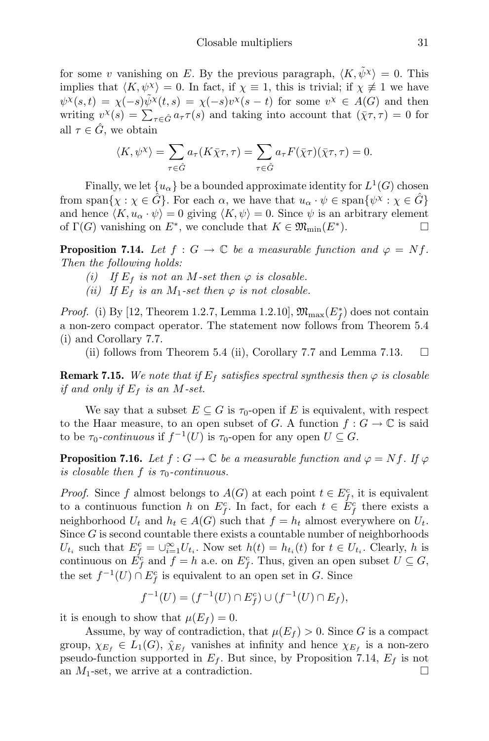for some $v$ vanishing on $E$. By the previous paragraph, $\langle K, \tilde{\psi}^\chi \rangle = 0$. This implies that $\langle K, \psi^\chi \rangle = 0$. In fact, if $\chi \equiv 1$, this is trivial; if $\chi \not\equiv 1$ we have $\psi^\chi(s,t) = \chi(-s)\tilde{\psi}^\chi(t,s) = \chi(-s)v^\chi(s-t)$ for some $v^\chi \in A(G)$ and then writing $v^\chi(s) = \sum_{\tau\in\hat{G}} a_\tau \tau(s)$ and taking into account that $(\bar{\chi}\tau, \tau) = 0$ for all $\tau \in \hat{G}$, we obtain

$$\langle K, \psi^\chi \rangle = \sum_{\tau\in\hat{G}} a_\tau (K\bar{\chi}\tau, \tau) = \sum_{\tau\in\hat{G}} a_\tau F(\bar{\chi}\tau)(\bar{\chi}\tau, \tau) = 0.$$

Finally, we let $\{u_\alpha\}$ be a bounded approximate identity for $L^1(G)$ chosen from $\mathrm{span}\{\chi : \chi \in \hat{G}\}$. For each $\alpha$, we have that $u_\alpha \cdot \psi \in \mathrm{span}\{\psi^\chi : \chi \in \hat{G}\}$ and hence $\langle K, u_\alpha \cdot \psi \rangle = 0$ giving $\langle K, \psi \rangle = 0$. Since $\psi$ is an arbitrary element of $\Gamma(G)$ vanishing on $E^*$, we conclude that $K \in \mathfrak{M}_{\min}(E^*)$. □

**Proposition 7.14.** *Let $f : G \to \mathbb{C}$ be a measurable function and $\varphi = Nf$. Then the following holds:*

*(i) If $E_f$ is not an $M$-set then $\varphi$ is closable.*

*(ii) If $E_f$ is an $M_1$-set then $\varphi$ is not closable.*

*Proof.* (i) By [12, Theorem 1.2.7, Lemma 1.2.10], $\mathfrak{M}_{\max}(E_f^*)$ does not contain a non-zero compact operator. The statement now follows from Theorem 5.4 (i) and Corollary 7.7.

(ii) follows from Theorem 5.4 (ii), Corollary 7.7 and Lemma 7.13. □

**Remark 7.15.** *We note that if $E_f$ satisfies spectral synthesis then $\varphi$ is closable if and only if $E_f$ is an $M$-set.*

We say that a subset $E \subseteq G$ is $\tau_0$-open if $E$ is equivalent, with respect to the Haar measure, to an open subset of $G$. A function $f : G \to \mathbb{C}$ is said to be *$\tau_0$-continuous* if $f^{-1}(U)$ is $\tau_0$-open for any open $U \subseteq G$.

**Proposition 7.16.** *Let $f : G \to \mathbb{C}$ be a measurable function and $\varphi = Nf$. If $\varphi$ is closable then $f$ is $\tau_0$-continuous.*

*Proof.* Since $f$ almost belongs to $A(G)$ at each point $t \in E_f^c$, it is equivalent to a continuous function $h$ on $E_f^c$. In fact, for each $t \in E_f^c$ there exists a neighborhood $U_t$ and $h_t \in A(G)$ such that $f = h_t$ almost everywhere on $U_t$. Since $G$ is second countable there exists a countable number of neighborhoods $U_{t_i}$ such that $E_f^c = \cup_{i=1}^\infty U_{t_i}$. Now set $h(t) = h_{t_i}(t)$ for $t \in U_{t_i}$. Clearly, $h$ is continuous on $E_f^c$ and $f = h$ a.e. on $E_f^c$. Thus, given an open subset $U \subseteq G$, the set $f^{-1}(U) \cap E_f^c$ is equivalent to an open set in $G$. Since

$$f^{-1}(U) = (f^{-1}(U) \cap E_f^c) \cup (f^{-1}(U) \cap E_f),$$

it is enough to show that $\mu(E_f) = 0$.

Assume, by way of contradiction, that $\mu(E_f) > 0$. Since $G$ is a compact group, $\chi_{E_f} \in L_1(G)$, $\hat{\chi}_{E_f}$ vanishes at infinity and hence $\chi_{E_f}$ is a non-zero pseudo-function supported in $E_f$. But since, by Proposition 7.14, $E_f$ is not an $M_1$-set, we arrive at a contradiction. □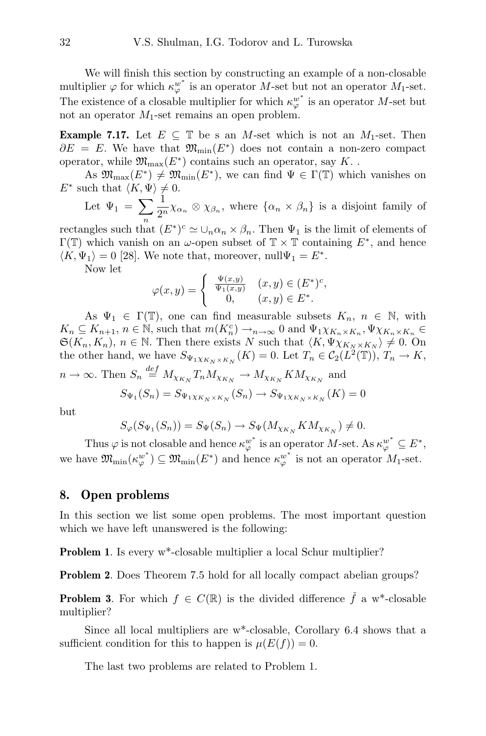We will finish this section by constructing an example of a non-closable multiplier $\varphi$ for which $\kappa_\varphi^{w^*}$ is an operator $M$-set but not an operator $M_1$-set. The existence of a closable multiplier for which $\kappa_\varphi^{w^*}$ is an operator $M$-set but not an operator $M_1$-set remains an open problem.

**Example 7.17.** Let $E \subseteq \mathbb{T}$ be s an $M$-set which is not an $M_1$-set. Then $\partial E = E$. We have that $\mathfrak{M}_{\min}(E^*)$ does not contain a non-zero compact operator, while $\mathfrak{M}_{\max}(E^*)$ contains such an operator, say $K$. .

As $\mathfrak{M}_{\max}(E^*) \neq \mathfrak{M}_{\min}(E^*)$, we can find $\Psi \in \Gamma(\mathbb{T})$ which vanishes on $E^*$ such that $\langle K, \Psi \rangle \neq 0$.

Let $\Psi_1 = \sum_n \frac{1}{2^n} \chi_{\alpha_n} \otimes \chi_{\beta_n}$, where $\{\alpha_n \times \beta_n\}$ is a disjoint family of rectangles such that $(E^*)^c \simeq \cup_n \alpha_n \times \beta_n$. Then $\Psi_1$ is the limit of elements of $\Gamma(\mathbb{T})$ which vanish on an $\omega$-open subset of $\mathbb{T} \times \mathbb{T}$ containing $E^*$, and hence $\langle K, \Psi_1 \rangle = 0$ [28]. We note that, moreover, $\mathrm{null}\Psi_1 = E^*$.

Now let

$$\varphi(x,y) = \begin{cases} \frac{\Psi(x,y)}{\Psi_1(x,y)} & (x,y) \in (E^*)^c, \\ 0, & (x,y) \in E^*. \end{cases}$$

As $\Psi_1 \in \Gamma(\mathbb{T})$, one can find measurable subsets $K_n$, $n \in \mathbb{N}$, with $K_n \subseteq K_{n+1}$, $n \in \mathbb{N}$, such that $m(K_n^c) \to_{n\to\infty} 0$ and $\Psi_1 \chi_{K_n \times K_n}, \Psi \chi_{K_n \times K_n} \in \mathfrak{S}(K_n, K_n)$, $n \in \mathbb{N}$. Then there exists $N$ such that $\langle K, \Psi \chi_{K_N \times K_N} \rangle \neq 0$. On the other hand, we have $S_{\Psi_1 \chi_{K_N \times K_N}}(K) = 0$. Let $T_n \in \mathcal{C}_2(L^2(\mathbb{T}))$, $T_n \to K$, $n \to \infty$. Then $S_n \stackrel{def}{=} M_{\chi_{K_N}} T_n M_{\chi_{K_N}} \to M_{\chi_{K_N}} K M_{\chi_{K_N}}$ and

$$S_{\Psi_1}(S_n) = S_{\Psi_1 \chi_{K_N \times K_N}}(S_n) \to S_{\Psi_1 \chi_{K_N \times K_N}}(K) = 0$$

but

$$S_\varphi(S_{\Psi_1}(S_n)) = S_\Psi(S_n) \to S_\Psi(M_{\chi_{K_N}} K M_{\chi_{K_N}}) \neq 0.$$

Thus $\varphi$ is not closable and hence $\kappa_\varphi^{w^*}$ is an operator $M$-set. As $\kappa_\varphi^{w^*} \subseteq E^*$, we have $\mathfrak{M}_{\min}(\kappa_\varphi^{w^*}) \subseteq \mathfrak{M}_{\min}(E^*)$ and hence $\kappa_\varphi^{w^*}$ is not an operator $M_1$-set.

## 8. Open problems

In this section we list some open problems. The most important question which we have left unanswered is the following:

**Problem 1**. Is every w*-closable multiplier a local Schur multiplier?

**Problem 2**. Does Theorem 7.5 hold for all locally compact abelian groups?

**Problem 3**. For which $f \in C(\mathbb{R})$ is the divided difference $\check{f}$ a w*-closable multiplier?

Since all local multipliers are w*-closable, Corollary 6.4 shows that a sufficient condition for this to happen is $\mu(E(f)) = 0$.

The last two problems are related to Problem 1.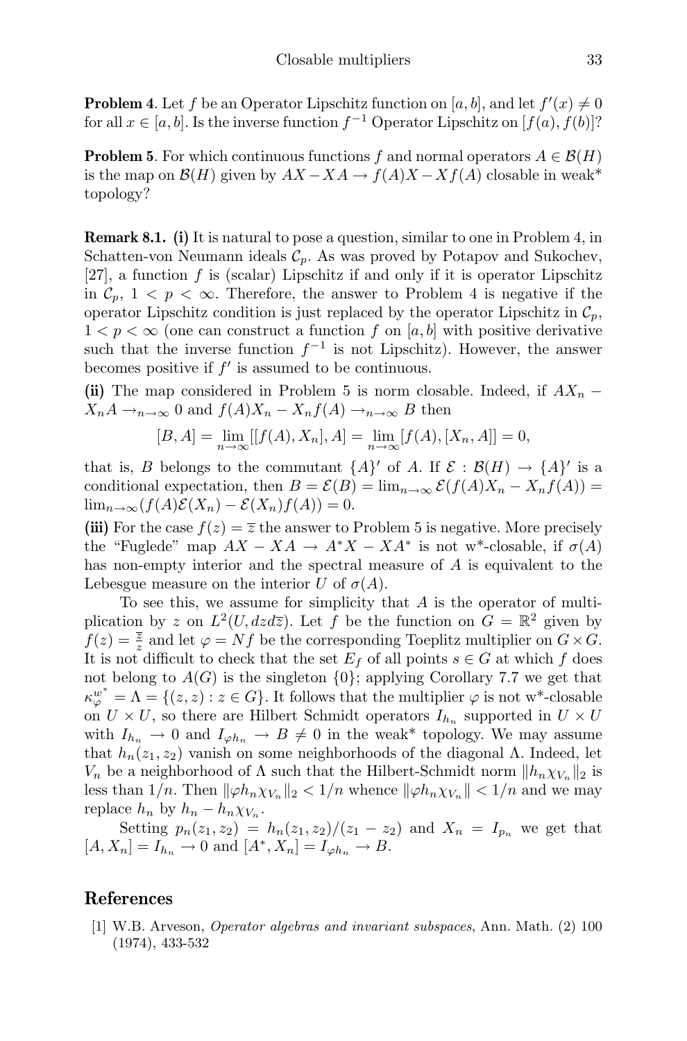**Problem 4**. Let $f$ be an Operator Lipschitz function on $[a, b]$, and let $f'(x) \neq 0$ for all $x \in [a, b]$. Is the inverse function $f^{-1}$ Operator Lipschitz on $[f(a), f(b)]$?

**Problem 5**. For which continuous functions $f$ and normal operators $A \in \mathcal{B}(H)$ is the map on $\mathcal{B}(H)$ given by $AX - XA \to f(A)X - Xf(A)$ closable in weak* topology?

**Remark 8.1.** **(i)** It is natural to pose a question, similar to one in Problem 4, in Schatten-von Neumann ideals $\mathcal{C}_p$. As was proved by Potapov and Sukochev, [27], a function $f$ is (scalar) Lipschitz if and only if it is operator Lipschitz in $\mathcal{C}_p$, $1 < p < \infty$. Therefore, the answer to Problem 4 is negative if the operator Lipschitz condition is just replaced by the operator Lipschitz in $\mathcal{C}_p$, $1 < p < \infty$ (one can construct a function $f$ on $[a, b]$ with positive derivative such that the inverse function $f^{-1}$ is not Lipschitz). However, the answer becomes positive if $f'$ is assumed to be continuous.

**(ii)** The map considered in Problem 5 is norm closable. Indeed, if $AX_n - X_nA \to_{n\to\infty} 0$ and $f(A)X_n - X_nf(A) \to_{n\to\infty} B$ then

$$[B, A] = \lim_{n\to\infty}[[f(A), X_n], A] = \lim_{n\to\infty}[f(A), [X_n, A]] = 0,$$

that is, $B$ belongs to the commutant $\{A\}'$ of $A$. If $\mathcal{E} : \mathcal{B}(H) \to \{A\}'$ is a conditional expectation, then $B = \mathcal{E}(B) = \lim_{n\to\infty} \mathcal{E}(f(A)X_n - X_nf(A)) = \lim_{n\to\infty}(f(A)\mathcal{E}(X_n) - \mathcal{E}(X_n)f(A)) = 0$.

**(iii)** For the case $f(z) = \overline{z}$ the answer to Problem 5 is negative. More precisely the "Fuglede" map $AX - XA \to A^*X - XA^*$ is not w*-closable, if $\sigma(A)$ has non-empty interior and the spectral measure of $A$ is equivalent to the Lebesgue measure on the interior $U$ of $\sigma(A)$.

To see this, we assume for simplicity that $A$ is the operator of multiplication by $z$ on $L^2(U, dzd\overline{z})$. Let $f$ be the function on $G = \mathbb{R}^2$ given by $f(z) = \frac{\overline{z}}{z}$ and let $\varphi = Nf$ be the corresponding Toeplitz multiplier on $G \times G$. It is not difficult to check that the set $E_f$ of all points $s \in G$ at which $f$ does not belong to $A(G)$ is the singleton $\{0\}$; applying Corollary 7.7 we get that $\kappa_\varphi^{w^*} = \Lambda = \{(z, z) : z \in G\}$. It follows that the multiplier $\varphi$ is not w*-closable on $U \times U$, so there are Hilbert Schmidt operators $I_{h_n}$ supported in $U \times U$ with $I_{h_n} \to 0$ and $I_{\varphi h_n} \to B \neq 0$ in the weak* topology. We may assume that $h_n(z_1, z_2)$ vanish on some neighborhoods of the diagonal $\Lambda$. Indeed, let $V_n$ be a neighborhood of $\Lambda$ such that the Hilbert-Schmidt norm $\|h_n\chi_{V_n}\|_2$ is less than $1/n$. Then $\|\varphi h_n\chi_{V_n}\|_2 < 1/n$ whence $\|\varphi h_n\chi_{V_n}\| < 1/n$ and we may replace $h_n$ by $h_n - h_n\chi_{V_n}$.

Setting $p_n(z_1, z_2) = h_n(z_1, z_2)/(z_1 - z_2)$ and $X_n = I_{p_n}$ we get that $[A, X_n] = I_{h_n} \to 0$ and $[A^*, X_n] = I_{\varphi h_n} \to B$.

## References

[1] W.B. Arveson, *Operator algebras and invariant subspaces*, Ann. Math. (2) 100 (1974), 433-532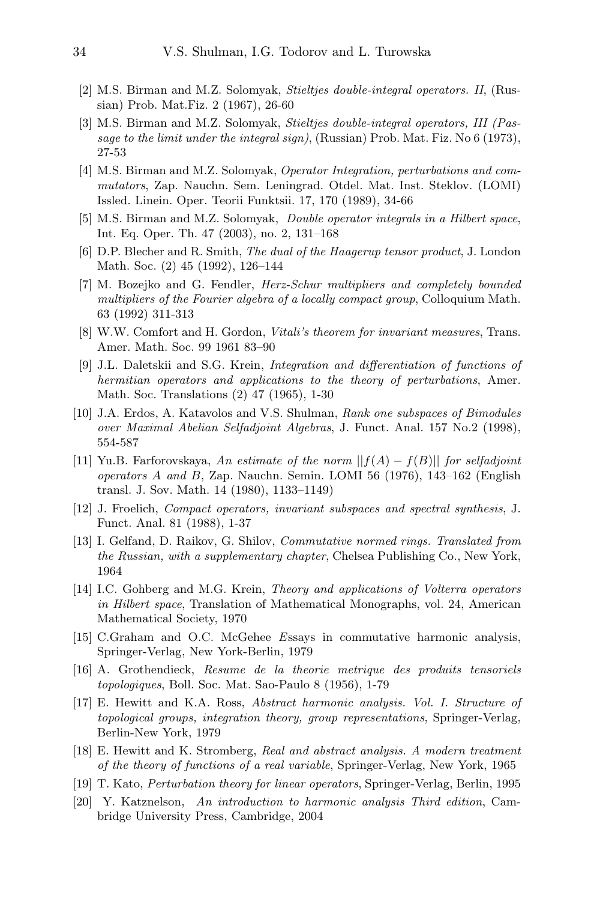[2] M.S. Birman and M.Z. Solomyak, *Stieltjes double-integral operators. II*, (Russian) Prob. Mat.Fiz. 2 (1967), 26-60

[3] M.S. Birman and M.Z. Solomyak, *Stieltjes double-integral operators, III (Passage to the limit under the integral sign)*, (Russian) Prob. Mat. Fiz. No 6 (1973), 27-53

[4] M.S. Birman and M.Z. Solomyak, *Operator Integration, perturbations and commutators*, Zap. Nauchn. Sem. Leningrad. Otdel. Mat. Inst. Steklov. (LOMI) Issled. Linein. Oper. Teorii Funktsii. 17, 170 (1989), 34-66

[5] M.S. Birman and M.Z. Solomyak, *Double operator integrals in a Hilbert space*, Int. Eq. Oper. Th. 47 (2003), no. 2, 131–168

[6] D.P. Blecher and R. Smith, *The dual of the Haagerup tensor product*, J. London Math. Soc. (2) 45 (1992), 126–144

[7] M. Bozejko and G. Fendler, *Herz-Schur multipliers and completely bounded multipliers of the Fourier algebra of a locally compact group*, Colloquium Math. 63 (1992) 311-313

[8] W.W. Comfort and H. Gordon, *Vitali's theorem for invariant measures*, Trans. Amer. Math. Soc. 99 1961 83–90

[9] J.L. Daletskii and S.G. Krein, *Integration and differentiation of functions of hermitian operators and applications to the theory of perturbations*, Amer. Math. Soc. Translations (2) 47 (1965), 1-30

[10] J.A. Erdos, A. Katavolos and V.S. Shulman, *Rank one subspaces of Bimodules over Maximal Abelian Selfadjoint Algebras*, J. Funct. Anal. 157 No.2 (1998), 554-587

[11] Yu.B. Farforovskaya, *An estimate of the norm $||f(A) - f(B)||$ for selfadjoint operators A and B*, Zap. Nauchn. Semin. LOMI 56 (1976), 143–162 (English transl. J. Sov. Math. 14 (1980), 1133–1149)

[12] J. Froelich, *Compact operators, invariant subspaces and spectral synthesis*, J. Funct. Anal. 81 (1988), 1-37

[13] I. Gelfand, D. Raikov, G. Shilov, *Commutative normed rings. Translated from the Russian, with a supplementary chapter*, Chelsea Publishing Co., New York, 1964

[14] I.C. Gohberg and M.G. Krein, *Theory and applications of Volterra operators in Hilbert space*, Translation of Mathematical Monographs, vol. 24, American Mathematical Society, 1970

[15] C.Graham and O.C. McGehee *E*ssays in commutative harmonic analysis, Springer-Verlag, New York-Berlin, 1979

[16] A. Grothendieck, *Resume de la theorie metrique des produits tensoriels topologiques*, Boll. Soc. Mat. Sao-Paulo 8 (1956), 1-79

[17] E. Hewitt and K.A. Ross, *Abstract harmonic analysis. Vol. I. Structure of topological groups, integration theory, group representations*, Springer-Verlag, Berlin-New York, 1979

[18] E. Hewitt and K. Stromberg, *Real and abstract analysis. A modern treatment of the theory of functions of a real variable*, Springer-Verlag, New York, 1965

[19] T. Kato, *Perturbation theory for linear operators*, Springer-Verlag, Berlin, 1995

[20] Y. Katznelson, *An introduction to harmonic analysis Third edition*, Cambridge University Press, Cambridge, 2004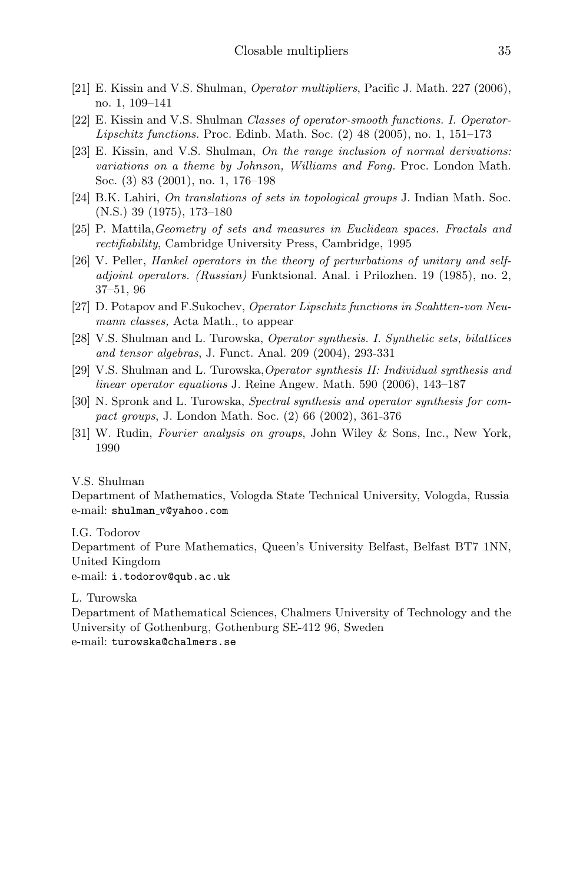[21] E. Kissin and V.S. Shulman, *Operator multipliers*, Pacific J. Math. 227 (2006), no. 1, 109–141

[22] E. Kissin and V.S. Shulman *Classes of operator-smooth functions. I. Operator-Lipschitz functions.* Proc. Edinb. Math. Soc. (2) 48 (2005), no. 1, 151–173

[23] E. Kissin, and V.S. Shulman, *On the range inclusion of normal derivations: variations on a theme by Johnson, Williams and Fong.* Proc. London Math. Soc. (3) 83 (2001), no. 1, 176–198

[24] B.K. Lahiri, *On translations of sets in topological groups* J. Indian Math. Soc. (N.S.) 39 (1975), 173–180

[25] P. Mattila,*Geometry of sets and measures in Euclidean spaces. Fractals and rectifiability*, Cambridge University Press, Cambridge, 1995

[26] V. Peller, *Hankel operators in the theory of perturbations of unitary and self-adjoint operators. (Russian)* Funktsional. Anal. i Prilozhen. 19 (1985), no. 2, 37–51, 96

[27] D. Potapov and F.Sukochev, *Operator Lipschitz functions in Scahtten-von Neumann classes,* Acta Math., to appear

[28] V.S. Shulman and L. Turowska, *Operator synthesis. I. Synthetic sets, bilattices and tensor algebras*, J. Funct. Anal. 209 (2004), 293-331

[29] V.S. Shulman and L. Turowska,*Operator synthesis II: Individual synthesis and linear operator equations* J. Reine Angew. Math. 590 (2006), 143–187

[30] N. Spronk and L. Turowska, *Spectral synthesis and operator synthesis for compact groups*, J. London Math. Soc. (2) 66 (2002), 361-376

[31] W. Rudin, *Fourier analysis on groups*, John Wiley & Sons, Inc., New York, 1990

V.S. Shulman
Department of Mathematics, Vologda State Technical University, Vologda, Russia
e-mail: `shulman_v@yahoo.com`

I.G. Todorov
Department of Pure Mathematics, Queen's University Belfast, Belfast BT7 1NN, United Kingdom
e-mail: `i.todorov@qub.ac.uk`

L. Turowska
Department of Mathematical Sciences, Chalmers University of Technology and the University of Gothenburg, Gothenburg SE-412 96, Sweden
e-mail: `turowska@chalmers.se`